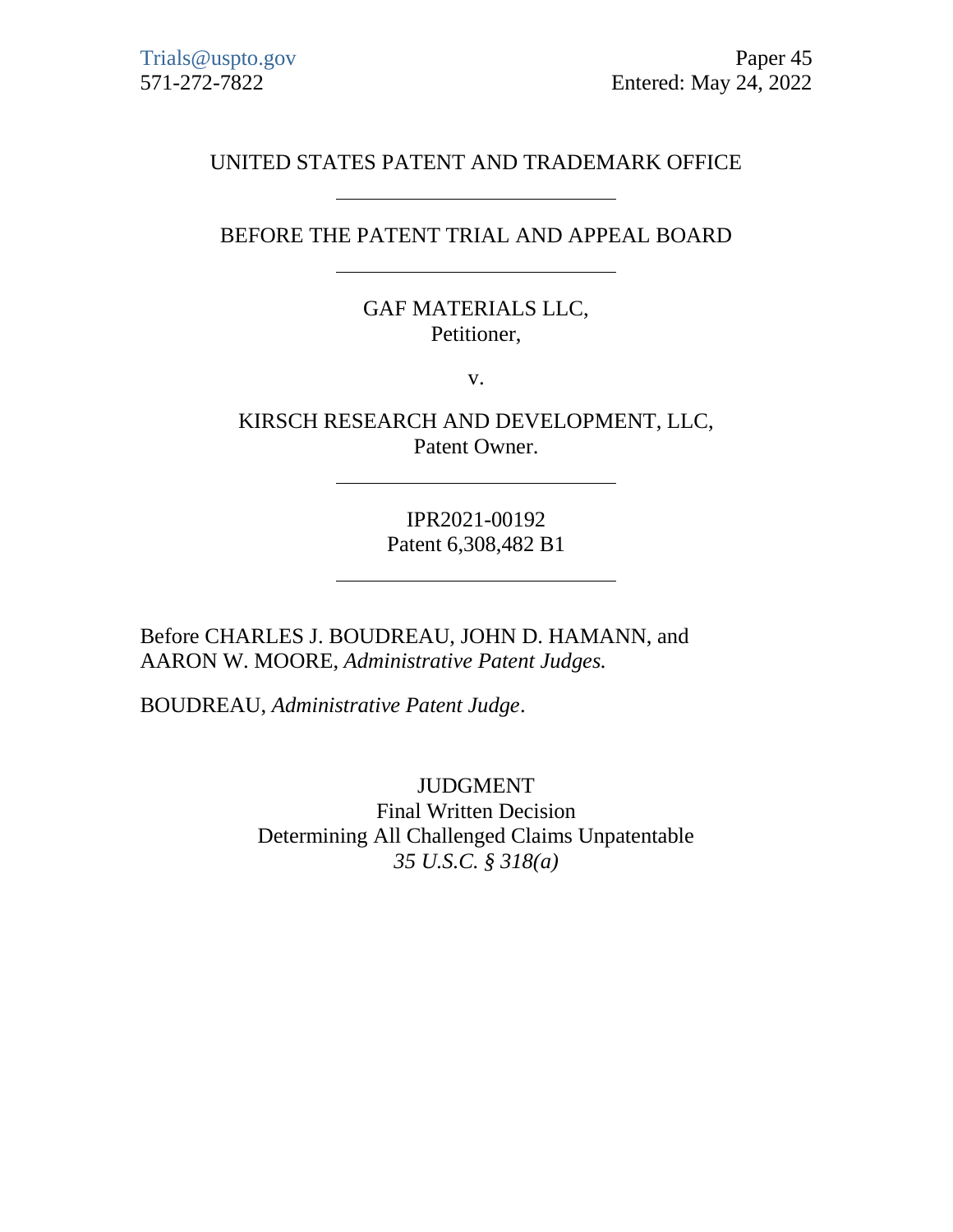Trials@uspto.gov
571-272-7822

Paper 45
Entered: May 24, 2022

UNITED STATES PATENT AND TRADEMARK OFFICE

---

BEFORE THE PATENT TRIAL AND APPEAL BOARD

---

GAF MATERIALS LLC,
Petitioner,

v.

KIRSCH RESEARCH AND DEVELOPMENT, LLC,
Patent Owner.

---

IPR2021-00192
Patent 6,308,482 B1

---

Before CHARLES J. BOUDREAU, JOHN D. HAMANN, and AARON W. MOORE, *Administrative Patent Judges.*

BOUDREAU, *Administrative Patent Judge*.

JUDGMENT
Final Written Decision
Determining All Challenged Claims Unpatentable
*35 U.S.C. § 318(a)*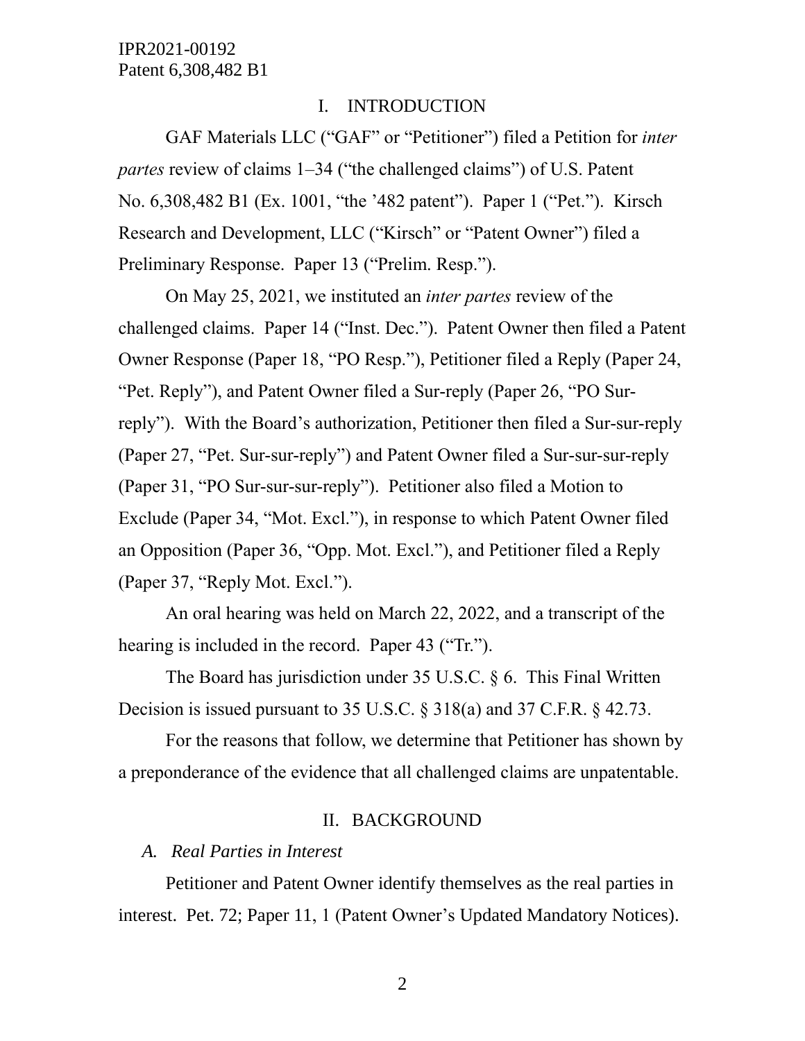## I. INTRODUCTION

GAF Materials LLC ("GAF" or "Petitioner") filed a Petition for *inter partes* review of claims 1–34 ("the challenged claims") of U.S. Patent No. 6,308,482 B1 (Ex. 1001, "the '482 patent"). Paper 1 ("Pet."). Kirsch Research and Development, LLC ("Kirsch" or "Patent Owner") filed a Preliminary Response. Paper 13 ("Prelim. Resp.").

On May 25, 2021, we instituted an *inter partes* review of the challenged claims. Paper 14 ("Inst. Dec."). Patent Owner then filed a Patent Owner Response (Paper 18, "PO Resp."), Petitioner filed a Reply (Paper 24, "Pet. Reply"), and Patent Owner filed a Sur-reply (Paper 26, "PO Sur-reply"). With the Board's authorization, Petitioner then filed a Sur-sur-reply (Paper 27, "Pet. Sur-sur-reply") and Patent Owner filed a Sur-sur-sur-reply (Paper 31, "PO Sur-sur-sur-reply"). Petitioner also filed a Motion to Exclude (Paper 34, "Mot. Excl."), in response to which Patent Owner filed an Opposition (Paper 36, "Opp. Mot. Excl."), and Petitioner filed a Reply (Paper 37, "Reply Mot. Excl.").

An oral hearing was held on March 22, 2022, and a transcript of the hearing is included in the record. Paper 43 ("Tr.").

The Board has jurisdiction under 35 U.S.C. § 6. This Final Written Decision is issued pursuant to 35 U.S.C. § 318(a) and 37 C.F.R. § 42.73.

For the reasons that follow, we determine that Petitioner has shown by a preponderance of the evidence that all challenged claims are unpatentable.

## II. BACKGROUND

### *A. Real Parties in Interest*

Petitioner and Patent Owner identify themselves as the real parties in interest. Pet. 72; Paper 11, 1 (Patent Owner's Updated Mandatory Notices).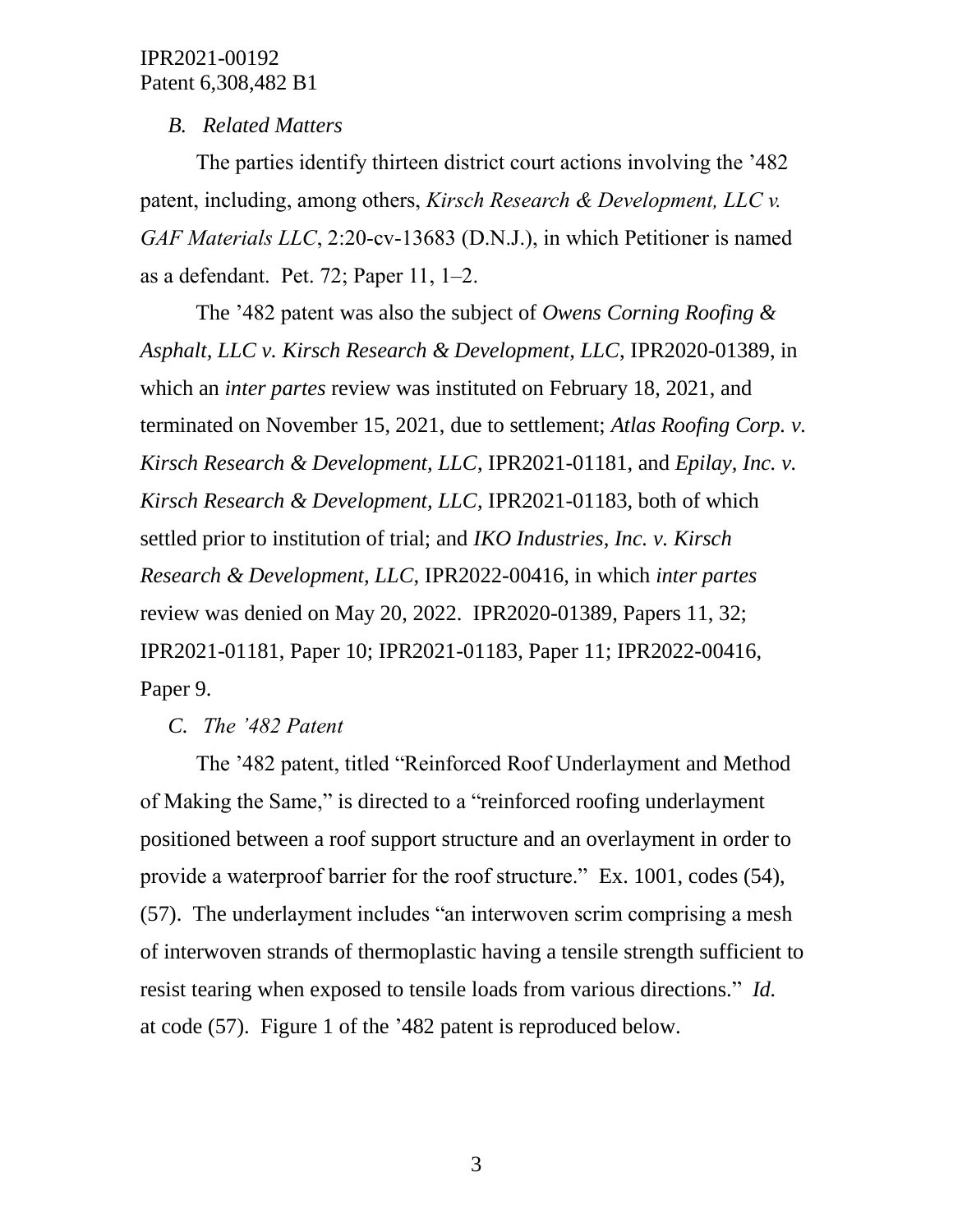### *B. Related Matters*

The parties identify thirteen district court actions involving the '482 patent, including, among others, *Kirsch Research & Development, LLC v. GAF Materials LLC*, 2:20-cv-13683 (D.N.J.), in which Petitioner is named as a defendant. Pet. 72; Paper 11, 1–2.

The '482 patent was also the subject of *Owens Corning Roofing & Asphalt, LLC v. Kirsch Research & Development, LLC*, IPR2020-01389, in which an *inter partes* review was instituted on February 18, 2021, and terminated on November 15, 2021, due to settlement; *Atlas Roofing Corp. v. Kirsch Research & Development, LLC*, IPR2021-01181, and *Epilay, Inc. v. Kirsch Research & Development, LLC*, IPR2021-01183, both of which settled prior to institution of trial; and *IKO Industries, Inc. v. Kirsch Research & Development, LLC*, IPR2022-00416, in which *inter partes* review was denied on May 20, 2022. IPR2020-01389, Papers 11, 32; IPR2021-01181, Paper 10; IPR2021-01183, Paper 11; IPR2022-00416, Paper 9.

### *C. The '482 Patent*

The '482 patent, titled "Reinforced Roof Underlayment and Method of Making the Same," is directed to a "reinforced roofing underlayment positioned between a roof support structure and an overlayment in order to provide a waterproof barrier for the roof structure." Ex. 1001, codes (54), (57). The underlayment includes "an interwoven scrim comprising a mesh of interwoven strands of thermoplastic having a tensile strength sufficient to resist tearing when exposed to tensile loads from various directions." *Id.* at code (57). Figure 1 of the '482 patent is reproduced below.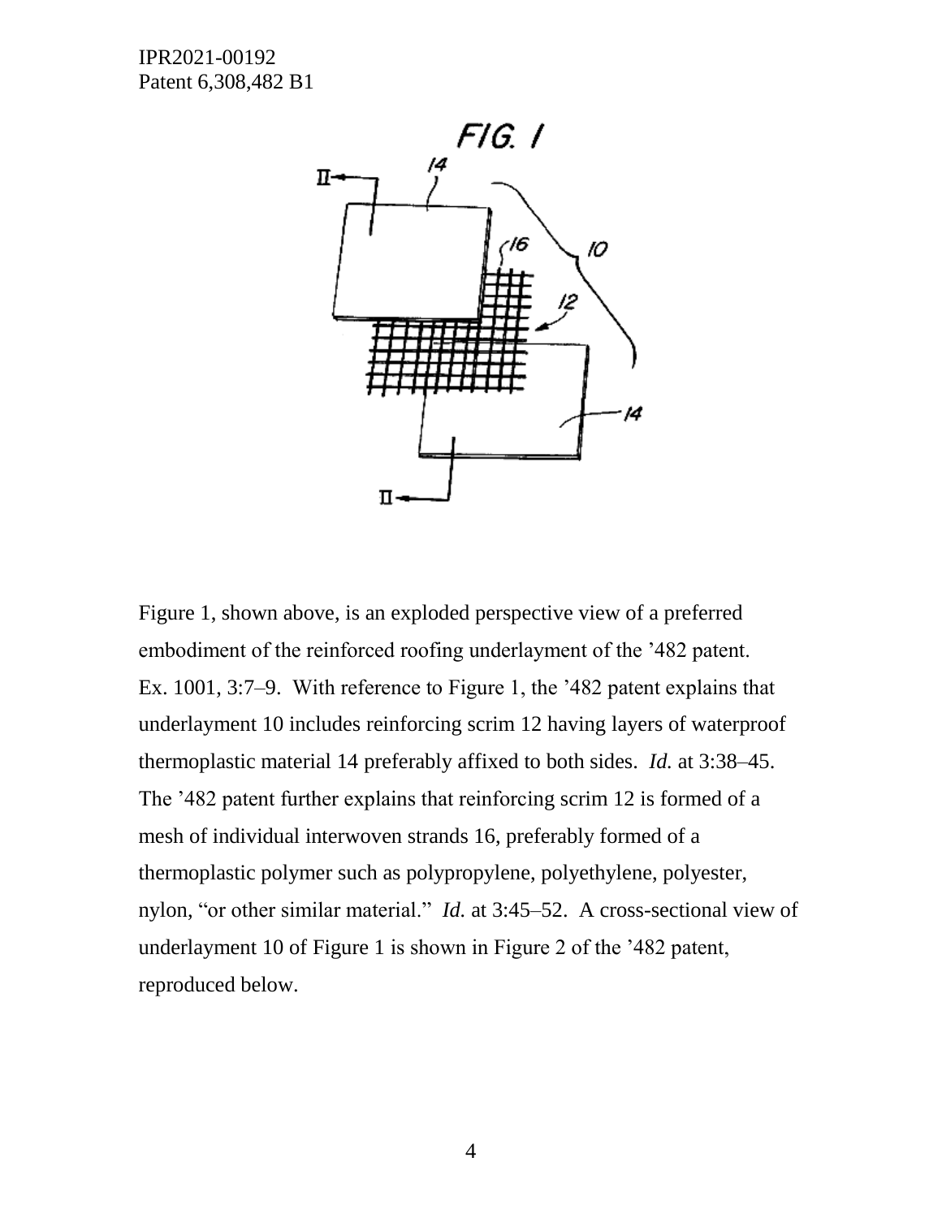Figure 1, shown above, is an exploded perspective view of a preferred embodiment of the reinforced roofing underlayment of the '482 patent. Ex. 1001, 3:7–9. With reference to Figure 1, the '482 patent explains that underlayment 10 includes reinforcing scrim 12 having layers of waterproof thermoplastic material 14 preferably affixed to both sides. *Id.* at 3:38–45. The '482 patent further explains that reinforcing scrim 12 is formed of a mesh of individual interwoven strands 16, preferably formed of a thermoplastic polymer such as polypropylene, polyethylene, polyester, nylon, "or other similar material." *Id.* at 3:45–52. A cross-sectional view of underlayment 10 of Figure 1 is shown in Figure 2 of the '482 patent, reproduced below.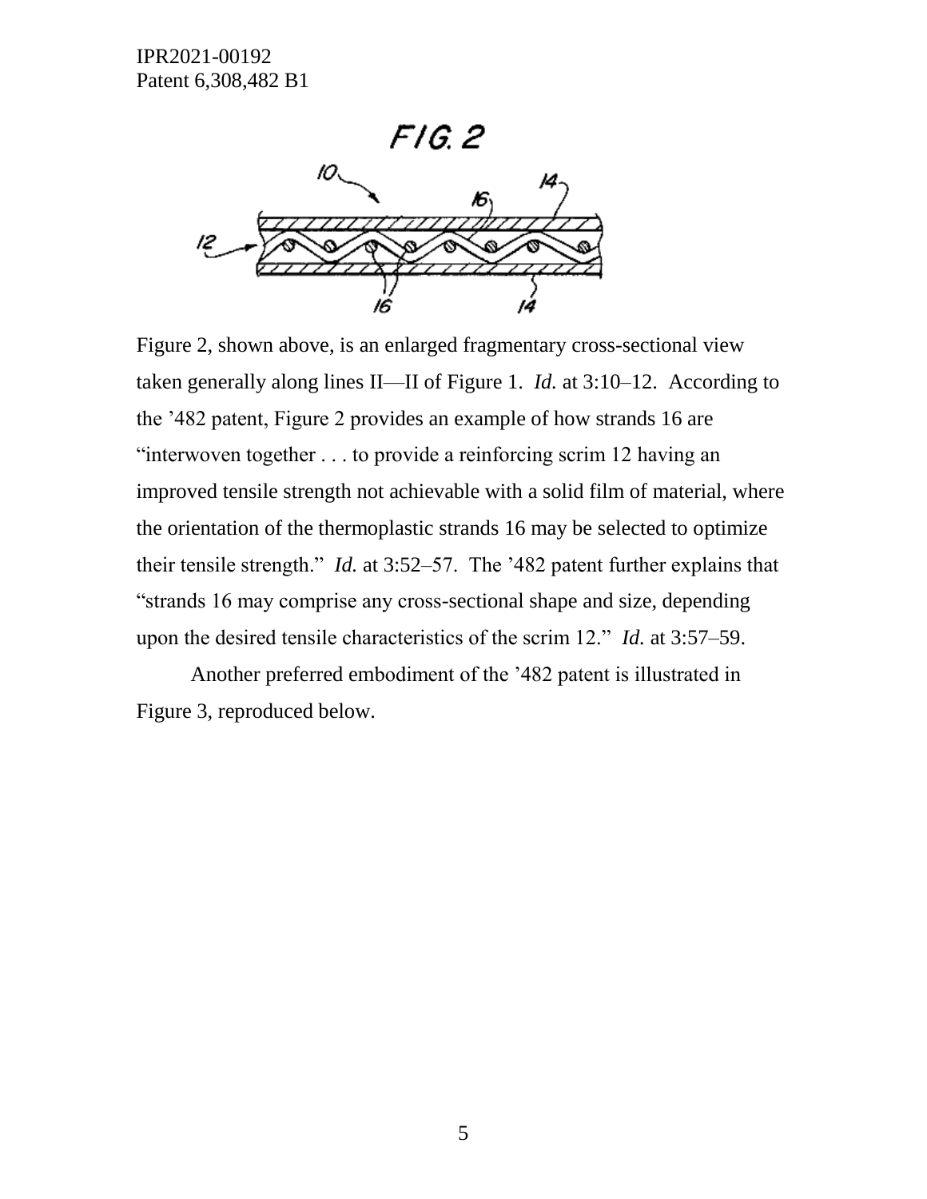Figure 2, shown above, is an enlarged fragmentary cross-sectional view taken generally along lines II—II of Figure 1. *Id.* at 3:10–12. According to the ’482 patent, Figure 2 provides an example of how strands 16 are “interwoven together . . . to provide a reinforcing scrim 12 having an improved tensile strength not achievable with a solid film of material, where the orientation of the thermoplastic strands 16 may be selected to optimize their tensile strength.” *Id.* at 3:52–57. The ’482 patent further explains that “strands 16 may comprise any cross-sectional shape and size, depending upon the desired tensile characteristics of the scrim 12.” *Id.* at 3:57–59.

Another preferred embodiment of the ’482 patent is illustrated in Figure 3, reproduced below.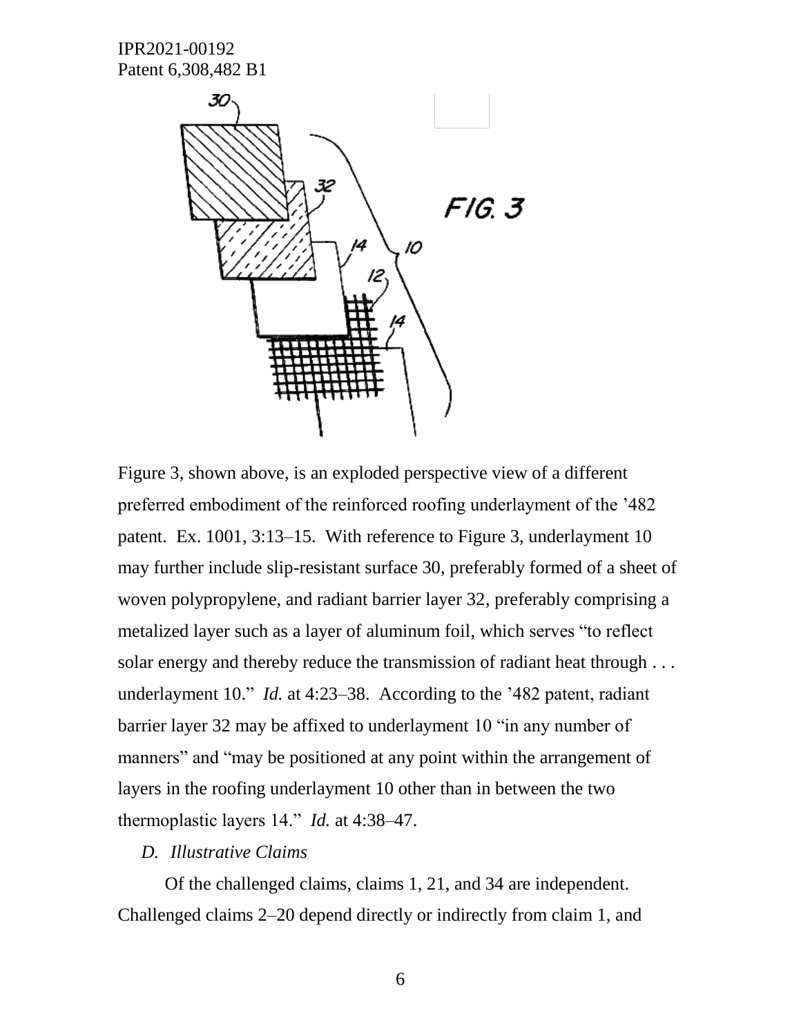Figure 3, shown above, is an exploded perspective view of a different preferred embodiment of the reinforced roofing underlayment of the '482 patent. Ex. 1001, 3:13–15. With reference to Figure 3, underlayment 10 may further include slip-resistant surface 30, preferably formed of a sheet of woven polypropylene, and radiant barrier layer 32, preferably comprising a metalized layer such as a layer of aluminum foil, which serves "to reflect solar energy and thereby reduce the transmission of radiant heat through . . . underlayment 10." *Id.* at 4:23–38. According to the '482 patent, radiant barrier layer 32 may be affixed to underlayment 10 "in any number of manners" and "may be positioned at any point within the arrangement of layers in the roofing underlayment 10 other than in between the two thermoplastic layers 14." *Id.* at 4:38–47.

### *D. Illustrative Claims*

Of the challenged claims, claims 1, 21, and 34 are independent. Challenged claims 2–20 depend directly or indirectly from claim 1, and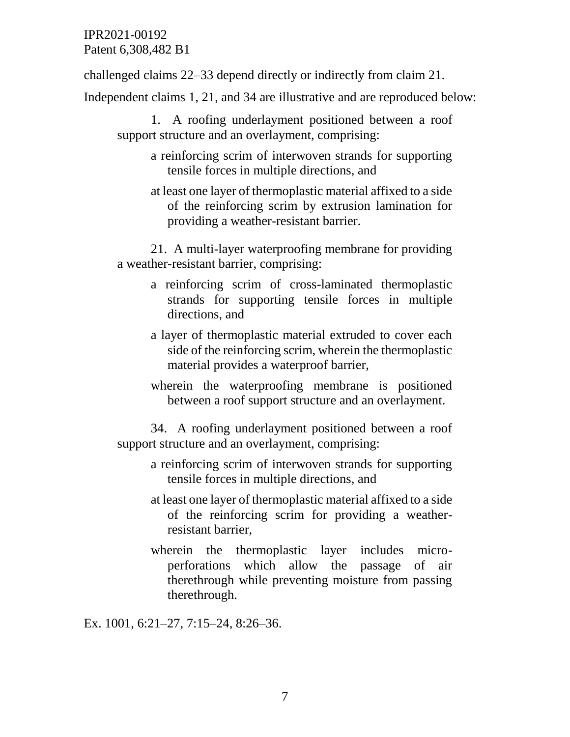challenged claims 22–33 depend directly or indirectly from claim 21.

Independent claims 1, 21, and 34 are illustrative and are reproduced below:

> 1. A roofing underlayment positioned between a roof support structure and an overlayment, comprising:
>
> > a reinforcing scrim of interwoven strands for supporting tensile forces in multiple directions, and
> >
> > at least one layer of thermoplastic material affixed to a side of the reinforcing scrim by extrusion lamination for providing a weather-resistant barrier.
>
> 21. A multi-layer waterproofing membrane for providing a weather-resistant barrier, comprising:
>
> > a reinforcing scrim of cross-laminated thermoplastic strands for supporting tensile forces in multiple directions, and
> >
> > a layer of thermoplastic material extruded to cover each side of the reinforcing scrim, wherein the thermoplastic material provides a waterproof barrier,
> >
> > wherein the waterproofing membrane is positioned between a roof support structure and an overlayment.
>
> 34. A roofing underlayment positioned between a roof support structure and an overlayment, comprising:
>
> > a reinforcing scrim of interwoven strands for supporting tensile forces in multiple directions, and
> >
> > at least one layer of thermoplastic material affixed to a side of the reinforcing scrim for providing a weather-resistant barrier,
> >
> > wherein the thermoplastic layer includes micro-perforations which allow the passage of air therethrough while preventing moisture from passing therethrough.

Ex. 1001, 6:21–27, 7:15–24, 8:26–36.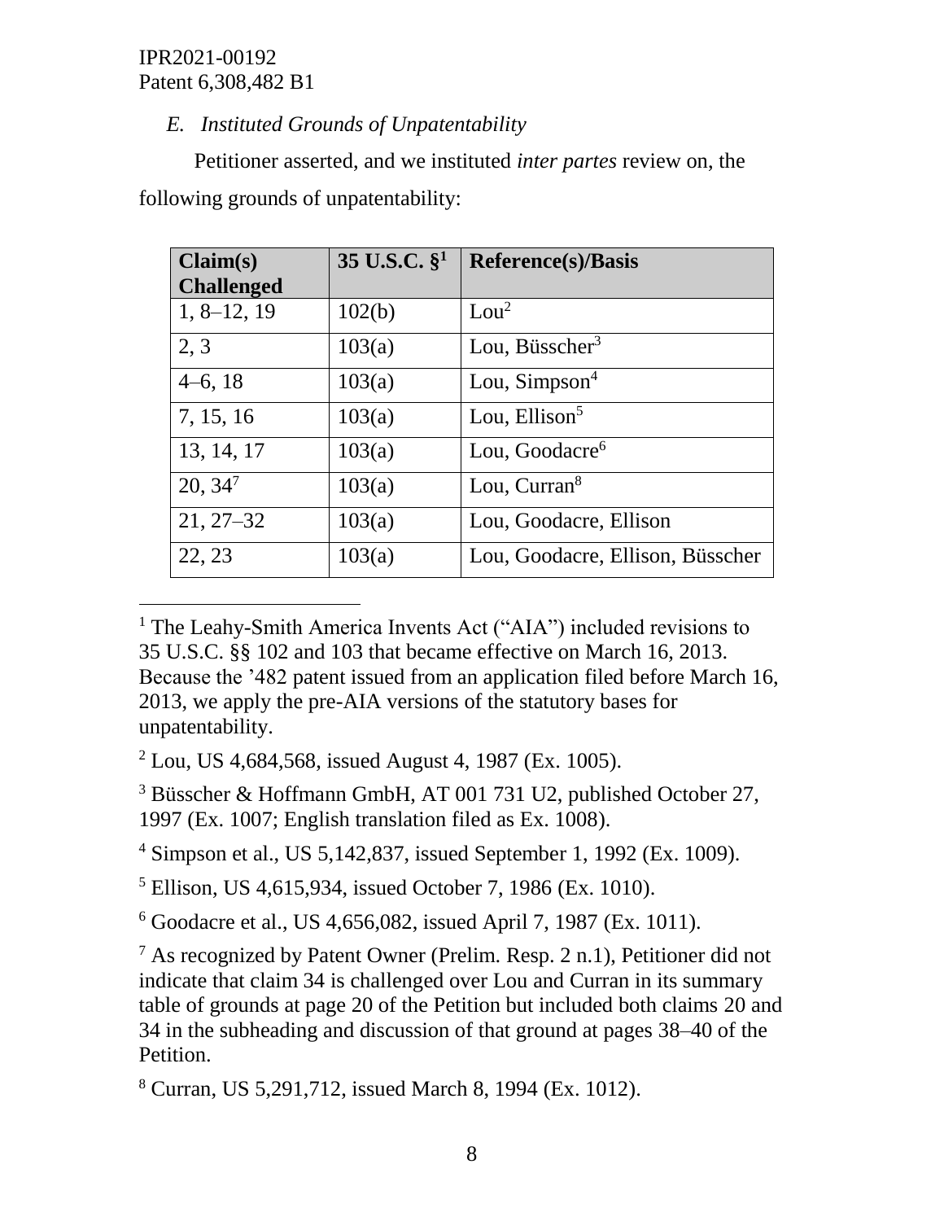### *E. Instituted Grounds of Unpatentability*

Petitioner asserted, and we instituted *inter partes* review on, the following grounds of unpatentability:

| Claim(s) Challenged | 35 U.S.C. §[1] | Reference(s)/Basis |
|---|---|---|
| 1, 8–12, 19 | 102(b) | Lou[2] |
| 2, 3 | 103(a) | Lou, Büsscher[3] |
| 4–6, 18 | 103(a) | Lou, Simpson[4] |
| 7, 15, 16 | 103(a) | Lou, Ellison[5] |
| 13, 14, 17 | 103(a) | Lou, Goodacre[6] |
| 20, 34[7] | 103(a) | Lou, Curran[8] |
| 21, 27–32 | 103(a) | Lou, Goodacre, Ellison |
| 22, 23 | 103(a) | Lou, Goodacre, Ellison, Büsscher |

[1] The Leahy-Smith America Invents Act ("AIA") included revisions to 35 U.S.C. §§ 102 and 103 that became effective on March 16, 2013. Because the '482 patent issued from an application filed before March 16, 2013, we apply the pre-AIA versions of the statutory bases for unpatentability.

[2] Lou, US 4,684,568, issued August 4, 1987 (Ex. 1005).

[3] Büsscher & Hoffmann GmbH, AT 001 731 U2, published October 27, 1997 (Ex. 1007; English translation filed as Ex. 1008).

[4] Simpson et al., US 5,142,837, issued September 1, 1992 (Ex. 1009).

[5] Ellison, US 4,615,934, issued October 7, 1986 (Ex. 1010).

[6] Goodacre et al., US 4,656,082, issued April 7, 1987 (Ex. 1011).

[7] As recognized by Patent Owner (Prelim. Resp. 2 n.1), Petitioner did not indicate that claim 34 is challenged over Lou and Curran in its summary table of grounds at page 20 of the Petition but included both claims 20 and 34 in the subheading and discussion of that ground at pages 38–40 of the Petition.

[8] Curran, US 5,291,712, issued March 8, 1994 (Ex. 1012).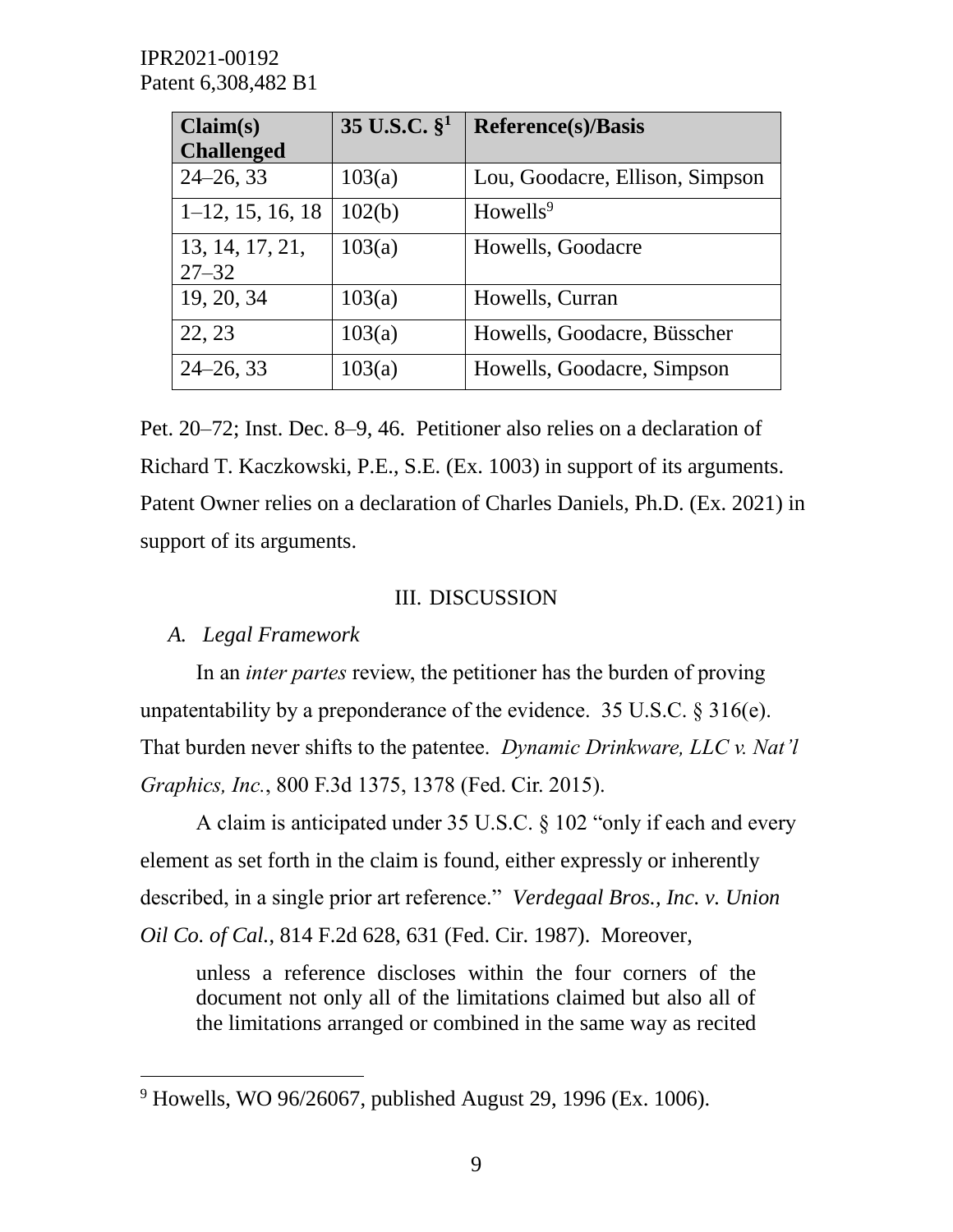| Claim(s) Challenged | 35 U.S.C. §[1] | Reference(s)/Basis |
|---|---|---|
| 24–26, 33 | 103(a) | Lou, Goodacre, Ellison, Simpson |
| 1–12, 15, 16, 18 | 102(b) | Howells[9] |
| 13, 14, 17, 21, 27–32 | 103(a) | Howells, Goodacre |
| 19, 20, 34 | 103(a) | Howells, Curran |
| 22, 23 | 103(a) | Howells, Goodacre, Büsscher |
| 24–26, 33 | 103(a) | Howells, Goodacre, Simpson |

Pet. 20–72; Inst. Dec. 8–9, 46. Petitioner also relies on a declaration of Richard T. Kaczkowski, P.E., S.E. (Ex. 1003) in support of its arguments. Patent Owner relies on a declaration of Charles Daniels, Ph.D. (Ex. 2021) in support of its arguments.

## III. DISCUSSION

### *A. Legal Framework*

In an *inter partes* review, the petitioner has the burden of proving unpatentability by a preponderance of the evidence. 35 U.S.C. § 316(e). That burden never shifts to the patentee. *Dynamic Drinkware, LLC v. Nat'l Graphics, Inc.*, 800 F.3d 1375, 1378 (Fed. Cir. 2015).

A claim is anticipated under 35 U.S.C. § 102 "only if each and every element as set forth in the claim is found, either expressly or inherently described, in a single prior art reference." *Verdegaal Bros., Inc. v. Union Oil Co. of Cal.*, 814 F.2d 628, 631 (Fed. Cir. 1987). Moreover,

> unless a reference discloses within the four corners of the document not only all of the limitations claimed but also all of the limitations arranged or combined in the same way as recited

[9] Howells, WO 96/26067, published August 29, 1996 (Ex. 1006).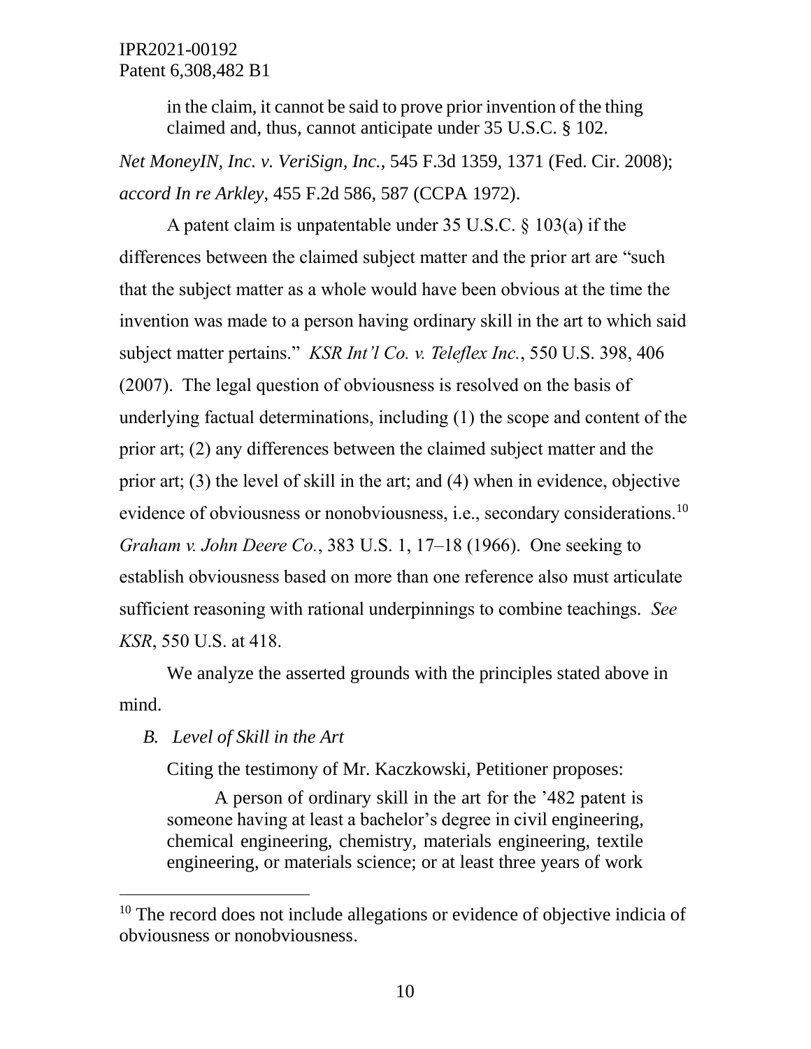> in the claim, it cannot be said to prove prior invention of the thing claimed and, thus, cannot anticipate under 35 U.S.C. § 102.

*Net MoneyIN, Inc. v. VeriSign, Inc.*, 545 F.3d 1359, 1371 (Fed. Cir. 2008); *accord In re Arkley*, 455 F.2d 586, 587 (CCPA 1972).

A patent claim is unpatentable under 35 U.S.C. § 103(a) if the differences between the claimed subject matter and the prior art are "such that the subject matter as a whole would have been obvious at the time the invention was made to a person having ordinary skill in the art to which said subject matter pertains." *KSR Int'l Co. v. Teleflex Inc.*, 550 U.S. 398, 406 (2007). The legal question of obviousness is resolved on the basis of underlying factual determinations, including (1) the scope and content of the prior art; (2) any differences between the claimed subject matter and the prior art; (3) the level of skill in the art; and (4) when in evidence, objective evidence of obviousness or nonobviousness, i.e., secondary considerations.[10] *Graham v. John Deere Co.*, 383 U.S. 1, 17–18 (1966). One seeking to establish obviousness based on more than one reference also must articulate sufficient reasoning with rational underpinnings to combine teachings. *See KSR*, 550 U.S. at 418.

We analyze the asserted grounds with the principles stated above in mind.

### *B. Level of Skill in the Art*

Citing the testimony of Mr. Kaczkowski, Petitioner proposes:

> A person of ordinary skill in the art for the '482 patent is someone having at least a bachelor's degree in civil engineering, chemical engineering, chemistry, materials engineering, textile engineering, or materials science; or at least three years of work

[10] The record does not include allegations or evidence of objective indicia of obviousness or nonobviousness.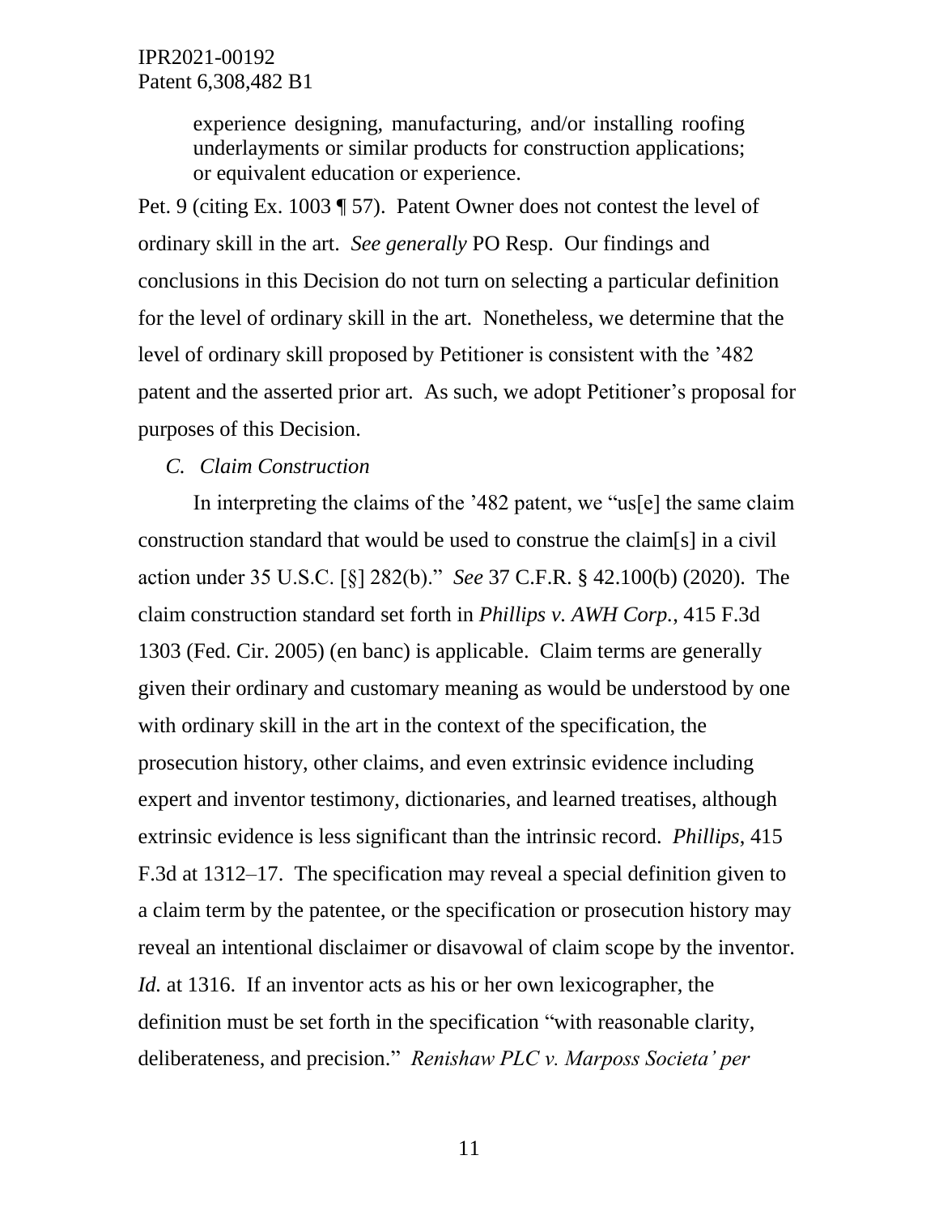> experience designing, manufacturing, and/or installing roofing underlayments or similar products for construction applications; or equivalent education or experience.

Pet. 9 (citing Ex. 1003 ¶ 57). Patent Owner does not contest the level of ordinary skill in the art. *See generally* PO Resp. Our findings and conclusions in this Decision do not turn on selecting a particular definition for the level of ordinary skill in the art. Nonetheless, we determine that the level of ordinary skill proposed by Petitioner is consistent with the '482 patent and the asserted prior art. As such, we adopt Petitioner's proposal for purposes of this Decision.

### *C. Claim Construction*

In interpreting the claims of the '482 patent, we "us[e] the same claim construction standard that would be used to construe the claim[s] in a civil action under 35 U.S.C. [§] 282(b)." *See* 37 C.F.R. § 42.100(b) (2020). The claim construction standard set forth in *Phillips v. AWH Corp.*, 415 F.3d 1303 (Fed. Cir. 2005) (en banc) is applicable. Claim terms are generally given their ordinary and customary meaning as would be understood by one with ordinary skill in the art in the context of the specification, the prosecution history, other claims, and even extrinsic evidence including expert and inventor testimony, dictionaries, and learned treatises, although extrinsic evidence is less significant than the intrinsic record. *Phillips*, 415 F.3d at 1312–17. The specification may reveal a special definition given to a claim term by the patentee, or the specification or prosecution history may reveal an intentional disclaimer or disavowal of claim scope by the inventor. *Id.* at 1316. If an inventor acts as his or her own lexicographer, the definition must be set forth in the specification "with reasonable clarity, deliberateness, and precision." *Renishaw PLC v. Marposs Societa' per*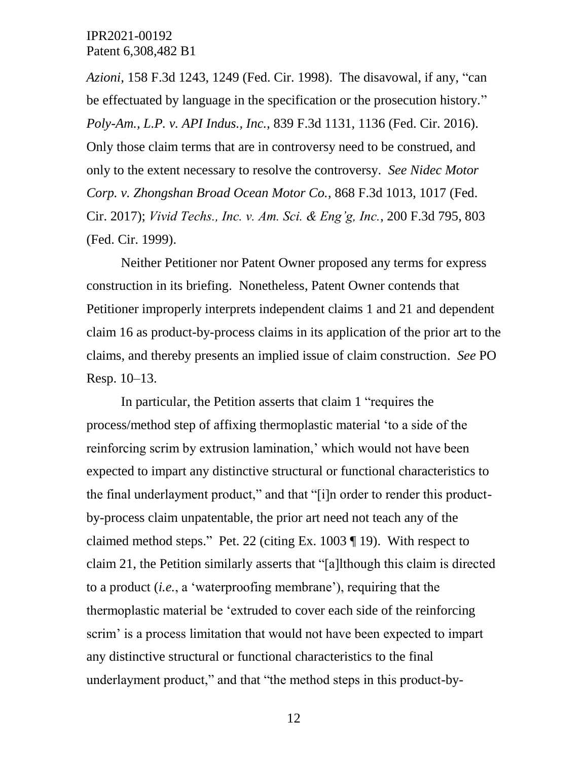*Azioni*, 158 F.3d 1243, 1249 (Fed. Cir. 1998). The disavowal, if any, "can be effectuated by language in the specification or the prosecution history." *Poly-Am., L.P. v. API Indus., Inc.*, 839 F.3d 1131, 1136 (Fed. Cir. 2016). Only those claim terms that are in controversy need to be construed, and only to the extent necessary to resolve the controversy. *See Nidec Motor Corp. v. Zhongshan Broad Ocean Motor Co.*, 868 F.3d 1013, 1017 (Fed. Cir. 2017); *Vivid Techs., Inc. v. Am. Sci. & Eng'g, Inc.*, 200 F.3d 795, 803 (Fed. Cir. 1999).

Neither Petitioner nor Patent Owner proposed any terms for express construction in its briefing. Nonetheless, Patent Owner contends that Petitioner improperly interprets independent claims 1 and 21 and dependent claim 16 as product-by-process claims in its application of the prior art to the claims, and thereby presents an implied issue of claim construction. *See* PO Resp. 10–13.

In particular, the Petition asserts that claim 1 "requires the process/method step of affixing thermoplastic material 'to a side of the reinforcing scrim by extrusion lamination,' which would not have been expected to impart any distinctive structural or functional characteristics to the final underlayment product," and that "[i]n order to render this product-by-process claim unpatentable, the prior art need not teach any of the claimed method steps." Pet. 22 (citing Ex. 1003 ¶ 19). With respect to claim 21, the Petition similarly asserts that "[a]lthough this claim is directed to a product (*i.e.*, a 'waterproofing membrane'), requiring that the thermoplastic material be 'extruded to cover each side of the reinforcing scrim' is a process limitation that would not have been expected to impart any distinctive structural or functional characteristics to the final underlayment product," and that "the method steps in this product-by-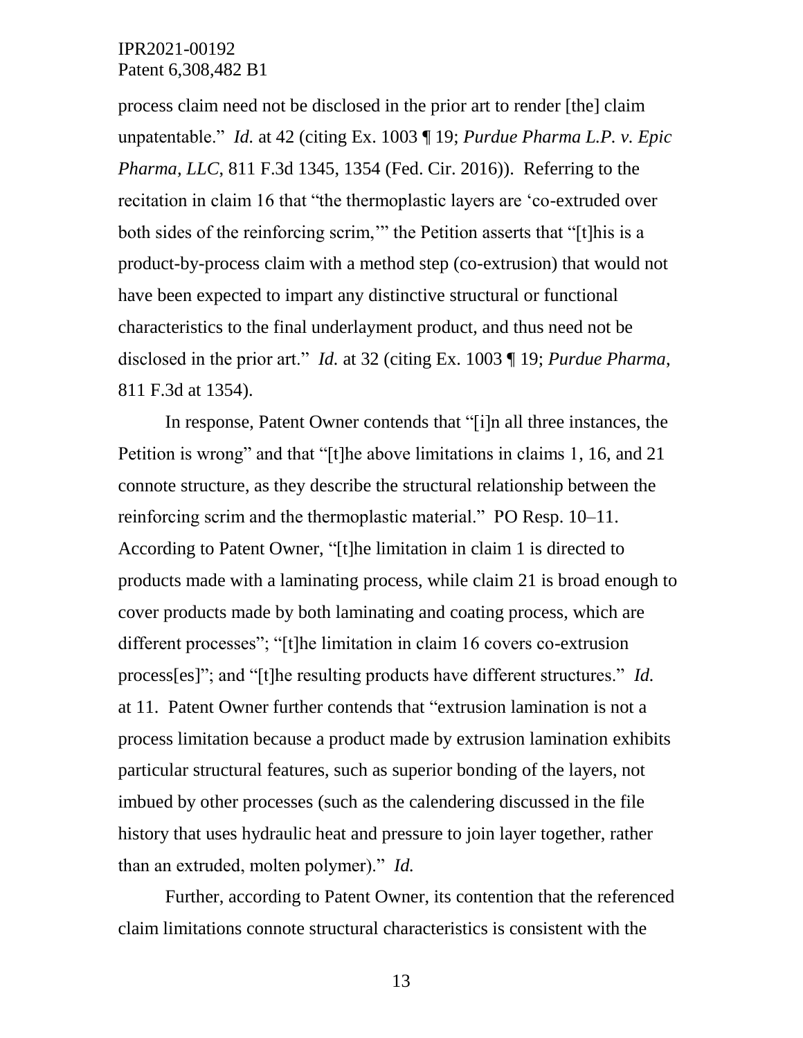process claim need not be disclosed in the prior art to render [the] claim unpatentable." *Id.* at 42 (citing Ex. 1003 ¶ 19; *Purdue Pharma L.P. v. Epic Pharma, LLC*, 811 F.3d 1345, 1354 (Fed. Cir. 2016)). Referring to the recitation in claim 16 that "the thermoplastic layers are 'co-extruded over both sides of the reinforcing scrim,'" the Petition asserts that "[t]his is a product-by-process claim with a method step (co-extrusion) that would not have been expected to impart any distinctive structural or functional characteristics to the final underlayment product, and thus need not be disclosed in the prior art." *Id.* at 32 (citing Ex. 1003 ¶ 19; *Purdue Pharma*, 811 F.3d at 1354).

In response, Patent Owner contends that "[i]n all three instances, the Petition is wrong" and that "[t]he above limitations in claims 1, 16, and 21 connote structure, as they describe the structural relationship between the reinforcing scrim and the thermoplastic material." PO Resp. 10–11. According to Patent Owner, "[t]he limitation in claim 1 is directed to products made with a laminating process, while claim 21 is broad enough to cover products made by both laminating and coating process, which are different processes"; "[t]he limitation in claim 16 covers co-extrusion process[es]"; and "[t]he resulting products have different structures." *Id.* at 11. Patent Owner further contends that "extrusion lamination is not a process limitation because a product made by extrusion lamination exhibits particular structural features, such as superior bonding of the layers, not imbued by other processes (such as the calendering discussed in the file history that uses hydraulic heat and pressure to join layer together, rather than an extruded, molten polymer)." *Id.*

Further, according to Patent Owner, its contention that the referenced claim limitations connote structural characteristics is consistent with the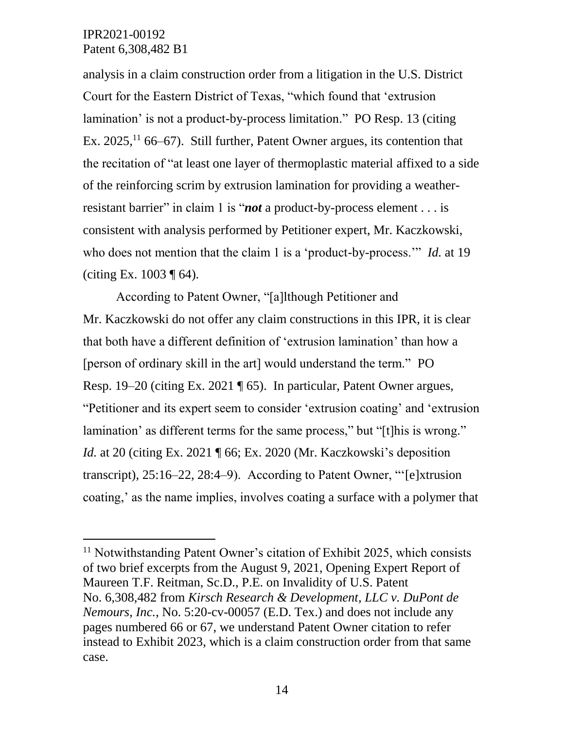analysis in a claim construction order from a litigation in the U.S. District Court for the Eastern District of Texas, "which found that 'extrusion lamination' is not a product-by-process limitation." PO Resp. 13 (citing Ex. 2025,[11] 66–67). Still further, Patent Owner argues, its contention that the recitation of "at least one layer of thermoplastic material affixed to a side of the reinforcing scrim by extrusion lamination for providing a weather-resistant barrier" in claim 1 is "***not*** a product-by-process element . . . is consistent with analysis performed by Petitioner expert, Mr. Kaczkowski, who does not mention that the claim 1 is a 'product-by-process.'" *Id.* at 19 (citing Ex. 1003 ¶ 64).

According to Patent Owner, "[a]lthough Petitioner and Mr. Kaczkowski do not offer any claim constructions in this IPR, it is clear that both have a different definition of 'extrusion lamination' than how a [person of ordinary skill in the art] would understand the term." PO Resp. 19–20 (citing Ex. 2021 ¶ 65). In particular, Patent Owner argues, "Petitioner and its expert seem to consider 'extrusion coating' and 'extrusion lamination' as different terms for the same process," but "[t]his is wrong." *Id.* at 20 (citing Ex. 2021 ¶ 66; Ex. 2020 (Mr. Kaczkowski's deposition transcript), 25:16–22, 28:4–9). According to Patent Owner, "'[e]xtrusion coating,' as the name implies, involves coating a surface with a polymer that

[11] Notwithstanding Patent Owner's citation of Exhibit 2025, which consists of two brief excerpts from the August 9, 2021, Opening Expert Report of Maureen T.F. Reitman, Sc.D., P.E. on Invalidity of U.S. Patent No. 6,308,482 from *Kirsch Research & Development, LLC v. DuPont de Nemours, Inc.*, No. 5:20-cv-00057 (E.D. Tex.) and does not include any pages numbered 66 or 67, we understand Patent Owner citation to refer instead to Exhibit 2023, which is a claim construction order from that same case.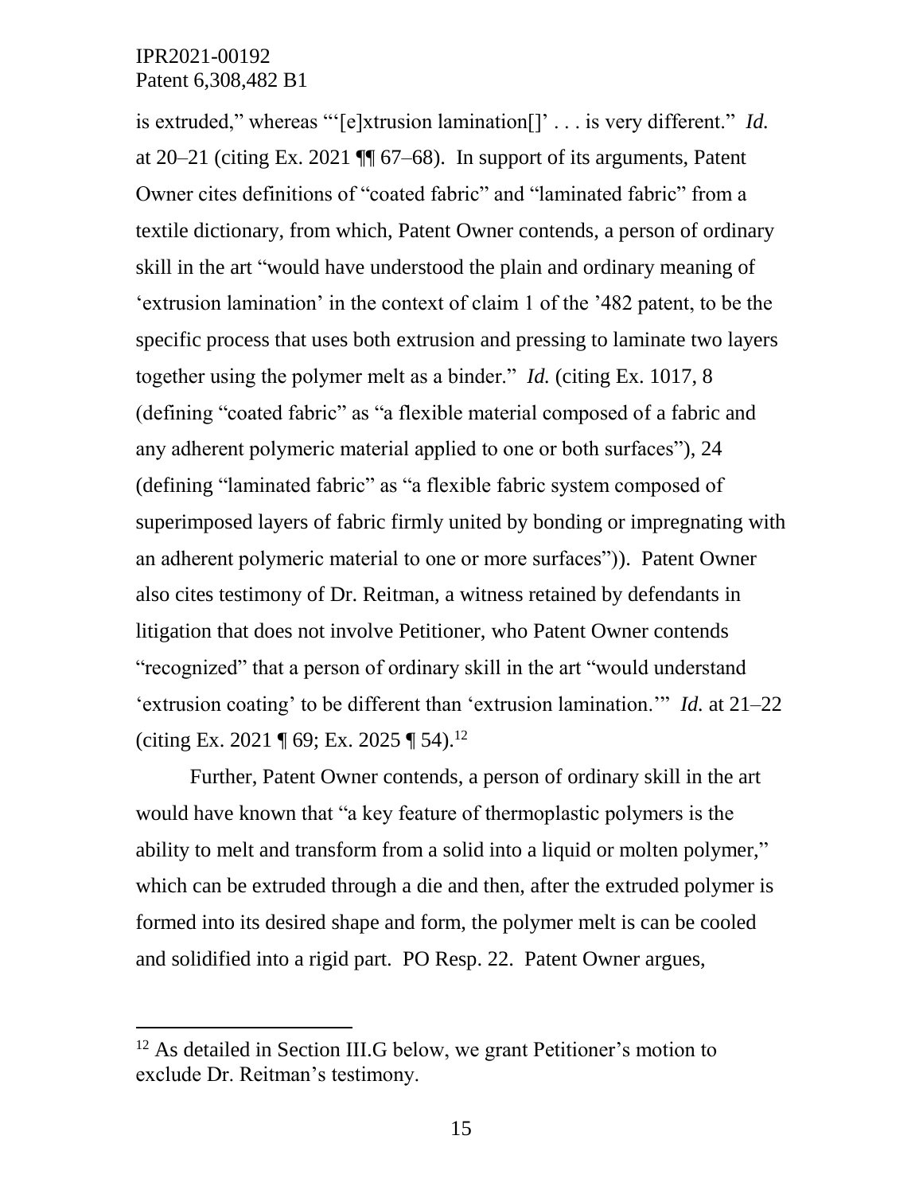is extruded," whereas "'[e]xtrusion lamination[]' . . . is very different." *Id.* at 20–21 (citing Ex. 2021 ¶¶ 67–68). In support of its arguments, Patent Owner cites definitions of "coated fabric" and "laminated fabric" from a textile dictionary, from which, Patent Owner contends, a person of ordinary skill in the art "would have understood the plain and ordinary meaning of 'extrusion lamination' in the context of claim 1 of the '482 patent, to be the specific process that uses both extrusion and pressing to laminate two layers together using the polymer melt as a binder." *Id.* (citing Ex. 1017, 8 (defining "coated fabric" as "a flexible material composed of a fabric and any adherent polymeric material applied to one or both surfaces"), 24 (defining "laminated fabric" as "a flexible fabric system composed of superimposed layers of fabric firmly united by bonding or impregnating with an adherent polymeric material to one or more surfaces")). Patent Owner also cites testimony of Dr. Reitman, a witness retained by defendants in litigation that does not involve Petitioner, who Patent Owner contends "recognized" that a person of ordinary skill in the art "would understand 'extrusion coating' to be different than 'extrusion lamination.'" *Id.* at 21–22 (citing Ex. 2021 ¶ 69; Ex. 2025 ¶ 54).[12]

Further, Patent Owner contends, a person of ordinary skill in the art would have known that "a key feature of thermoplastic polymers is the ability to melt and transform from a solid into a liquid or molten polymer," which can be extruded through a die and then, after the extruded polymer is formed into its desired shape and form, the polymer melt is can be cooled and solidified into a rigid part. PO Resp. 22. Patent Owner argues,

---

[12] As detailed in Section III.G below, we grant Petitioner's motion to exclude Dr. Reitman's testimony.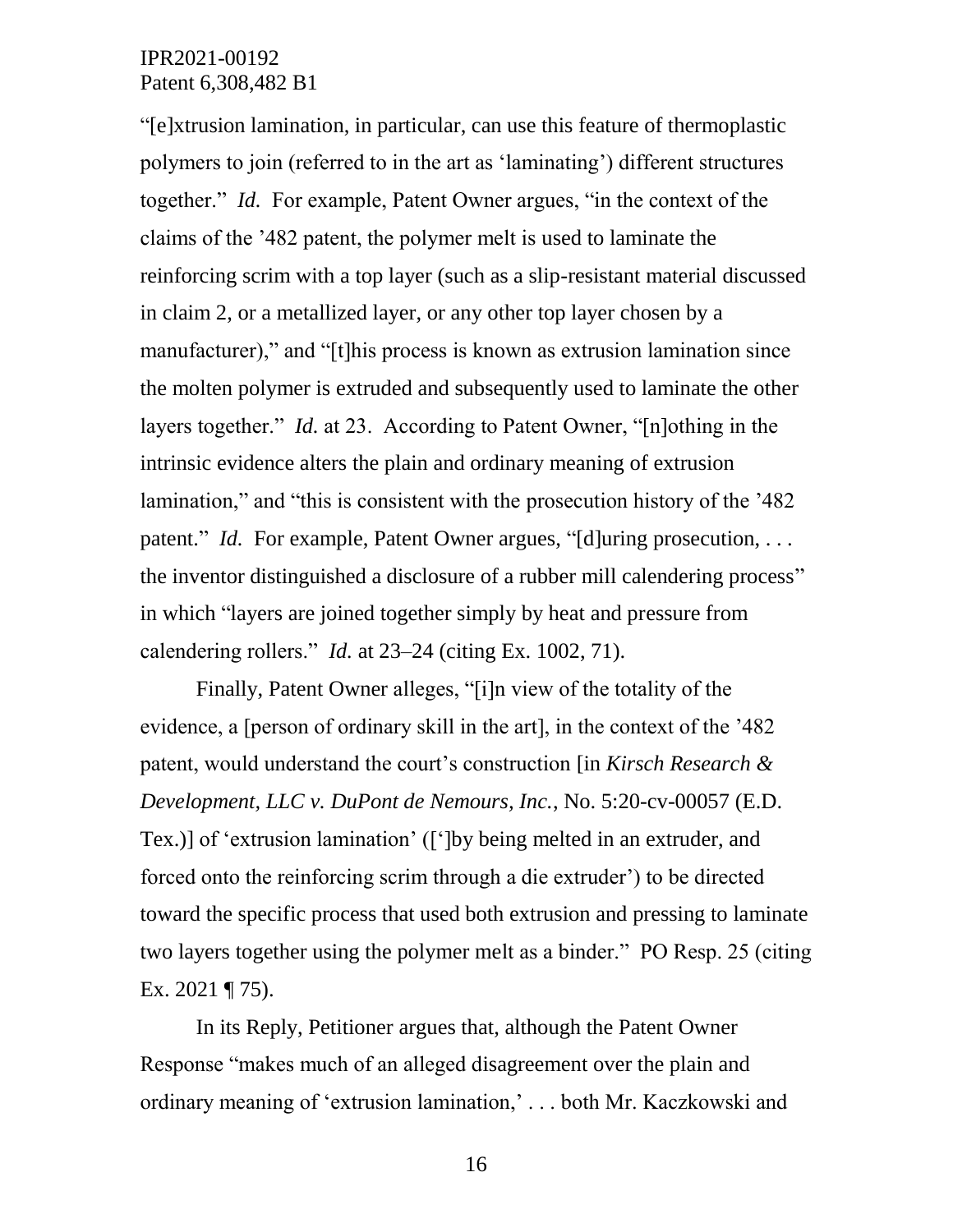"[e]xtrusion lamination, in particular, can use this feature of thermoplastic polymers to join (referred to in the art as 'laminating') different structures together." *Id.* For example, Patent Owner argues, "in the context of the claims of the '482 patent, the polymer melt is used to laminate the reinforcing scrim with a top layer (such as a slip-resistant material discussed in claim 2, or a metallized layer, or any other top layer chosen by a manufacturer)," and "[t]his process is known as extrusion lamination since the molten polymer is extruded and subsequently used to laminate the other layers together." *Id.* at 23. According to Patent Owner, "[n]othing in the intrinsic evidence alters the plain and ordinary meaning of extrusion lamination," and "this is consistent with the prosecution history of the '482 patent." *Id.* For example, Patent Owner argues, "[d]uring prosecution, . . . the inventor distinguished a disclosure of a rubber mill calendering process" in which "layers are joined together simply by heat and pressure from calendering rollers." *Id.* at 23–24 (citing Ex. 1002, 71).

Finally, Patent Owner alleges, "[i]n view of the totality of the evidence, a [person of ordinary skill in the art], in the context of the '482 patent, would understand the court's construction [in *Kirsch Research & Development, LLC v. DuPont de Nemours, Inc.*, No. 5:20-cv-00057 (E.D. Tex.)] of 'extrusion lamination' (['']by being melted in an extruder, and forced onto the reinforcing scrim through a die extruder') to be directed toward the specific process that used both extrusion and pressing to laminate two layers together using the polymer melt as a binder." PO Resp. 25 (citing Ex. 2021 ¶ 75).

In its Reply, Petitioner argues that, although the Patent Owner Response "makes much of an alleged disagreement over the plain and ordinary meaning of 'extrusion lamination,' . . . both Mr. Kaczkowski and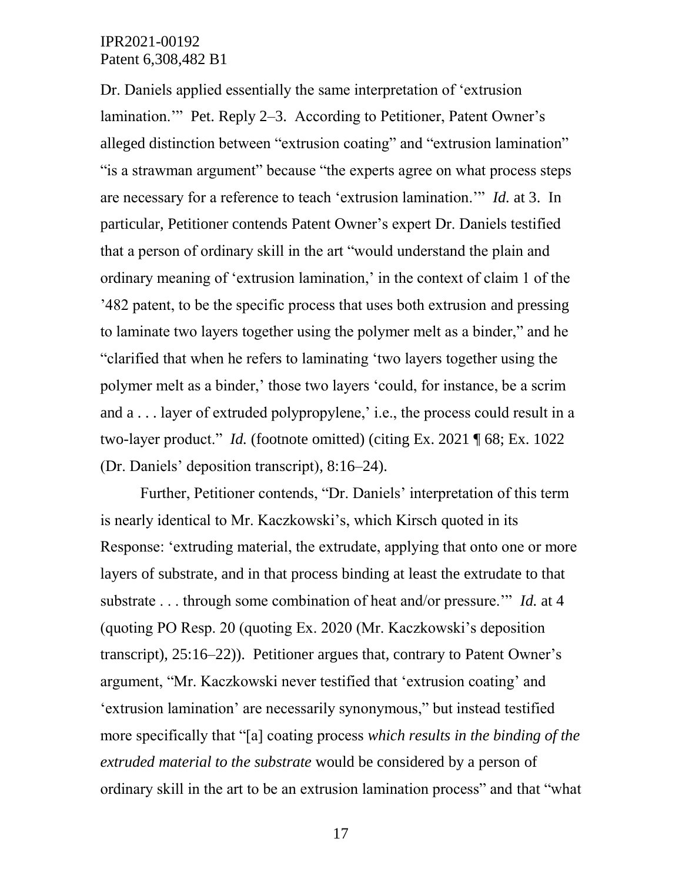Dr. Daniels applied essentially the same interpretation of 'extrusion lamination.'" Pet. Reply 2–3. According to Petitioner, Patent Owner's alleged distinction between "extrusion coating" and "extrusion lamination" "is a strawman argument" because "the experts agree on what process steps are necessary for a reference to teach 'extrusion lamination.'" *Id.* at 3. In particular, Petitioner contends Patent Owner's expert Dr. Daniels testified that a person of ordinary skill in the art "would understand the plain and ordinary meaning of 'extrusion lamination,' in the context of claim 1 of the '482 patent, to be the specific process that uses both extrusion and pressing to laminate two layers together using the polymer melt as a binder," and he "clarified that when he refers to laminating 'two layers together using the polymer melt as a binder,' those two layers 'could, for instance, be a scrim and a . . . layer of extruded polypropylene,' i.e., the process could result in a two-layer product." *Id.* (footnote omitted) (citing Ex. 2021 ¶ 68; Ex. 1022 (Dr. Daniels' deposition transcript), 8:16–24).

Further, Petitioner contends, "Dr. Daniels' interpretation of this term is nearly identical to Mr. Kaczkowski's, which Kirsch quoted in its Response: 'extruding material, the extrudate, applying that onto one or more layers of substrate, and in that process binding at least the extrudate to that substrate . . . through some combination of heat and/or pressure.'" *Id.* at 4 (quoting PO Resp. 20 (quoting Ex. 2020 (Mr. Kaczkowski's deposition transcript), 25:16–22)). Petitioner argues that, contrary to Patent Owner's argument, "Mr. Kaczkowski never testified that 'extrusion coating' and 'extrusion lamination' are necessarily synonymous," but instead testified more specifically that "[a] coating process *which results in the binding of the extruded material to the substrate* would be considered by a person of ordinary skill in the art to be an extrusion lamination process" and that "what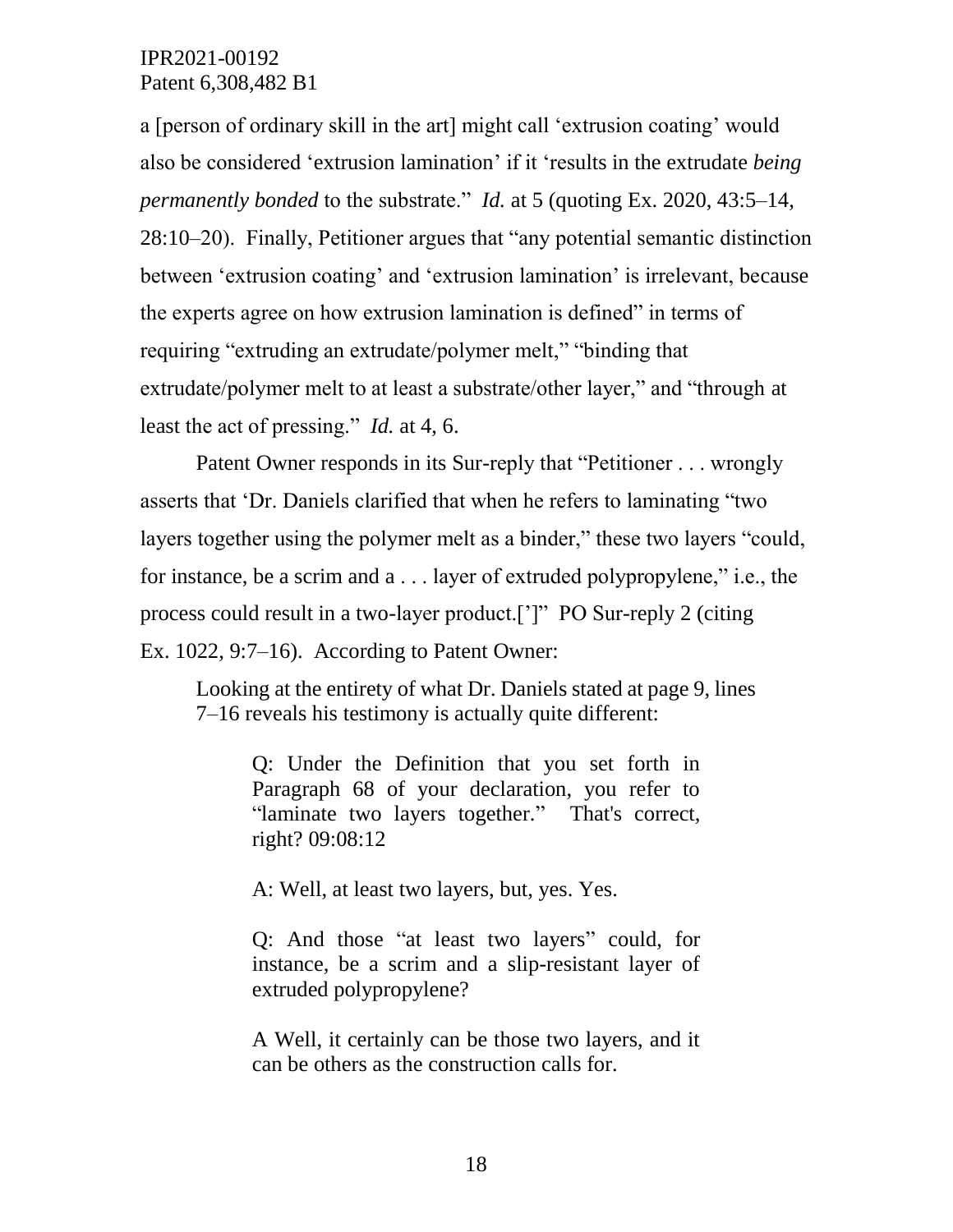a [person of ordinary skill in the art] might call 'extrusion coating' would also be considered 'extrusion lamination' if it 'results in the extrudate *being permanently bonded* to the substrate." *Id.* at 5 (quoting Ex. 2020, 43:5–14, 28:10–20). Finally, Petitioner argues that "any potential semantic distinction between 'extrusion coating' and 'extrusion lamination' is irrelevant, because the experts agree on how extrusion lamination is defined" in terms of requiring "extruding an extrudate/polymer melt," "binding that extrudate/polymer melt to at least a substrate/other layer," and "through at least the act of pressing." *Id.* at 4, 6.

Patent Owner responds in its Sur-reply that "Petitioner . . . wrongly asserts that 'Dr. Daniels clarified that when he refers to laminating "two layers together using the polymer melt as a binder," these two layers "could, for instance, be a scrim and a . . . layer of extruded polypropylene," i.e., the process could result in a two-layer product.[']" PO Sur-reply 2 (citing Ex. 1022, 9:7–16). According to Patent Owner:

> Looking at the entirety of what Dr. Daniels stated at page 9, lines 7–16 reveals his testimony is actually quite different:
>
> > Q: Under the Definition that you set forth in Paragraph 68 of your declaration, you refer to "laminate two layers together." That's correct, right? 09:08:12
> >
> > A: Well, at least two layers, but, yes. Yes.
> >
> > Q: And those "at least two layers" could, for instance, be a scrim and a slip-resistant layer of extruded polypropylene?
> >
> > A Well, it certainly can be those two layers, and it can be others as the construction calls for.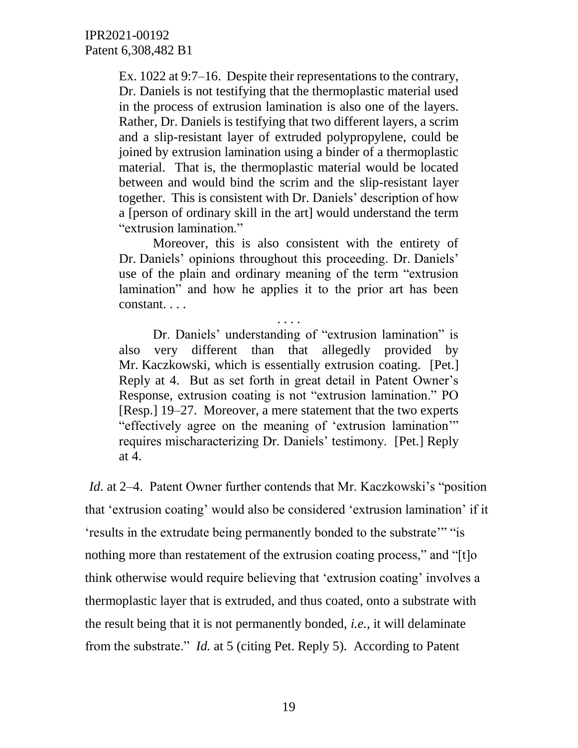> Ex. 1022 at 9:7–16. Despite their representations to the contrary, Dr. Daniels is not testifying that the thermoplastic material used in the process of extrusion lamination is also one of the layers. Rather, Dr. Daniels is testifying that two different layers, a scrim and a slip-resistant layer of extruded polypropylene, could be joined by extrusion lamination using a binder of a thermoplastic material. That is, the thermoplastic material would be located between and would bind the scrim and the slip-resistant layer together. This is consistent with Dr. Daniels' description of how a [person of ordinary skill in the art] would understand the term "extrusion lamination."
>
> Moreover, this is also consistent with the entirety of Dr. Daniels' opinions throughout this proceeding. Dr. Daniels' use of the plain and ordinary meaning of the term "extrusion lamination" and how he applies it to the prior art has been constant. . . .
>
> . . . .
>
> Dr. Daniels' understanding of "extrusion lamination" is also very different than that allegedly provided by Mr. Kaczkowski, which is essentially extrusion coating. [Pet.] Reply at 4. But as set forth in great detail in Patent Owner's Response, extrusion coating is not "extrusion lamination." PO [Resp.] 19–27. Moreover, a mere statement that the two experts "effectively agree on the meaning of 'extrusion lamination'" requires mischaracterizing Dr. Daniels' testimony. [Pet.] Reply at 4.

*Id.* at 2–4. Patent Owner further contends that Mr. Kaczkowski's "position that 'extrusion coating' would also be considered 'extrusion lamination' if it 'results in the extrudate being permanently bonded to the substrate'" "is nothing more than restatement of the extrusion coating process," and "[t]o think otherwise would require believing that 'extrusion coating' involves a thermoplastic layer that is extruded, and thus coated, onto a substrate with the result being that it is not permanently bonded, *i.e.*, it will delaminate from the substrate." *Id.* at 5 (citing Pet. Reply 5). According to Patent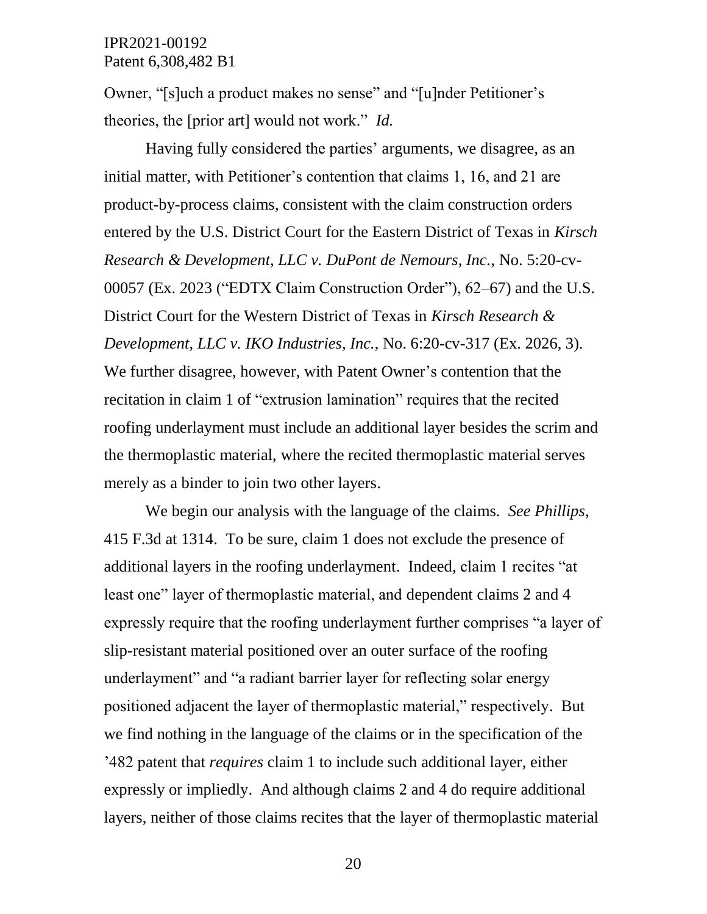Owner, "[s]uch a product makes no sense" and "[u]nder Petitioner's theories, the [prior art] would not work." *Id.*

Having fully considered the parties' arguments, we disagree, as an initial matter, with Petitioner's contention that claims 1, 16, and 21 are product-by-process claims, consistent with the claim construction orders entered by the U.S. District Court for the Eastern District of Texas in *Kirsch Research & Development, LLC v. DuPont de Nemours, Inc.*, No. 5:20-cv-00057 (Ex. 2023 ("EDTX Claim Construction Order"), 62–67) and the U.S. District Court for the Western District of Texas in *Kirsch Research & Development, LLC v. IKO Industries, Inc.*, No. 6:20-cv-317 (Ex. 2026, 3). We further disagree, however, with Patent Owner's contention that the recitation in claim 1 of "extrusion lamination" requires that the recited roofing underlayment must include an additional layer besides the scrim and the thermoplastic material, where the recited thermoplastic material serves merely as a binder to join two other layers.

We begin our analysis with the language of the claims. *See Phillips*, 415 F.3d at 1314. To be sure, claim 1 does not exclude the presence of additional layers in the roofing underlayment. Indeed, claim 1 recites "at least one" layer of thermoplastic material, and dependent claims 2 and 4 expressly require that the roofing underlayment further comprises "a layer of slip-resistant material positioned over an outer surface of the roofing underlayment" and "a radiant barrier layer for reflecting solar energy positioned adjacent the layer of thermoplastic material," respectively. But we find nothing in the language of the claims or in the specification of the '482 patent that *requires* claim 1 to include such additional layer, either expressly or impliedly. And although claims 2 and 4 do require additional layers, neither of those claims recites that the layer of thermoplastic material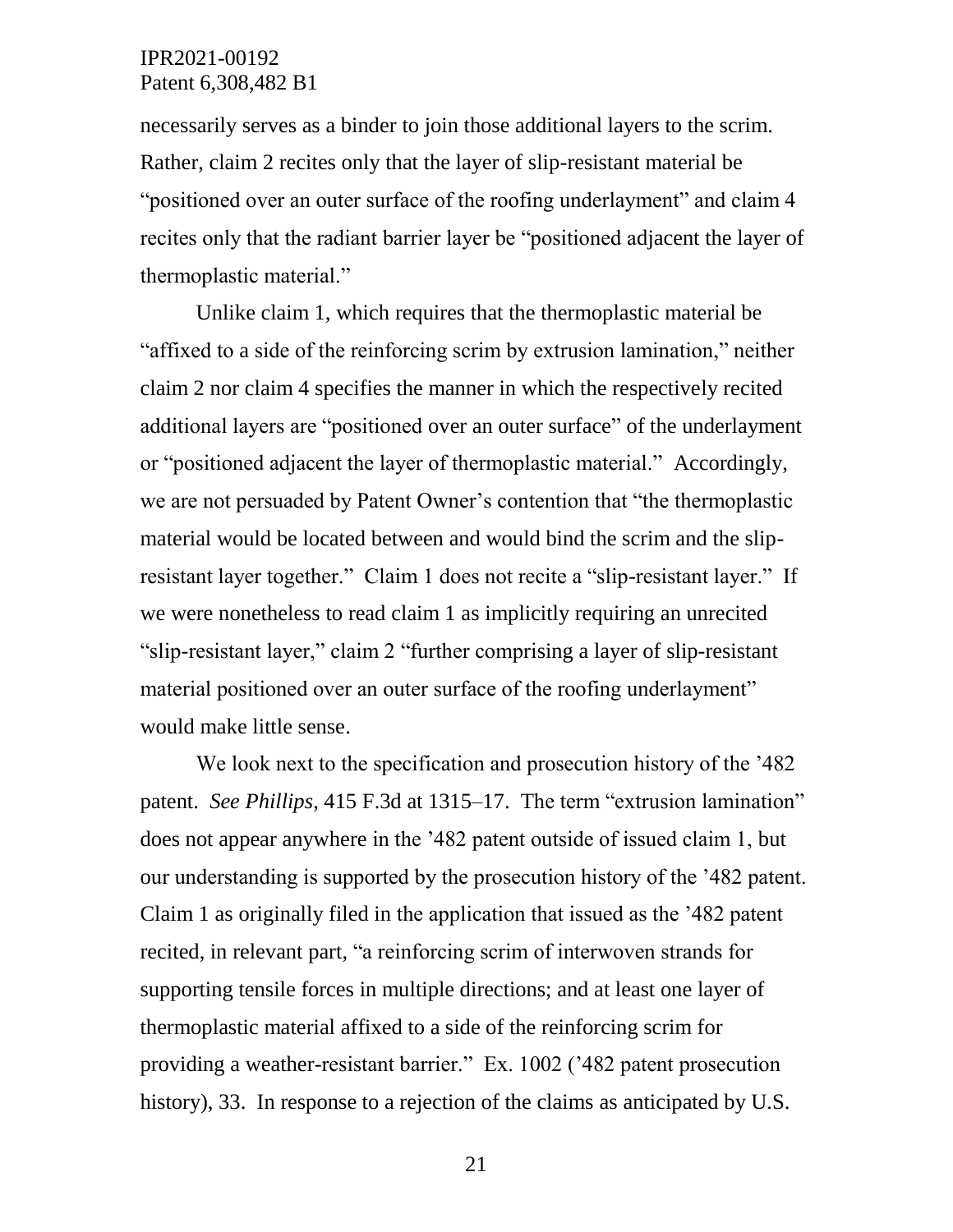necessarily serves as a binder to join those additional layers to the scrim. Rather, claim 2 recites only that the layer of slip-resistant material be "positioned over an outer surface of the roofing underlayment" and claim 4 recites only that the radiant barrier layer be "positioned adjacent the layer of thermoplastic material."

Unlike claim 1, which requires that the thermoplastic material be "affixed to a side of the reinforcing scrim by extrusion lamination," neither claim 2 nor claim 4 specifies the manner in which the respectively recited additional layers are "positioned over an outer surface" of the underlayment or "positioned adjacent the layer of thermoplastic material." Accordingly, we are not persuaded by Patent Owner's contention that "the thermoplastic material would be located between and would bind the scrim and the slip-resistant layer together." Claim 1 does not recite a "slip-resistant layer." If we were nonetheless to read claim 1 as implicitly requiring an unrecited "slip-resistant layer," claim 2 "further comprising a layer of slip-resistant material positioned over an outer surface of the roofing underlayment" would make little sense.

We look next to the specification and prosecution history of the '482 patent. *See Phillips*, 415 F.3d at 1315–17. The term "extrusion lamination" does not appear anywhere in the '482 patent outside of issued claim 1, but our understanding is supported by the prosecution history of the '482 patent. Claim 1 as originally filed in the application that issued as the '482 patent recited, in relevant part, "a reinforcing scrim of interwoven strands for supporting tensile forces in multiple directions; and at least one layer of thermoplastic material affixed to a side of the reinforcing scrim for providing a weather-resistant barrier." Ex. 1002 ('482 patent prosecution history), 33. In response to a rejection of the claims as anticipated by U.S.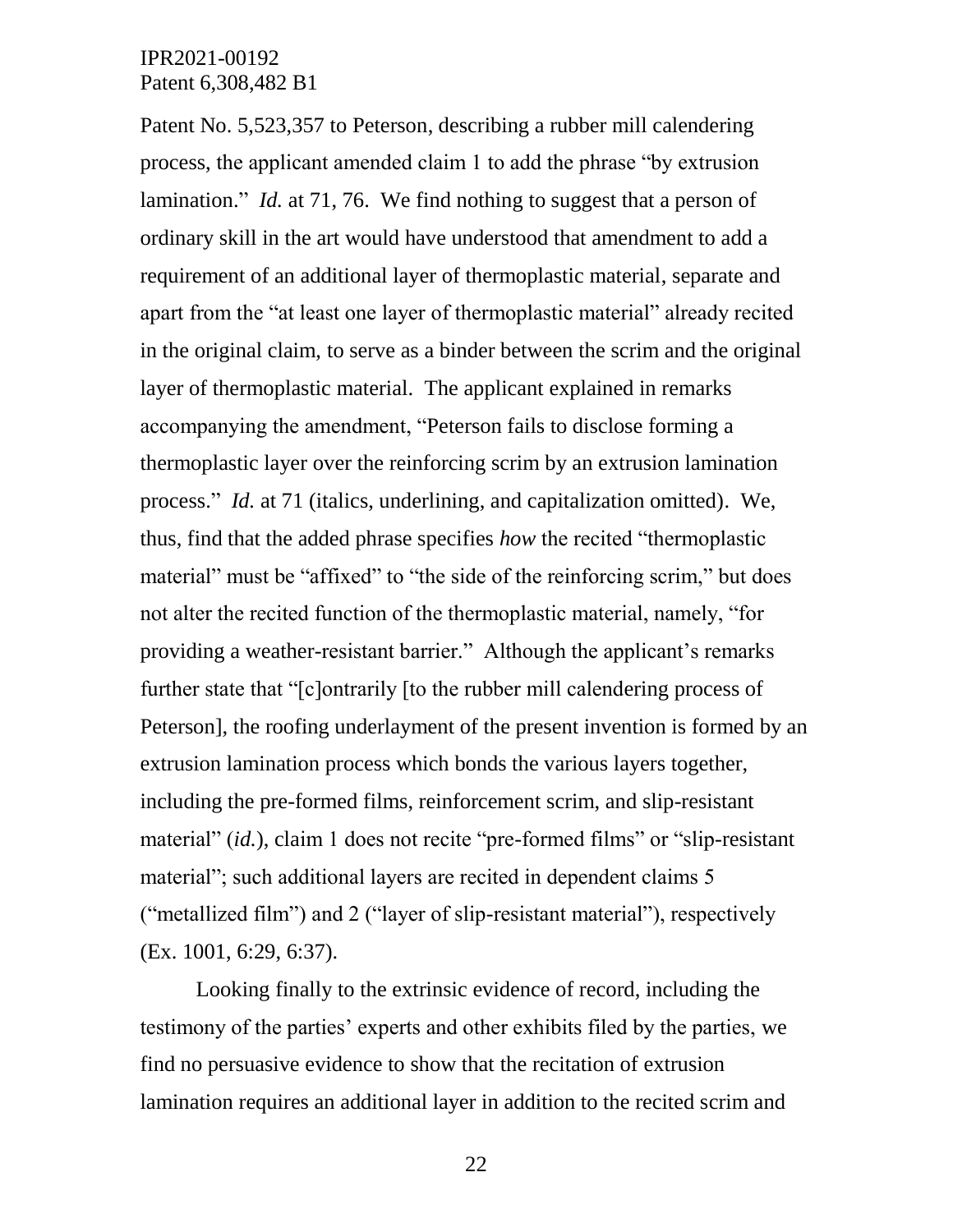Patent No. 5,523,357 to Peterson, describing a rubber mill calendering process, the applicant amended claim 1 to add the phrase "by extrusion lamination." *Id.* at 71, 76. We find nothing to suggest that a person of ordinary skill in the art would have understood that amendment to add a requirement of an additional layer of thermoplastic material, separate and apart from the "at least one layer of thermoplastic material" already recited in the original claim, to serve as a binder between the scrim and the original layer of thermoplastic material. The applicant explained in remarks accompanying the amendment, "Peterson fails to disclose forming a thermoplastic layer over the reinforcing scrim by an extrusion lamination process." *Id.* at 71 (italics, underlining, and capitalization omitted). We, thus, find that the added phrase specifies *how* the recited "thermoplastic material" must be "affixed" to "the side of the reinforcing scrim," but does not alter the recited function of the thermoplastic material, namely, "for providing a weather-resistant barrier." Although the applicant's remarks further state that "[c]ontrarily [to the rubber mill calendering process of Peterson], the roofing underlayment of the present invention is formed by an extrusion lamination process which bonds the various layers together, including the pre-formed films, reinforcement scrim, and slip-resistant material" (*id.*), claim 1 does not recite "pre-formed films" or "slip-resistant material"; such additional layers are recited in dependent claims 5 ("metallized film") and 2 ("layer of slip-resistant material"), respectively (Ex. 1001, 6:29, 6:37).

Looking finally to the extrinsic evidence of record, including the testimony of the parties' experts and other exhibits filed by the parties, we find no persuasive evidence to show that the recitation of extrusion lamination requires an additional layer in addition to the recited scrim and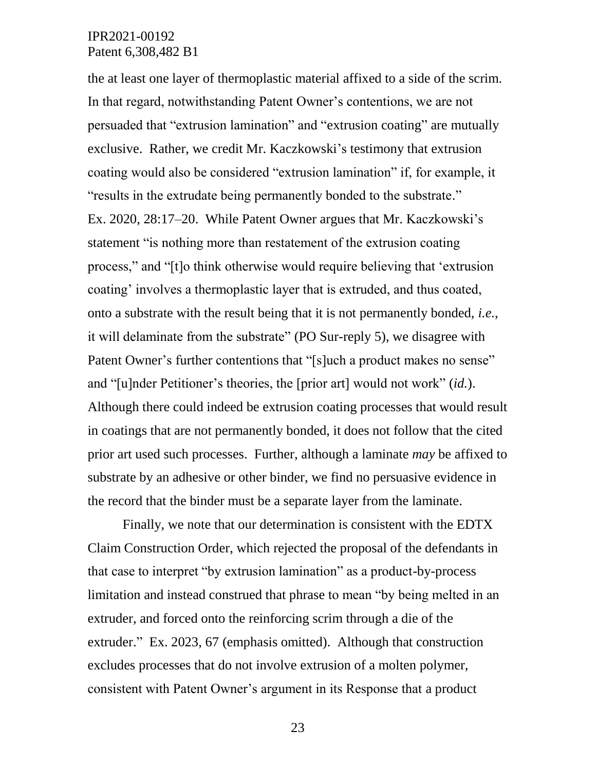the at least one layer of thermoplastic material affixed to a side of the scrim. In that regard, notwithstanding Patent Owner's contentions, we are not persuaded that "extrusion lamination" and "extrusion coating" are mutually exclusive. Rather, we credit Mr. Kaczkowski's testimony that extrusion coating would also be considered "extrusion lamination" if, for example, it "results in the extrudate being permanently bonded to the substrate." Ex. 2020, 28:17–20. While Patent Owner argues that Mr. Kaczkowski's statement "is nothing more than restatement of the extrusion coating process," and "[t]o think otherwise would require believing that 'extrusion coating' involves a thermoplastic layer that is extruded, and thus coated, onto a substrate with the result being that it is not permanently bonded, *i.e.*, it will delaminate from the substrate" (PO Sur-reply 5), we disagree with Patent Owner's further contentions that "[s]uch a product makes no sense" and "[u]nder Petitioner's theories, the [prior art] would not work" (*id.*). Although there could indeed be extrusion coating processes that would result in coatings that are not permanently bonded, it does not follow that the cited prior art used such processes. Further, although a laminate *may* be affixed to substrate by an adhesive or other binder, we find no persuasive evidence in the record that the binder must be a separate layer from the laminate.

Finally, we note that our determination is consistent with the EDTX Claim Construction Order, which rejected the proposal of the defendants in that case to interpret "by extrusion lamination" as a product-by-process limitation and instead construed that phrase to mean "by being melted in an extruder, and forced onto the reinforcing scrim through a die of the extruder." Ex. 2023, 67 (emphasis omitted). Although that construction excludes processes that do not involve extrusion of a molten polymer, consistent with Patent Owner's argument in its Response that a product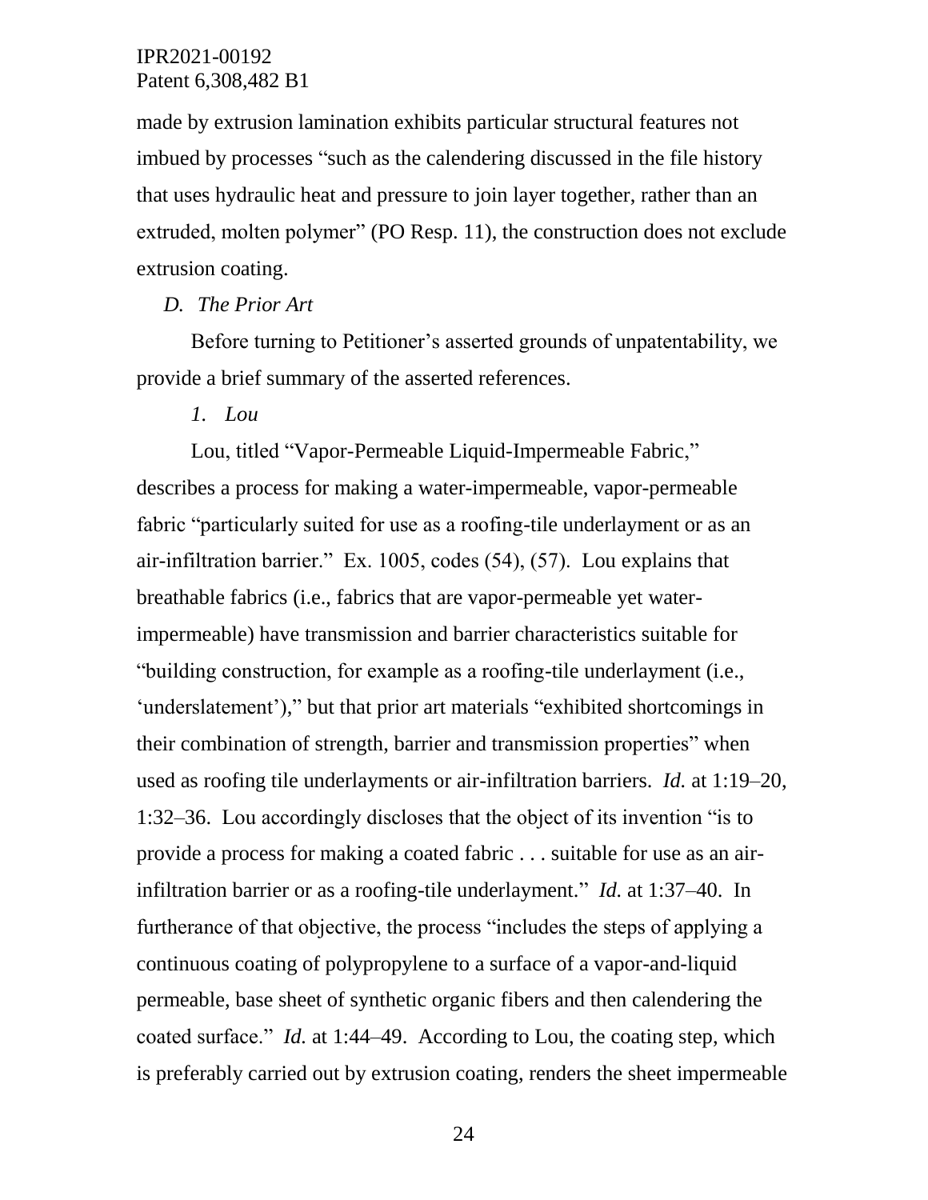made by extrusion lamination exhibits particular structural features not imbued by processes "such as the calendering discussed in the file history that uses hydraulic heat and pressure to join layer together, rather than an extruded, molten polymer" (PO Resp. 11), the construction does not exclude extrusion coating.

### *D. The Prior Art*

Before turning to Petitioner's asserted grounds of unpatentability, we provide a brief summary of the asserted references.

#### *1. Lou*

Lou, titled "Vapor-Permeable Liquid-Impermeable Fabric," describes a process for making a water-impermeable, vapor-permeable fabric "particularly suited for use as a roofing-tile underlayment or as an air-infiltration barrier." Ex. 1005, codes (54), (57). Lou explains that breathable fabrics (i.e., fabrics that are vapor-permeable yet water-impermeable) have transmission and barrier characteristics suitable for "building construction, for example as a roofing-tile underlayment (i.e., 'underslatement')," but that prior art materials "exhibited shortcomings in their combination of strength, barrier and transmission properties" when used as roofing tile underlayments or air-infiltration barriers. *Id.* at 1:19–20, 1:32–36. Lou accordingly discloses that the object of its invention "is to provide a process for making a coated fabric . . . suitable for use as an air-infiltration barrier or as a roofing-tile underlayment." *Id.* at 1:37–40. In furtherance of that objective, the process "includes the steps of applying a continuous coating of polypropylene to a surface of a vapor-and-liquid permeable, base sheet of synthetic organic fibers and then calendering the coated surface." *Id.* at 1:44–49. According to Lou, the coating step, which is preferably carried out by extrusion coating, renders the sheet impermeable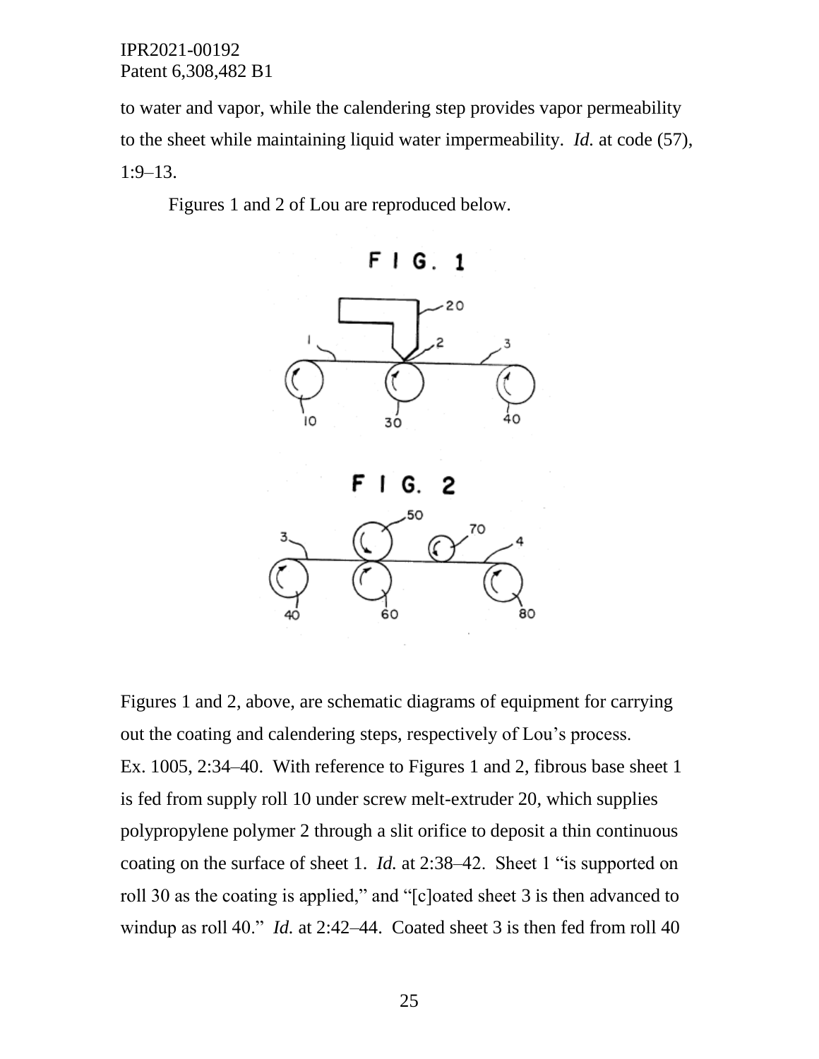to water and vapor, while the calendering step provides vapor permeability to the sheet while maintaining liquid water impermeability. *Id.* at code (57), 1:9–13.

Figures 1 and 2 of Lou are reproduced below.

Figures 1 and 2, above, are schematic diagrams of equipment for carrying out the coating and calendering steps, respectively of Lou's process. Ex. 1005, 2:34–40. With reference to Figures 1 and 2, fibrous base sheet 1 is fed from supply roll 10 under screw melt-extruder 20, which supplies polypropylene polymer 2 through a slit orifice to deposit a thin continuous coating on the surface of sheet 1. *Id.* at 2:38–42. Sheet 1 "is supported on roll 30 as the coating is applied," and "[c]oated sheet 3 is then advanced to windup as roll 40." *Id.* at 2:42–44. Coated sheet 3 is then fed from roll 40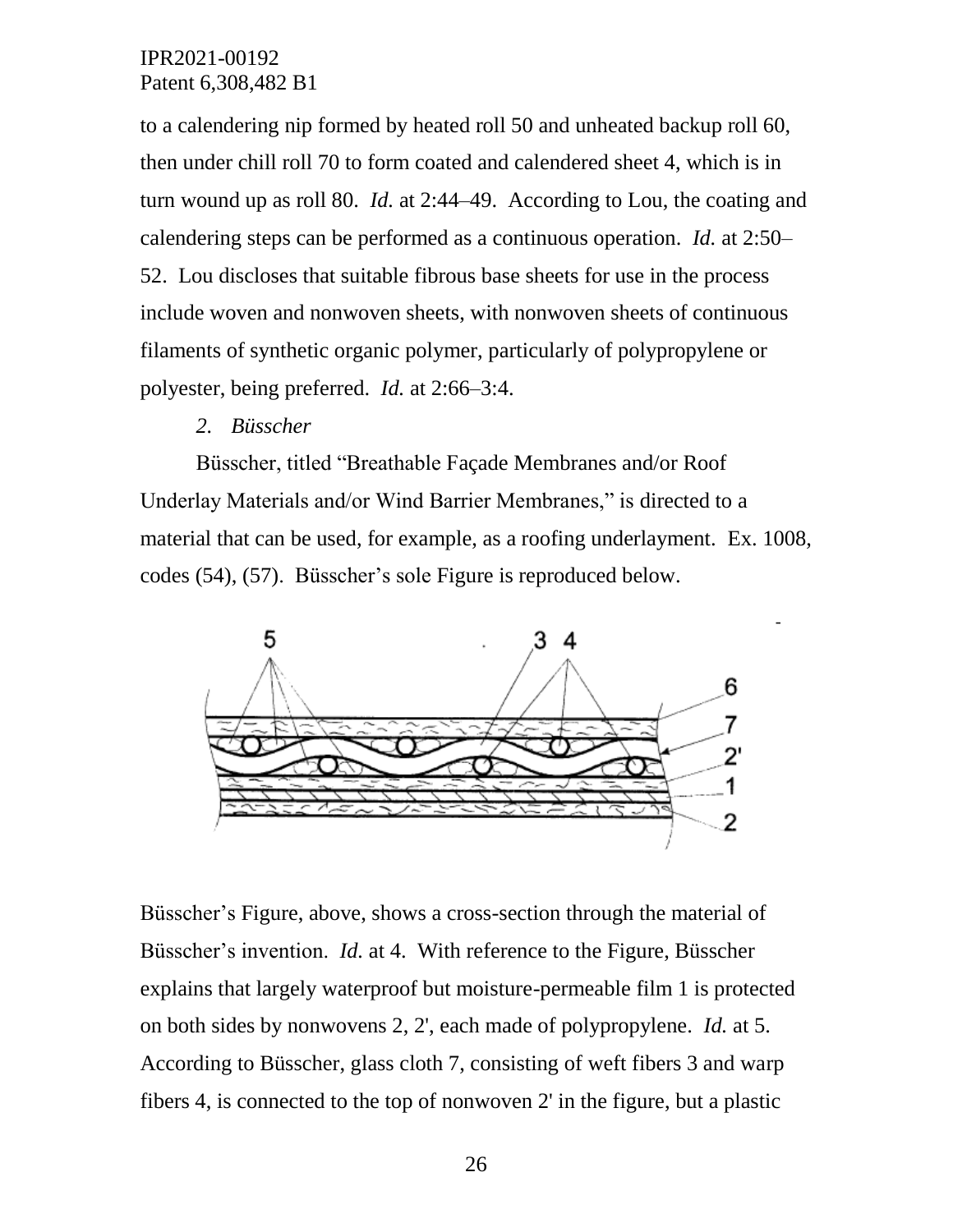to a calendering nip formed by heated roll 50 and unheated backup roll 60, then under chill roll 70 to form coated and calendered sheet 4, which is in turn wound up as roll 80. *Id.* at 2:44–49. According to Lou, the coating and calendering steps can be performed as a continuous operation. *Id.* at 2:50–52. Lou discloses that suitable fibrous base sheets for use in the process include woven and nonwoven sheets, with nonwoven sheets of continuous filaments of synthetic organic polymer, particularly of polypropylene or polyester, being preferred. *Id.* at 2:66–3:4.

*2. Büsscher*

Büsscher, titled "Breathable Façade Membranes and/or Roof Underlay Materials and/or Wind Barrier Membranes," is directed to a material that can be used, for example, as a roofing underlayment. Ex. 1008, codes (54), (57). Büsscher's sole Figure is reproduced below.

Büsscher's Figure, above, shows a cross-section through the material of Büsscher's invention. *Id.* at 4. With reference to the Figure, Büsscher explains that largely waterproof but moisture-permeable film 1 is protected on both sides by nonwovens 2, 2', each made of polypropylene. *Id.* at 5. According to Büsscher, glass cloth 7, consisting of weft fibers 3 and warp fibers 4, is connected to the top of nonwoven 2' in the figure, but a plastic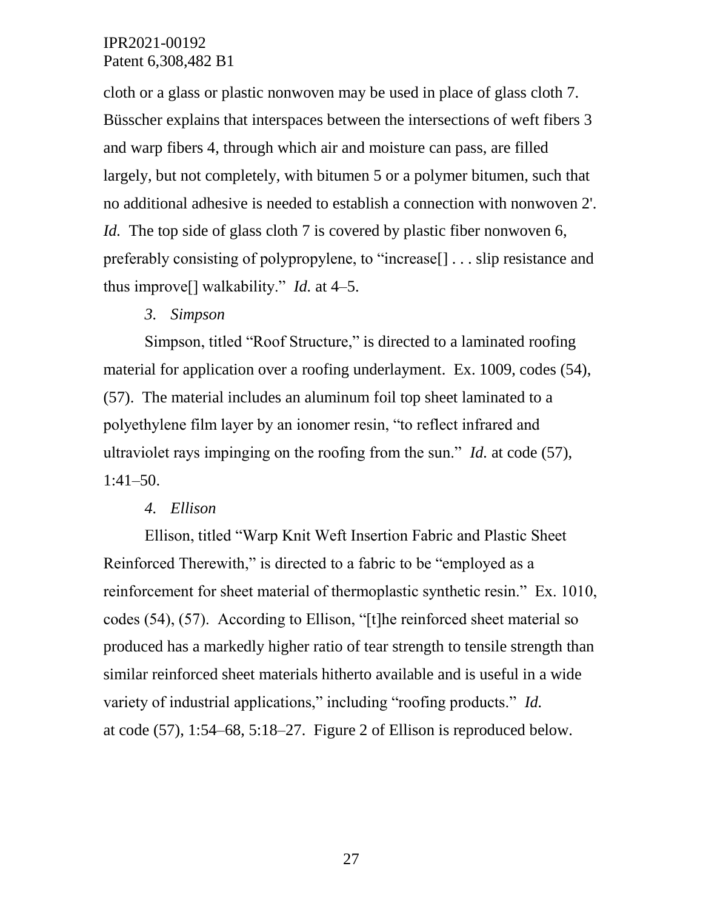cloth or a glass or plastic nonwoven may be used in place of glass cloth 7. Büsscher explains that interspaces between the intersections of weft fibers 3 and warp fibers 4, through which air and moisture can pass, are filled largely, but not completely, with bitumen 5 or a polymer bitumen, such that no additional adhesive is needed to establish a connection with nonwoven 2'. *Id.* The top side of glass cloth 7 is covered by plastic fiber nonwoven 6, preferably consisting of polypropylene, to "increase[] . . . slip resistance and thus improve[] walkability." *Id.* at 4–5.

*3. Simpson*

Simpson, titled "Roof Structure," is directed to a laminated roofing material for application over a roofing underlayment. Ex. 1009, codes (54), (57). The material includes an aluminum foil top sheet laminated to a polyethylene film layer by an ionomer resin, "to reflect infrared and ultraviolet rays impinging on the roofing from the sun." *Id.* at code (57), 1:41–50.

*4. Ellison*

Ellison, titled "Warp Knit Weft Insertion Fabric and Plastic Sheet Reinforced Therewith," is directed to a fabric to be "employed as a reinforcement for sheet material of thermoplastic synthetic resin." Ex. 1010, codes (54), (57). According to Ellison, "[t]he reinforced sheet material so produced has a markedly higher ratio of tear strength to tensile strength than similar reinforced sheet materials hitherto available and is useful in a wide variety of industrial applications," including "roofing products." *Id.* at code (57), 1:54–68, 5:18–27. Figure 2 of Ellison is reproduced below.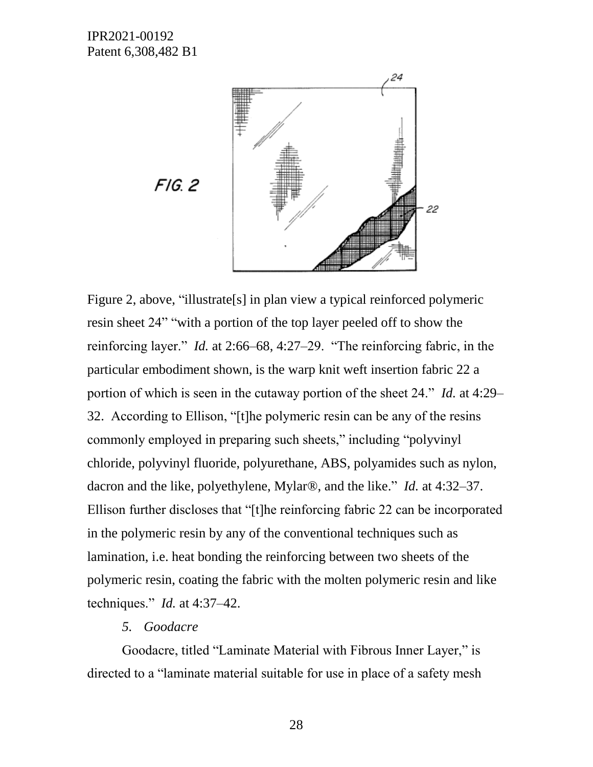Figure 2, above, "illustrate[s] in plan view a typical reinforced polymeric resin sheet 24" "with a portion of the top layer peeled off to show the reinforcing layer." *Id.* at 2:66–68, 4:27–29. "The reinforcing fabric, in the particular embodiment shown, is the warp knit weft insertion fabric 22 a portion of which is seen in the cutaway portion of the sheet 24." *Id.* at 4:29–32. According to Ellison, "[t]he polymeric resin can be any of the resins commonly employed in preparing such sheets," including "polyvinyl chloride, polyvinyl fluoride, polyurethane, ABS, polyamides such as nylon, dacron and the like, polyethylene, Mylar®, and the like." *Id.* at 4:32–37. Ellison further discloses that "[t]he reinforcing fabric 22 can be incorporated in the polymeric resin by any of the conventional techniques such as lamination, i.e. heat bonding the reinforcing between two sheets of the polymeric resin, coating the fabric with the molten polymeric resin and like techniques." *Id.* at 4:37–42.

### 5. *Goodacre*

Goodacre, titled "Laminate Material with Fibrous Inner Layer," is directed to a "laminate material suitable for use in place of a safety mesh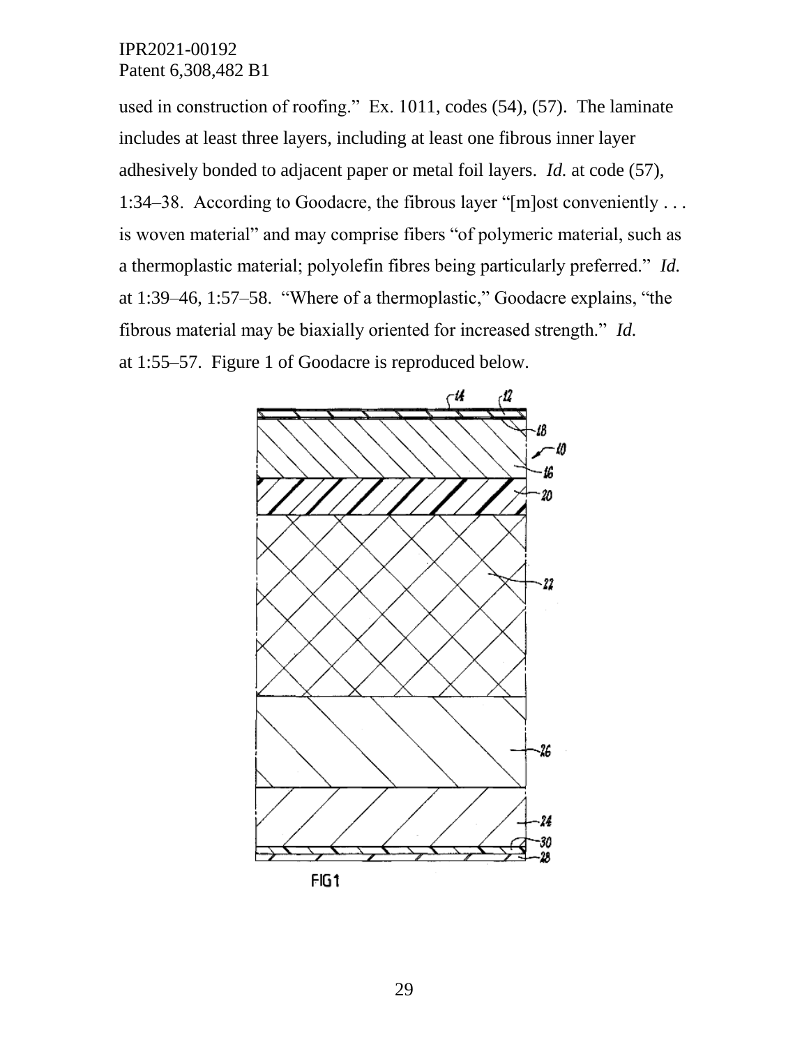used in construction of roofing." Ex. 1011, codes (54), (57). The laminate includes at least three layers, including at least one fibrous inner layer adhesively bonded to adjacent paper or metal foil layers. *Id.* at code (57), 1:34–38. According to Goodacre, the fibrous layer "[m]ost conveniently . . . is woven material" and may comprise fibers "of polymeric material, such as a thermoplastic material; polyolefin fibres being particularly preferred." *Id.* at 1:39–46, 1:57–58. "Where of a thermoplastic," Goodacre explains, "the fibrous material may be biaxially oriented for increased strength." *Id.* at 1:55–57. Figure 1 of Goodacre is reproduced below.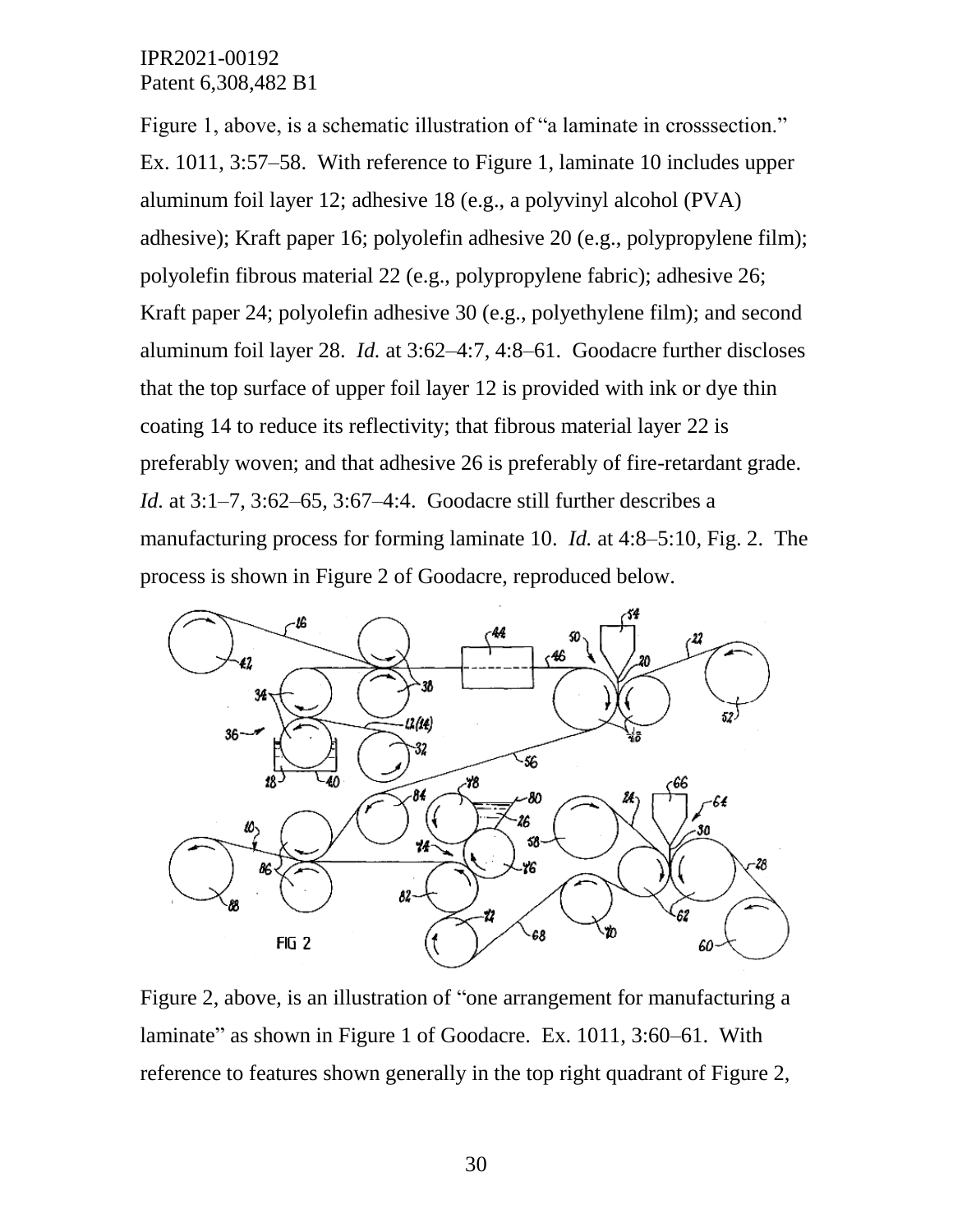Figure 1, above, is a schematic illustration of "a laminate in crosssection." Ex. 1011, 3:57–58. With reference to Figure 1, laminate 10 includes upper aluminum foil layer 12; adhesive 18 (e.g., a polyvinyl alcohol (PVA) adhesive); Kraft paper 16; polyolefin adhesive 20 (e.g., polypropylene film); polyolefin fibrous material 22 (e.g., polypropylene fabric); adhesive 26; Kraft paper 24; polyolefin adhesive 30 (e.g., polyethylene film); and second aluminum foil layer 28. *Id.* at 3:62–4:7, 4:8–61. Goodacre further discloses that the top surface of upper foil layer 12 is provided with ink or dye thin coating 14 to reduce its reflectivity; that fibrous material layer 22 is preferably woven; and that adhesive 26 is preferably of fire-retardant grade. *Id.* at 3:1–7, 3:62–65, 3:67–4:4. Goodacre still further describes a manufacturing process for forming laminate 10. *Id.* at 4:8–5:10, Fig. 2. The process is shown in Figure 2 of Goodacre, reproduced below.

Figure 2, above, is an illustration of "one arrangement for manufacturing a laminate" as shown in Figure 1 of Goodacre. Ex. 1011, 3:60–61. With reference to features shown generally in the top right quadrant of Figure 2,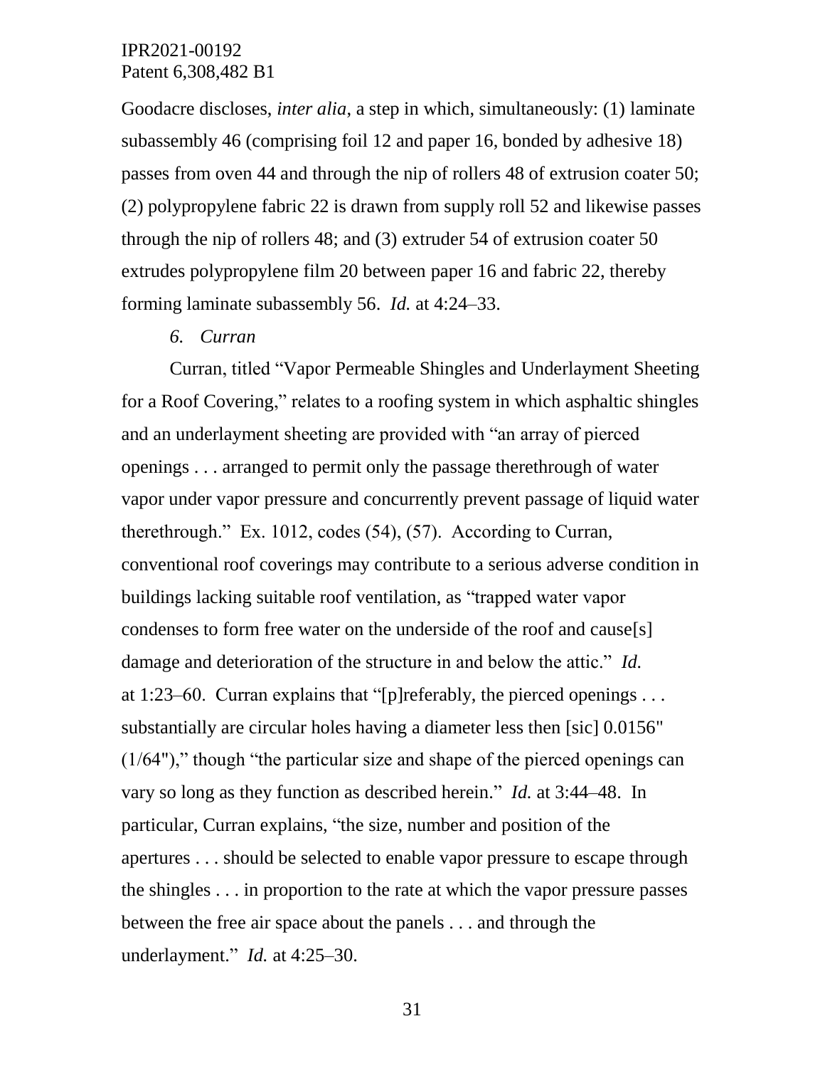Goodacre discloses, *inter alia*, a step in which, simultaneously: (1) laminate subassembly 46 (comprising foil 12 and paper 16, bonded by adhesive 18) passes from oven 44 and through the nip of rollers 48 of extrusion coater 50; (2) polypropylene fabric 22 is drawn from supply roll 52 and likewise passes through the nip of rollers 48; and (3) extruder 54 of extrusion coater 50 extrudes polypropylene film 20 between paper 16 and fabric 22, thereby forming laminate subassembly 56. *Id.* at 4:24–33.

*6. Curran*

Curran, titled "Vapor Permeable Shingles and Underlayment Sheeting for a Roof Covering," relates to a roofing system in which asphaltic shingles and an underlayment sheeting are provided with "an array of pierced openings . . . arranged to permit only the passage therethrough of water vapor under vapor pressure and concurrently prevent passage of liquid water therethrough." Ex. 1012, codes (54), (57). According to Curran, conventional roof coverings may contribute to a serious adverse condition in buildings lacking suitable roof ventilation, as "trapped water vapor condenses to form free water on the underside of the roof and cause[s] damage and deterioration of the structure in and below the attic." *Id.* at 1:23–60. Curran explains that "[p]referably, the pierced openings . . . substantially are circular holes having a diameter less then [sic] 0.0156" (1/64")," though "the particular size and shape of the pierced openings can vary so long as they function as described herein." *Id.* at 3:44–48. In particular, Curran explains, "the size, number and position of the apertures . . . should be selected to enable vapor pressure to escape through the shingles . . . in proportion to the rate at which the vapor pressure passes between the free air space about the panels . . . and through the underlayment." *Id.* at 4:25–30.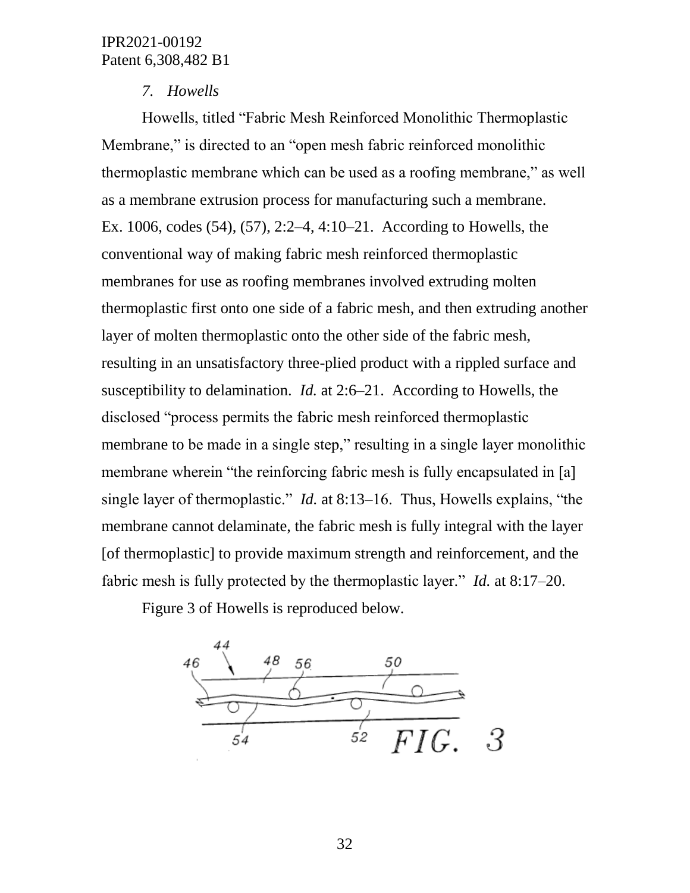*7. Howells*

Howells, titled "Fabric Mesh Reinforced Monolithic Thermoplastic Membrane," is directed to an "open mesh fabric reinforced monolithic thermoplastic membrane which can be used as a roofing membrane," as well as a membrane extrusion process for manufacturing such a membrane. Ex. 1006, codes (54), (57), 2:2–4, 4:10–21. According to Howells, the conventional way of making fabric mesh reinforced thermoplastic membranes for use as roofing membranes involved extruding molten thermoplastic first onto one side of a fabric mesh, and then extruding another layer of molten thermoplastic onto the other side of the fabric mesh, resulting in an unsatisfactory three-plied product with a rippled surface and susceptibility to delamination. *Id.* at 2:6–21. According to Howells, the disclosed "process permits the fabric mesh reinforced thermoplastic membrane to be made in a single step," resulting in a single layer monolithic membrane wherein "the reinforcing fabric mesh is fully encapsulated in [a] single layer of thermoplastic." *Id.* at 8:13–16. Thus, Howells explains, "the membrane cannot delaminate, the fabric mesh is fully integral with the layer [of thermoplastic] to provide maximum strength and reinforcement, and the fabric mesh is fully protected by the thermoplastic layer." *Id.* at 8:17–20.

Figure 3 of Howells is reproduced below.

44 46 48 56 50 54 52 *FIG. 3*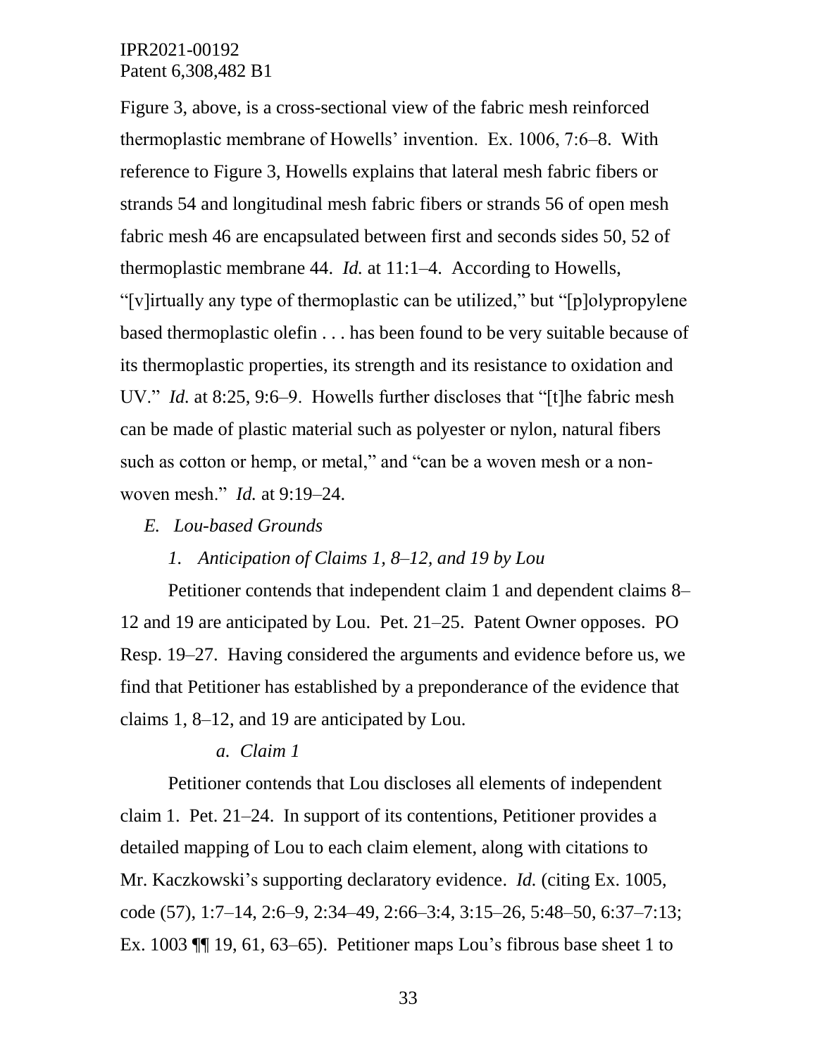Figure 3, above, is a cross-sectional view of the fabric mesh reinforced thermoplastic membrane of Howells' invention. Ex. 1006, 7:6–8. With reference to Figure 3, Howells explains that lateral mesh fabric fibers or strands 54 and longitudinal mesh fabric fibers or strands 56 of open mesh fabric mesh 46 are encapsulated between first and seconds sides 50, 52 of thermoplastic membrane 44. *Id.* at 11:1–4. According to Howells, "[v]irtually any type of thermoplastic can be utilized," but "[p]olypropylene based thermoplastic olefin . . . has been found to be very suitable because of its thermoplastic properties, its strength and its resistance to oxidation and UV." *Id.* at 8:25, 9:6–9. Howells further discloses that "[t]he fabric mesh can be made of plastic material such as polyester or nylon, natural fibers such as cotton or hemp, or metal," and "can be a woven mesh or a non-woven mesh." *Id.* at 9:19–24.

### *E. Lou-based Grounds*

#### *1. Anticipation of Claims 1, 8–12, and 19 by Lou*

Petitioner contends that independent claim 1 and dependent claims 8–12 and 19 are anticipated by Lou. Pet. 21–25. Patent Owner opposes. PO Resp. 19–27. Having considered the arguments and evidence before us, we find that Petitioner has established by a preponderance of the evidence that claims 1, 8–12, and 19 are anticipated by Lou.

##### *a. Claim 1*

Petitioner contends that Lou discloses all elements of independent claim 1. Pet. 21–24. In support of its contentions, Petitioner provides a detailed mapping of Lou to each claim element, along with citations to Mr. Kaczkowski's supporting declaratory evidence. *Id.* (citing Ex. 1005, code (57), 1:7–14, 2:6–9, 2:34–49, 2:66–3:4, 3:15–26, 5:48–50, 6:37–7:13; Ex. 1003 ¶¶ 19, 61, 63–65). Petitioner maps Lou's fibrous base sheet 1 to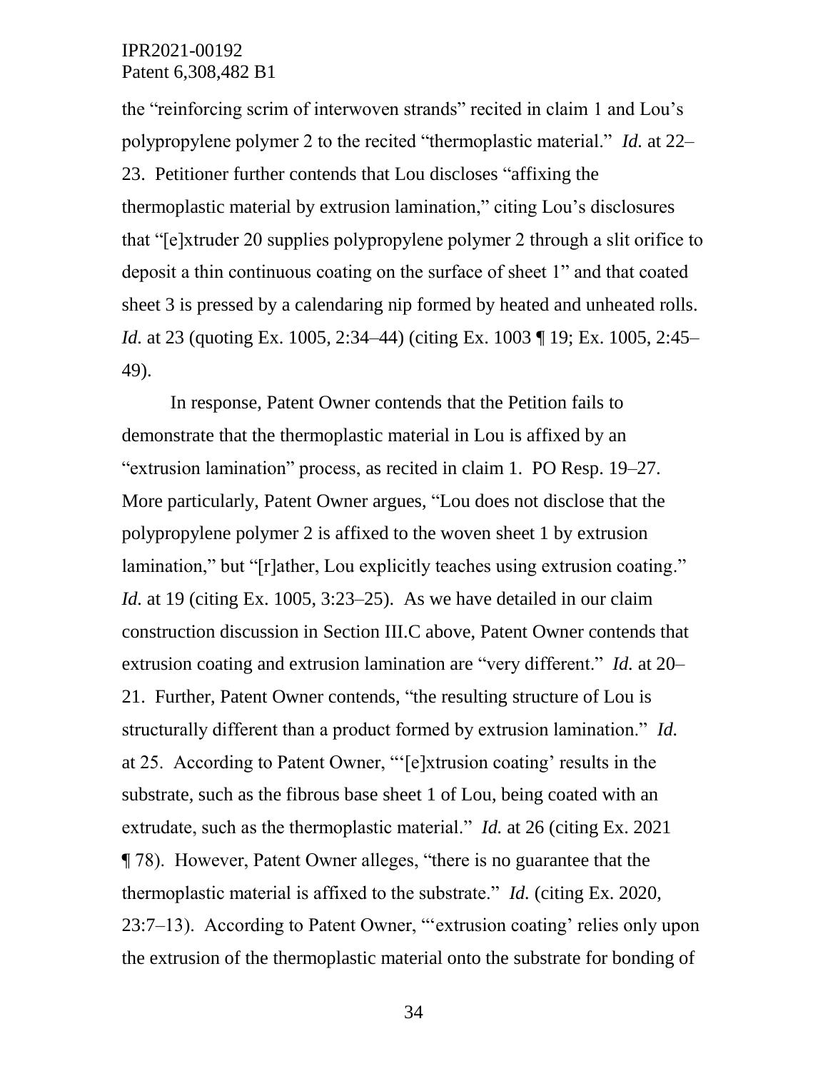the "reinforcing scrim of interwoven strands" recited in claim 1 and Lou's polypropylene polymer 2 to the recited "thermoplastic material." *Id.* at 22–23. Petitioner further contends that Lou discloses "affixing the thermoplastic material by extrusion lamination," citing Lou's disclosures that "[e]xtruder 20 supplies polypropylene polymer 2 through a slit orifice to deposit a thin continuous coating on the surface of sheet 1" and that coated sheet 3 is pressed by a calendaring nip formed by heated and unheated rolls. *Id.* at 23 (quoting Ex. 1005, 2:34–44) (citing Ex. 1003 ¶ 19; Ex. 1005, 2:45–49).

In response, Patent Owner contends that the Petition fails to demonstrate that the thermoplastic material in Lou is affixed by an "extrusion lamination" process, as recited in claim 1. PO Resp. 19–27. More particularly, Patent Owner argues, "Lou does not disclose that the polypropylene polymer 2 is affixed to the woven sheet 1 by extrusion lamination," but "[r]ather, Lou explicitly teaches using extrusion coating." *Id.* at 19 (citing Ex. 1005, 3:23–25). As we have detailed in our claim construction discussion in Section III.C above, Patent Owner contends that extrusion coating and extrusion lamination are "very different." *Id.* at 20–21. Further, Patent Owner contends, "the resulting structure of Lou is structurally different than a product formed by extrusion lamination." *Id.* at 25. According to Patent Owner, "'[e]xtrusion coating' results in the substrate, such as the fibrous base sheet 1 of Lou, being coated with an extrudate, such as the thermoplastic material." *Id.* at 26 (citing Ex. 2021 ¶ 78). However, Patent Owner alleges, "there is no guarantee that the thermoplastic material is affixed to the substrate." *Id.* (citing Ex. 2020, 23:7–13). According to Patent Owner, "'extrusion coating' relies only upon the extrusion of the thermoplastic material onto the substrate for bonding of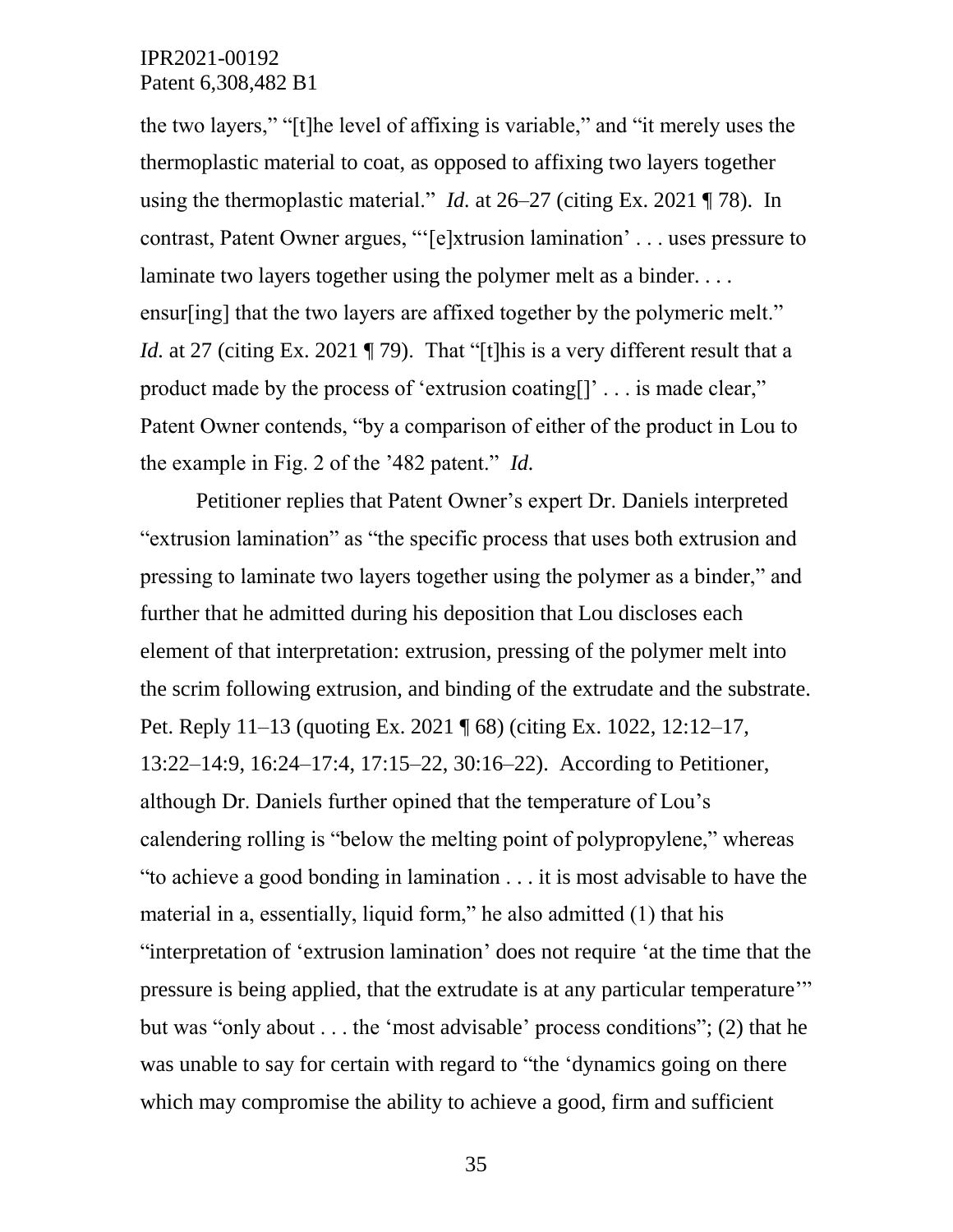the two layers," "[t]he level of affixing is variable," and "it merely uses the thermoplastic material to coat, as opposed to affixing two layers together using the thermoplastic material." *Id.* at 26–27 (citing Ex. 2021 ¶ 78). In contrast, Patent Owner argues, "'[e]xtrusion lamination' . . . uses pressure to laminate two layers together using the polymer melt as a binder. . . . ensur[ing] that the two layers are affixed together by the polymeric melt." *Id.* at 27 (citing Ex. 2021 ¶ 79). That "[t]his is a very different result that a product made by the process of 'extrusion coating[]' . . . is made clear," Patent Owner contends, "by a comparison of either of the product in Lou to the example in Fig. 2 of the '482 patent." *Id.*

Petitioner replies that Patent Owner's expert Dr. Daniels interpreted "extrusion lamination" as "the specific process that uses both extrusion and pressing to laminate two layers together using the polymer as a binder," and further that he admitted during his deposition that Lou discloses each element of that interpretation: extrusion, pressing of the polymer melt into the scrim following extrusion, and binding of the extrudate and the substrate. Pet. Reply 11–13 (quoting Ex. 2021 ¶ 68) (citing Ex. 1022, 12:12–17, 13:22–14:9, 16:24–17:4, 17:15–22, 30:16–22). According to Petitioner, although Dr. Daniels further opined that the temperature of Lou's calendering rolling is "below the melting point of polypropylene," whereas "to achieve a good bonding in lamination . . . it is most advisable to have the material in a, essentially, liquid form," he also admitted (1) that his "interpretation of 'extrusion lamination' does not require 'at the time that the pressure is being applied, that the extrudate is at any particular temperature'" but was "only about . . . the 'most advisable' process conditions"; (2) that he was unable to say for certain with regard to "the 'dynamics going on there which may compromise the ability to achieve a good, firm and sufficient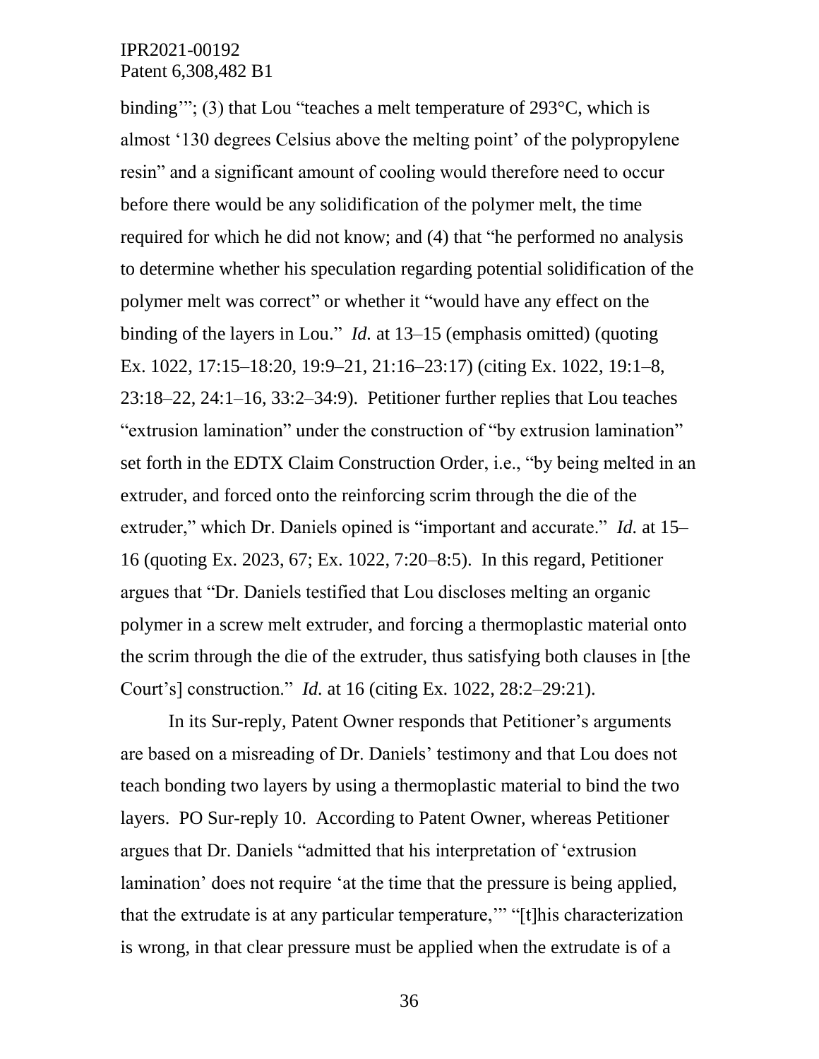binding'"; (3) that Lou "teaches a melt temperature of 293°C, which is almost '130 degrees Celsius above the melting point' of the polypropylene resin" and a significant amount of cooling would therefore need to occur before there would be any solidification of the polymer melt, the time required for which he did not know; and (4) that "he performed no analysis to determine whether his speculation regarding potential solidification of the polymer melt was correct" or whether it "would have any effect on the binding of the layers in Lou." *Id.* at 13–15 (emphasis omitted) (quoting Ex. 1022, 17:15–18:20, 19:9–21, 21:16–23:17) (citing Ex. 1022, 19:1–8, 23:18–22, 24:1–16, 33:2–34:9). Petitioner further replies that Lou teaches "extrusion lamination" under the construction of "by extrusion lamination" set forth in the EDTX Claim Construction Order, i.e., "by being melted in an extruder, and forced onto the reinforcing scrim through the die of the extruder," which Dr. Daniels opined is "important and accurate." *Id.* at 15–16 (quoting Ex. 2023, 67; Ex. 1022, 7:20–8:5). In this regard, Petitioner argues that "Dr. Daniels testified that Lou discloses melting an organic polymer in a screw melt extruder, and forcing a thermoplastic material onto the scrim through the die of the extruder, thus satisfying both clauses in [the Court's] construction." *Id.* at 16 (citing Ex. 1022, 28:2–29:21).

In its Sur-reply, Patent Owner responds that Petitioner's arguments are based on a misreading of Dr. Daniels' testimony and that Lou does not teach bonding two layers by using a thermoplastic material to bind the two layers. PO Sur-reply 10. According to Patent Owner, whereas Petitioner argues that Dr. Daniels "admitted that his interpretation of 'extrusion lamination' does not require 'at the time that the pressure is being applied, that the extrudate is at any particular temperature,'" "[t]his characterization is wrong, in that clear pressure must be applied when the extrudate is of a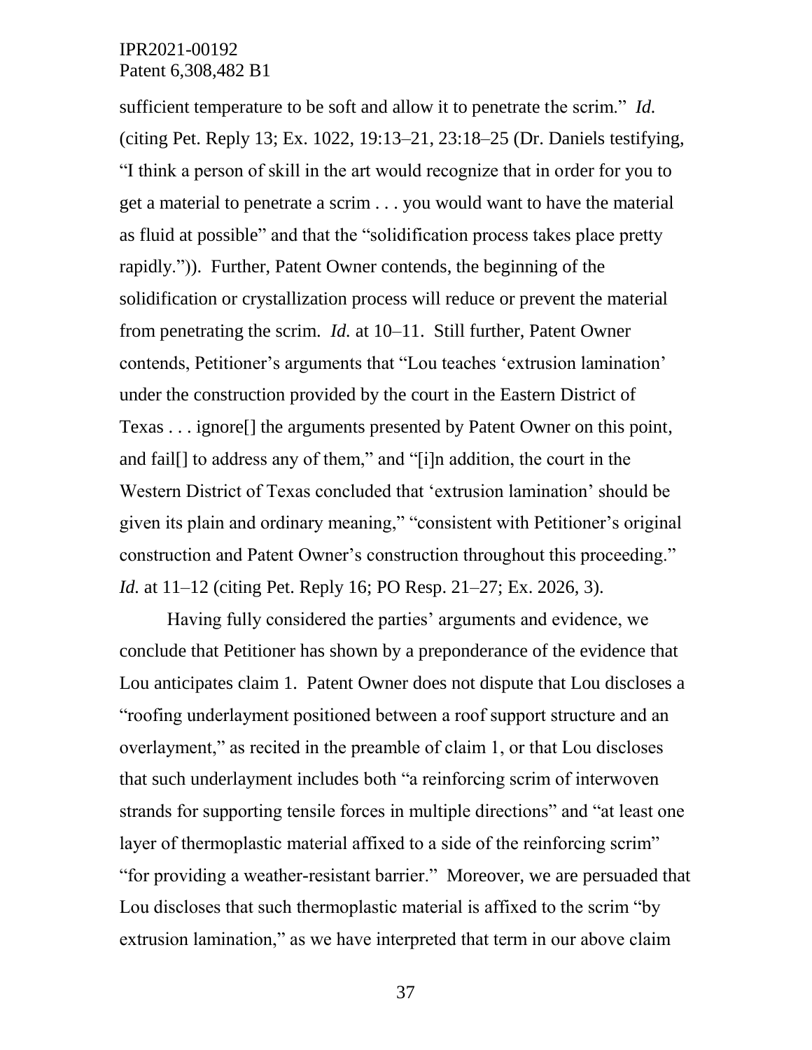sufficient temperature to be soft and allow it to penetrate the scrim." *Id.* (citing Pet. Reply 13; Ex. 1022, 19:13–21, 23:18–25 (Dr. Daniels testifying, "I think a person of skill in the art would recognize that in order for you to get a material to penetrate a scrim . . . you would want to have the material as fluid at possible" and that the "solidification process takes place pretty rapidly.")). Further, Patent Owner contends, the beginning of the solidification or crystallization process will reduce or prevent the material from penetrating the scrim. *Id.* at 10–11. Still further, Patent Owner contends, Petitioner's arguments that "Lou teaches 'extrusion lamination' under the construction provided by the court in the Eastern District of Texas . . . ignore[] the arguments presented by Patent Owner on this point, and fail[] to address any of them," and "[i]n addition, the court in the Western District of Texas concluded that 'extrusion lamination' should be given its plain and ordinary meaning," "consistent with Petitioner's original construction and Patent Owner's construction throughout this proceeding." *Id.* at 11–12 (citing Pet. Reply 16; PO Resp. 21–27; Ex. 2026, 3).

Having fully considered the parties' arguments and evidence, we conclude that Petitioner has shown by a preponderance of the evidence that Lou anticipates claim 1. Patent Owner does not dispute that Lou discloses a "roofing underlayment positioned between a roof support structure and an overlayment," as recited in the preamble of claim 1, or that Lou discloses that such underlayment includes both "a reinforcing scrim of interwoven strands for supporting tensile forces in multiple directions" and "at least one layer of thermoplastic material affixed to a side of the reinforcing scrim" "for providing a weather-resistant barrier." Moreover, we are persuaded that Lou discloses that such thermoplastic material is affixed to the scrim "by extrusion lamination," as we have interpreted that term in our above claim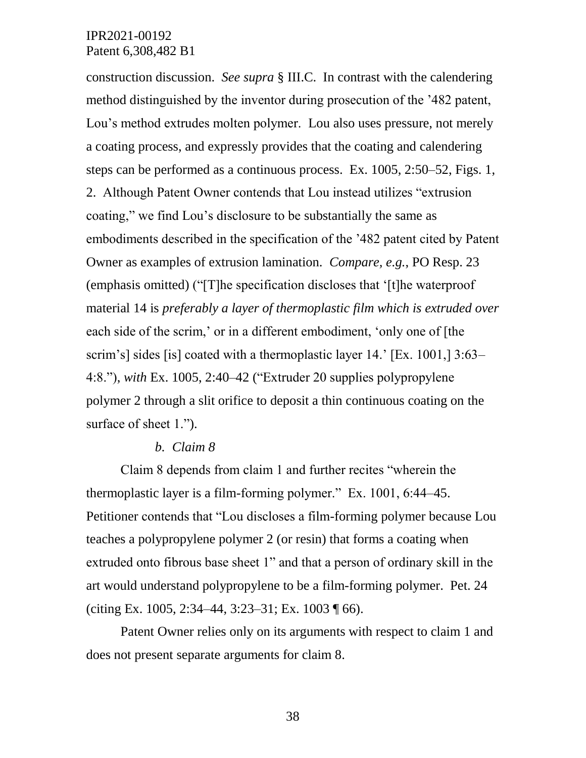construction discussion. *See supra* § III.C. In contrast with the calendering method distinguished by the inventor during prosecution of the '482 patent, Lou's method extrudes molten polymer. Lou also uses pressure, not merely a coating process, and expressly provides that the coating and calendering steps can be performed as a continuous process. Ex. 1005, 2:50–52, Figs. 1, 2. Although Patent Owner contends that Lou instead utilizes "extrusion coating," we find Lou's disclosure to be substantially the same as embodiments described in the specification of the '482 patent cited by Patent Owner as examples of extrusion lamination. *Compare, e.g.*, PO Resp. 23 (emphasis omitted) ("[T]he specification discloses that '[t]he waterproof material 14 is *preferably a layer of thermoplastic film which is extruded over* each side of the scrim,' or in a different embodiment, 'only one of [the scrim's] sides [is] coated with a thermoplastic layer 14.' [Ex. 1001,] 3:63–4:8."), *with* Ex. 1005, 2:40–42 ("Extruder 20 supplies polypropylene polymer 2 through a slit orifice to deposit a thin continuous coating on the surface of sheet 1.").

*b. Claim 8*

Claim 8 depends from claim 1 and further recites "wherein the thermoplastic layer is a film-forming polymer." Ex. 1001, 6:44–45. Petitioner contends that "Lou discloses a film-forming polymer because Lou teaches a polypropylene polymer 2 (or resin) that forms a coating when extruded onto fibrous base sheet 1" and that a person of ordinary skill in the art would understand polypropylene to be a film-forming polymer. Pet. 24 (citing Ex. 1005, 2:34–44, 3:23–31; Ex. 1003 ¶ 66).

Patent Owner relies only on its arguments with respect to claim 1 and does not present separate arguments for claim 8.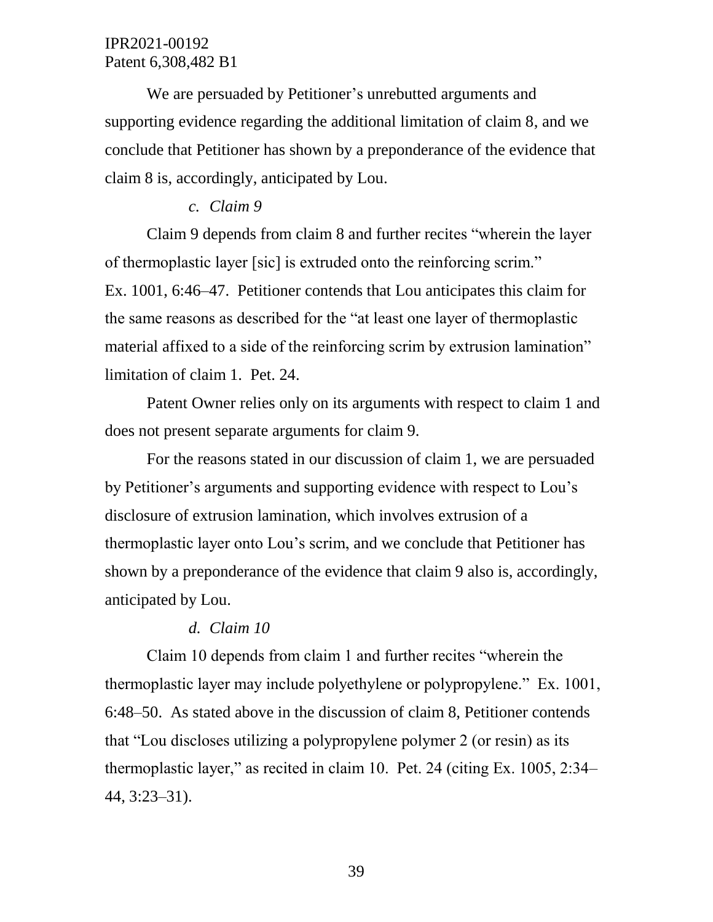We are persuaded by Petitioner's unrebutted arguments and supporting evidence regarding the additional limitation of claim 8, and we conclude that Petitioner has shown by a preponderance of the evidence that claim 8 is, accordingly, anticipated by Lou.

*c. Claim 9*

Claim 9 depends from claim 8 and further recites "wherein the layer of thermoplastic layer [sic] is extruded onto the reinforcing scrim." Ex. 1001, 6:46–47. Petitioner contends that Lou anticipates this claim for the same reasons as described for the "at least one layer of thermoplastic material affixed to a side of the reinforcing scrim by extrusion lamination" limitation of claim 1. Pet. 24.

Patent Owner relies only on its arguments with respect to claim 1 and does not present separate arguments for claim 9.

For the reasons stated in our discussion of claim 1, we are persuaded by Petitioner's arguments and supporting evidence with respect to Lou's disclosure of extrusion lamination, which involves extrusion of a thermoplastic layer onto Lou's scrim, and we conclude that Petitioner has shown by a preponderance of the evidence that claim 9 also is, accordingly, anticipated by Lou.

*d. Claim 10*

Claim 10 depends from claim 1 and further recites "wherein the thermoplastic layer may include polyethylene or polypropylene." Ex. 1001, 6:48–50. As stated above in the discussion of claim 8, Petitioner contends that "Lou discloses utilizing a polypropylene polymer 2 (or resin) as its thermoplastic layer," as recited in claim 10. Pet. 24 (citing Ex. 1005, 2:34–44, 3:23–31).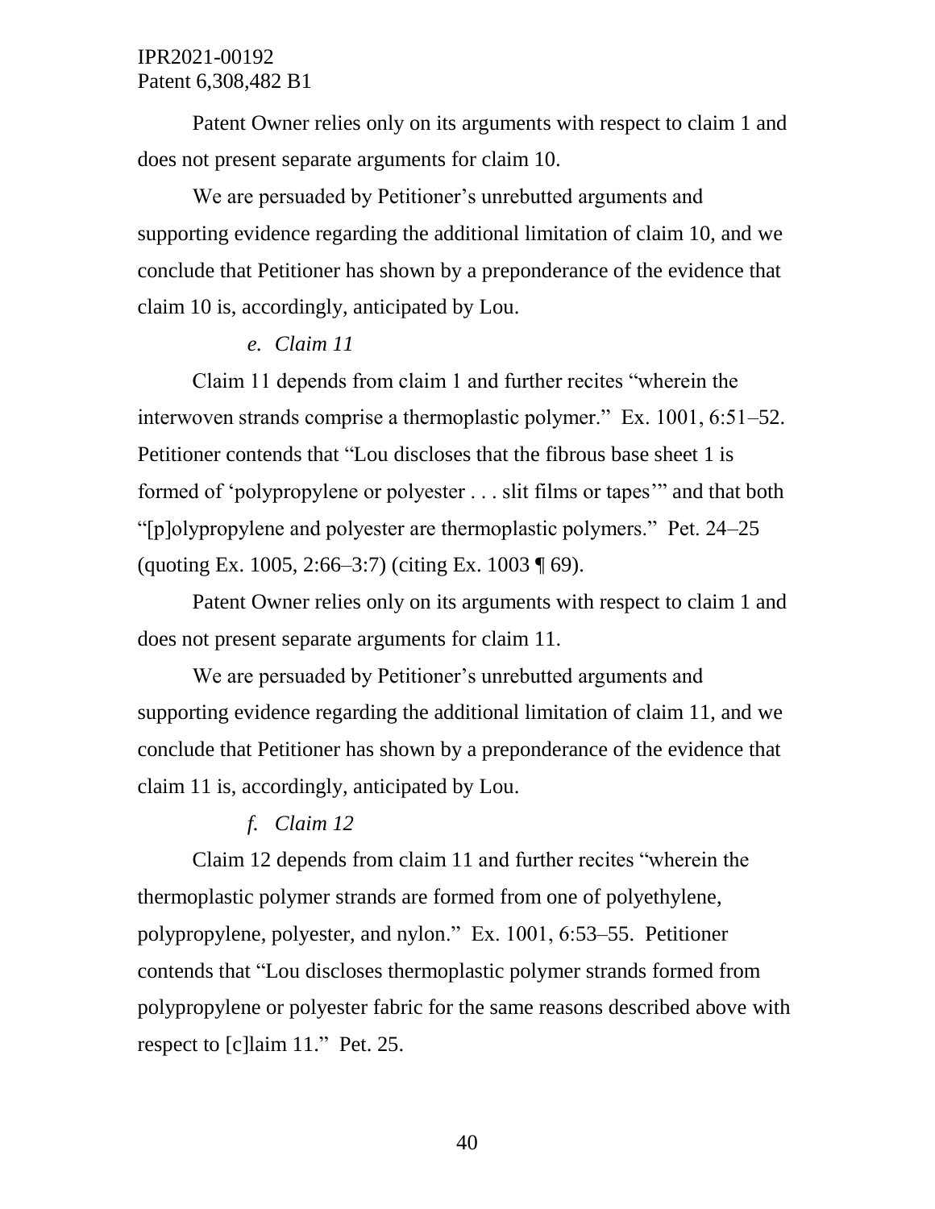Patent Owner relies only on its arguments with respect to claim 1 and does not present separate arguments for claim 10.

We are persuaded by Petitioner's unrebutted arguments and supporting evidence regarding the additional limitation of claim 10, and we conclude that Petitioner has shown by a preponderance of the evidence that claim 10 is, accordingly, anticipated by Lou.

*e. Claim 11*

Claim 11 depends from claim 1 and further recites "wherein the interwoven strands comprise a thermoplastic polymer." Ex. 1001, 6:51–52. Petitioner contends that "Lou discloses that the fibrous base sheet 1 is formed of 'polypropylene or polyester . . . slit films or tapes'" and that both "[p]olypropylene and polyester are thermoplastic polymers." Pet. 24–25 (quoting Ex. 1005, 2:66–3:7) (citing Ex. 1003 ¶ 69).

Patent Owner relies only on its arguments with respect to claim 1 and does not present separate arguments for claim 11.

We are persuaded by Petitioner's unrebutted arguments and supporting evidence regarding the additional limitation of claim 11, and we conclude that Petitioner has shown by a preponderance of the evidence that claim 11 is, accordingly, anticipated by Lou.

*f. Claim 12*

Claim 12 depends from claim 11 and further recites "wherein the thermoplastic polymer strands are formed from one of polyethylene, polypropylene, polyester, and nylon." Ex. 1001, 6:53–55. Petitioner contends that "Lou discloses thermoplastic polymer strands formed from polypropylene or polyester fabric for the same reasons described above with respect to [c]laim 11." Pet. 25.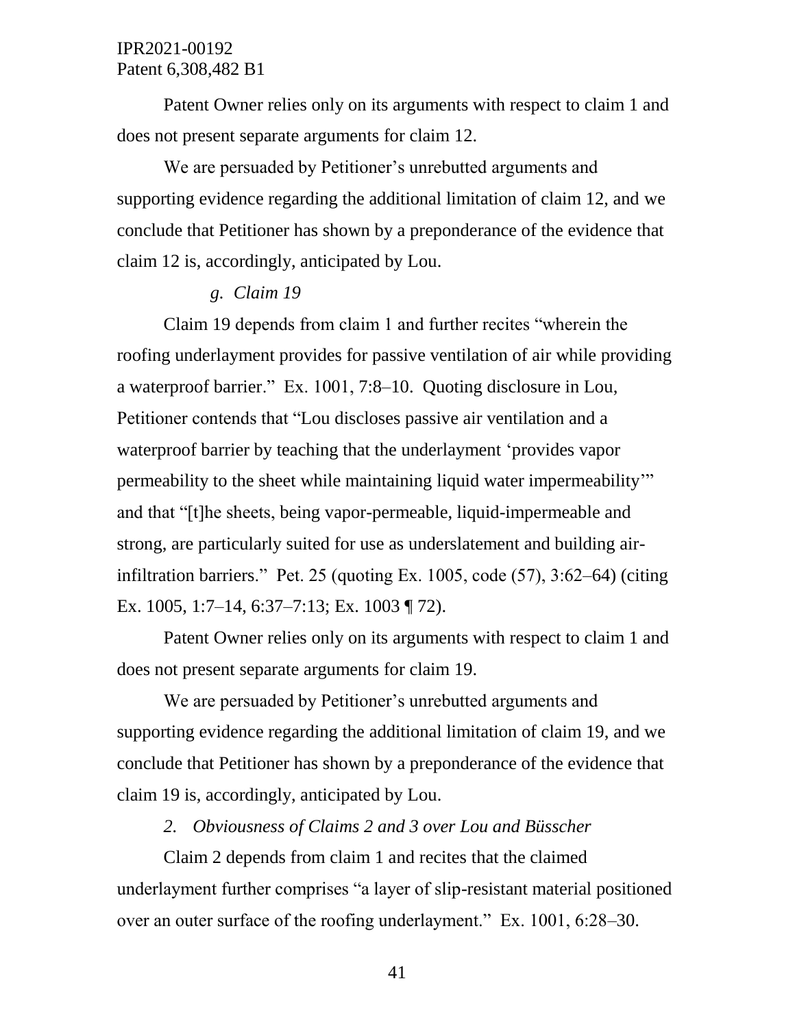Patent Owner relies only on its arguments with respect to claim 1 and does not present separate arguments for claim 12.

We are persuaded by Petitioner's unrebutted arguments and supporting evidence regarding the additional limitation of claim 12, and we conclude that Petitioner has shown by a preponderance of the evidence that claim 12 is, accordingly, anticipated by Lou.

*g. Claim 19*

Claim 19 depends from claim 1 and further recites "wherein the roofing underlayment provides for passive ventilation of air while providing a waterproof barrier." Ex. 1001, 7:8–10. Quoting disclosure in Lou, Petitioner contends that "Lou discloses passive air ventilation and a waterproof barrier by teaching that the underlayment 'provides vapor permeability to the sheet while maintaining liquid water impermeability'" and that "[t]he sheets, being vapor-permeable, liquid-impermeable and strong, are particularly suited for use as underslatement and building air-infiltration barriers." Pet. 25 (quoting Ex. 1005, code (57), 3:62–64) (citing Ex. 1005, 1:7–14, 6:37–7:13; Ex. 1003 ¶ 72).

Patent Owner relies only on its arguments with respect to claim 1 and does not present separate arguments for claim 19.

We are persuaded by Petitioner's unrebutted arguments and supporting evidence regarding the additional limitation of claim 19, and we conclude that Petitioner has shown by a preponderance of the evidence that claim 19 is, accordingly, anticipated by Lou.

*2. Obviousness of Claims 2 and 3 over Lou and Büsscher*

Claim 2 depends from claim 1 and recites that the claimed underlayment further comprises "a layer of slip-resistant material positioned over an outer surface of the roofing underlayment." Ex. 1001, 6:28–30.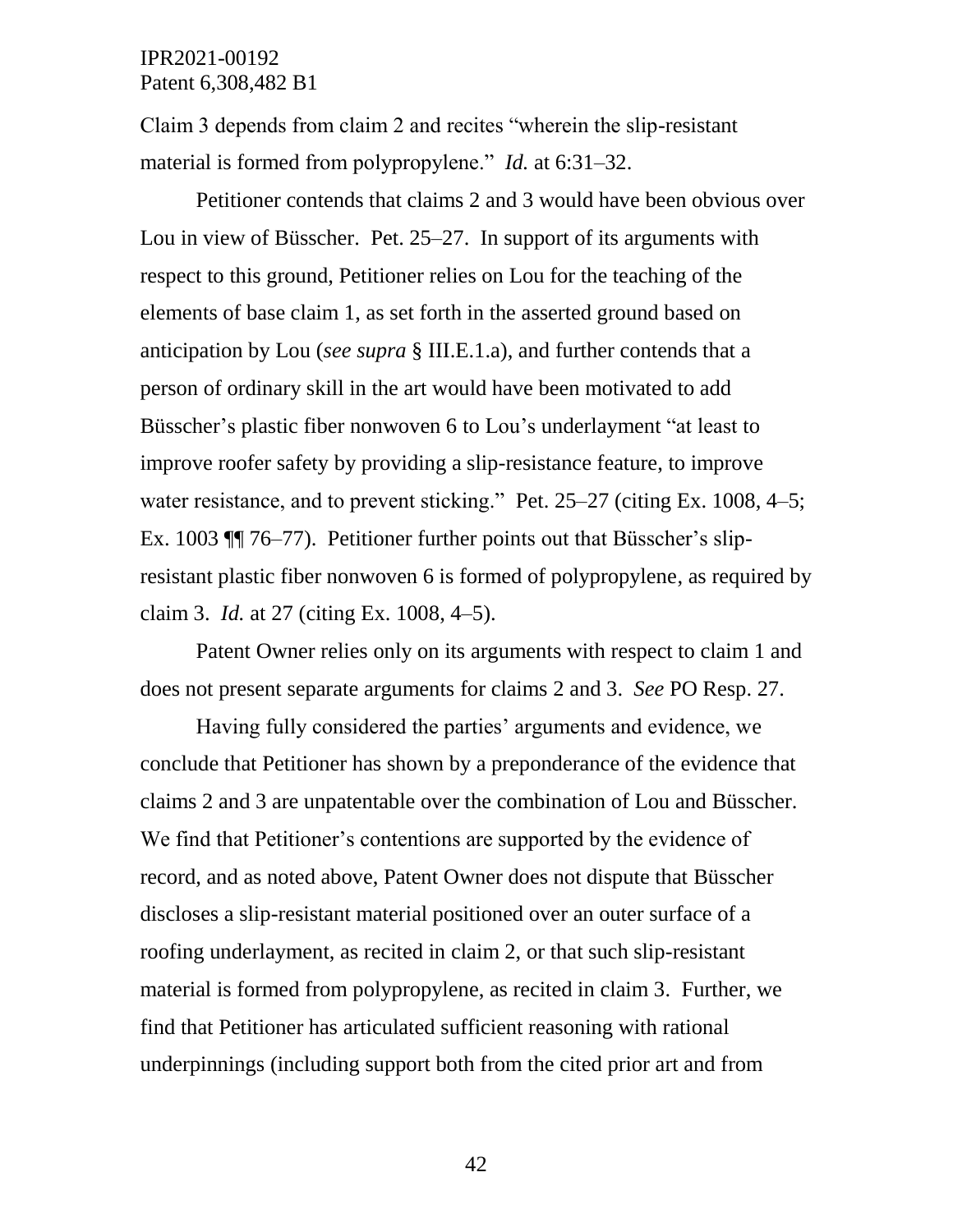Claim 3 depends from claim 2 and recites "wherein the slip-resistant material is formed from polypropylene." *Id.* at 6:31–32.

Petitioner contends that claims 2 and 3 would have been obvious over Lou in view of Büsscher. Pet. 25–27. In support of its arguments with respect to this ground, Petitioner relies on Lou for the teaching of the elements of base claim 1, as set forth in the asserted ground based on anticipation by Lou (*see supra* § III.E.1.a), and further contends that a person of ordinary skill in the art would have been motivated to add Büsscher's plastic fiber nonwoven 6 to Lou's underlayment "at least to improve roofer safety by providing a slip-resistance feature, to improve water resistance, and to prevent sticking." Pet. 25–27 (citing Ex. 1008, 4–5; Ex. 1003 ¶¶ 76–77). Petitioner further points out that Büsscher's slip-resistant plastic fiber nonwoven 6 is formed of polypropylene, as required by claim 3. *Id.* at 27 (citing Ex. 1008, 4–5).

Patent Owner relies only on its arguments with respect to claim 1 and does not present separate arguments for claims 2 and 3. *See* PO Resp. 27.

Having fully considered the parties' arguments and evidence, we conclude that Petitioner has shown by a preponderance of the evidence that claims 2 and 3 are unpatentable over the combination of Lou and Büsscher. We find that Petitioner's contentions are supported by the evidence of record, and as noted above, Patent Owner does not dispute that Büsscher discloses a slip-resistant material positioned over an outer surface of a roofing underlayment, as recited in claim 2, or that such slip-resistant material is formed from polypropylene, as recited in claim 3. Further, we find that Petitioner has articulated sufficient reasoning with rational underpinnings (including support both from the cited prior art and from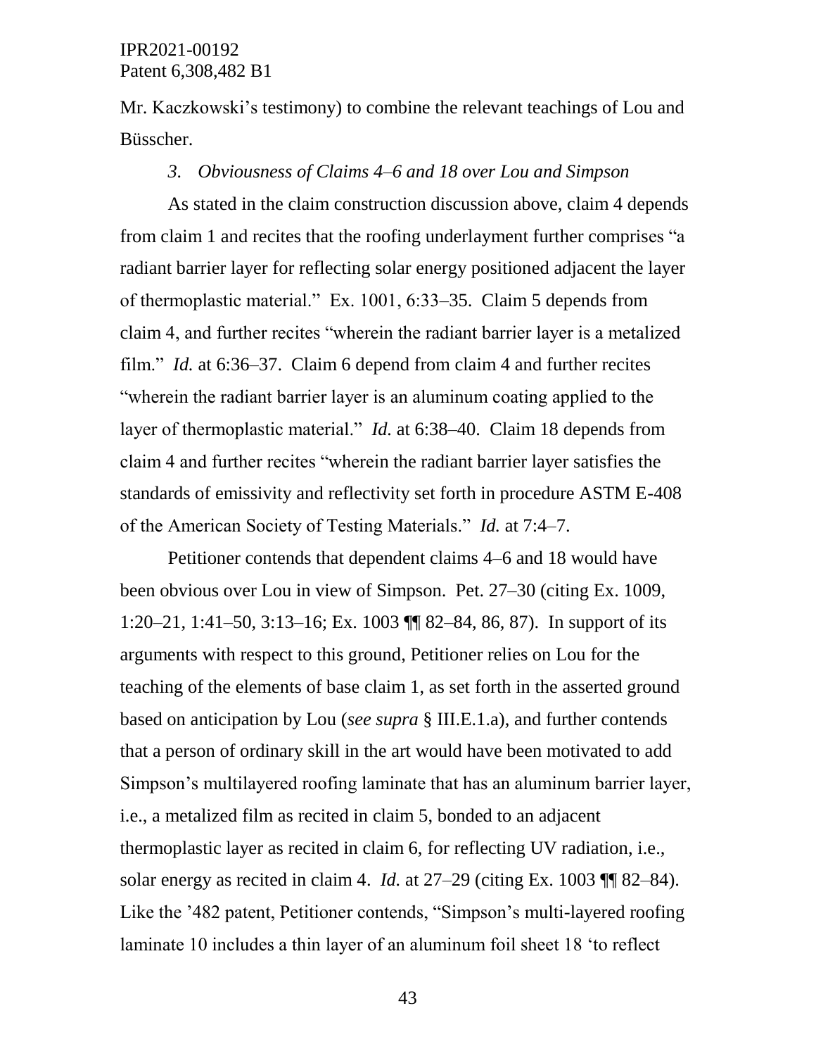Mr. Kaczkowski's testimony) to combine the relevant teachings of Lou and Büsscher.

### *3. Obviousness of Claims 4–6 and 18 over Lou and Simpson*

As stated in the claim construction discussion above, claim 4 depends from claim 1 and recites that the roofing underlayment further comprises "a radiant barrier layer for reflecting solar energy positioned adjacent the layer of thermoplastic material." Ex. 1001, 6:33–35. Claim 5 depends from claim 4, and further recites "wherein the radiant barrier layer is a metalized film." *Id.* at 6:36–37. Claim 6 depend from claim 4 and further recites "wherein the radiant barrier layer is an aluminum coating applied to the layer of thermoplastic material." *Id.* at 6:38–40. Claim 18 depends from claim 4 and further recites "wherein the radiant barrier layer satisfies the standards of emissivity and reflectivity set forth in procedure ASTM E-408 of the American Society of Testing Materials." *Id.* at 7:4–7.

Petitioner contends that dependent claims 4–6 and 18 would have been obvious over Lou in view of Simpson. Pet. 27–30 (citing Ex. 1009, 1:20–21, 1:41–50, 3:13–16; Ex. 1003 ¶¶ 82–84, 86, 87). In support of its arguments with respect to this ground, Petitioner relies on Lou for the teaching of the elements of base claim 1, as set forth in the asserted ground based on anticipation by Lou (*see supra* § III.E.1.a), and further contends that a person of ordinary skill in the art would have been motivated to add Simpson's multilayered roofing laminate that has an aluminum barrier layer, i.e., a metalized film as recited in claim 5, bonded to an adjacent thermoplastic layer as recited in claim 6, for reflecting UV radiation, i.e., solar energy as recited in claim 4. *Id.* at 27–29 (citing Ex. 1003 ¶¶ 82–84). Like the '482 patent, Petitioner contends, "Simpson's multi-layered roofing laminate 10 includes a thin layer of an aluminum foil sheet 18 'to reflect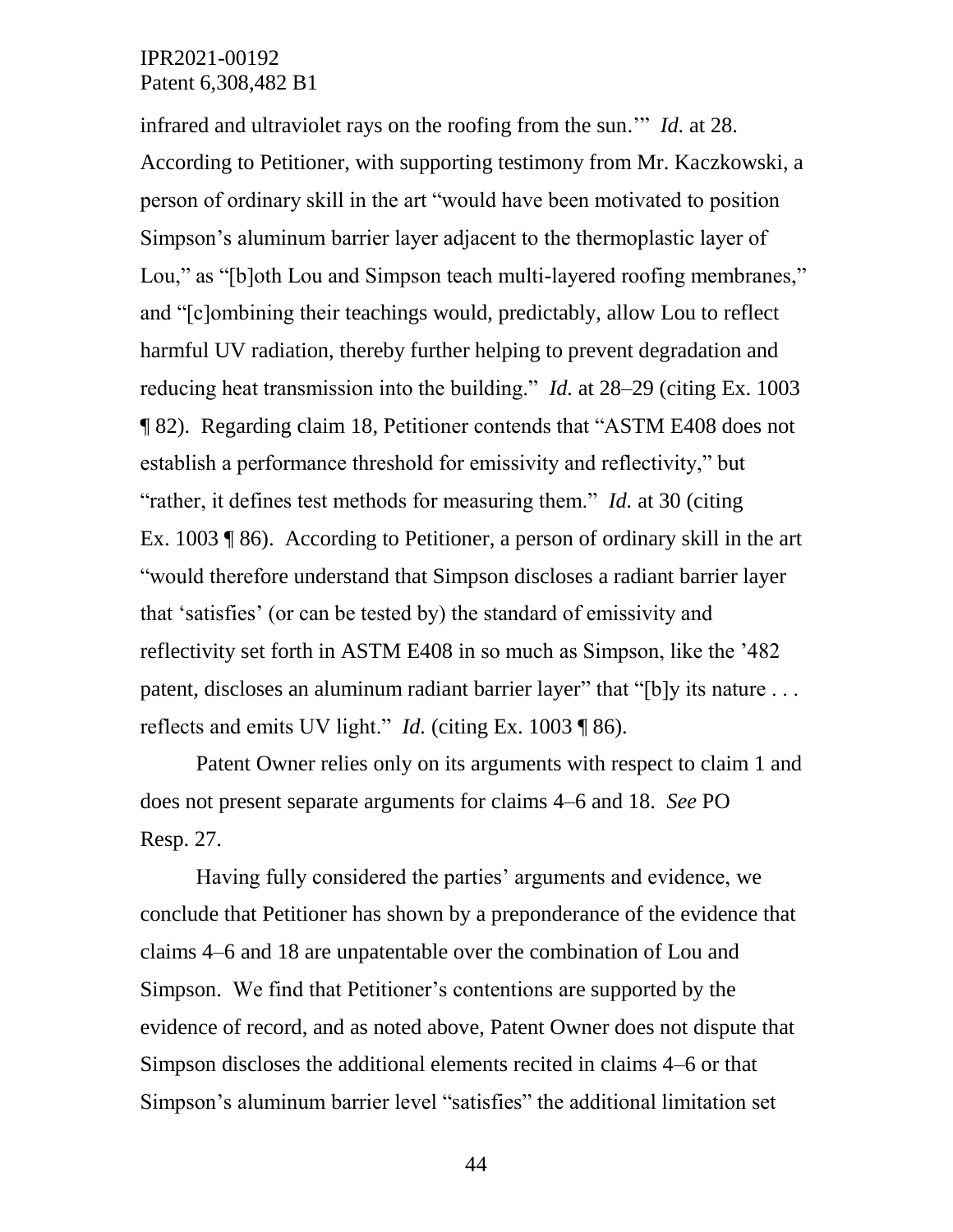infrared and ultraviolet rays on the roofing from the sun.'" *Id.* at 28. According to Petitioner, with supporting testimony from Mr. Kaczkowski, a person of ordinary skill in the art "would have been motivated to position Simpson's aluminum barrier layer adjacent to the thermoplastic layer of Lou," as "[b]oth Lou and Simpson teach multi-layered roofing membranes," and "[c]ombining their teachings would, predictably, allow Lou to reflect harmful UV radiation, thereby further helping to prevent degradation and reducing heat transmission into the building." *Id.* at 28–29 (citing Ex. 1003 ¶ 82). Regarding claim 18, Petitioner contends that "ASTM E408 does not establish a performance threshold for emissivity and reflectivity," but "rather, it defines test methods for measuring them." *Id.* at 30 (citing Ex. 1003 ¶ 86). According to Petitioner, a person of ordinary skill in the art "would therefore understand that Simpson discloses a radiant barrier layer that 'satisfies' (or can be tested by) the standard of emissivity and reflectivity set forth in ASTM E408 in so much as Simpson, like the '482 patent, discloses an aluminum radiant barrier layer" that "[b]y its nature . . . reflects and emits UV light." *Id.* (citing Ex. 1003 ¶ 86).

Patent Owner relies only on its arguments with respect to claim 1 and does not present separate arguments for claims 4–6 and 18. *See* PO Resp. 27.

Having fully considered the parties' arguments and evidence, we conclude that Petitioner has shown by a preponderance of the evidence that claims 4–6 and 18 are unpatentable over the combination of Lou and Simpson. We find that Petitioner's contentions are supported by the evidence of record, and as noted above, Patent Owner does not dispute that Simpson discloses the additional elements recited in claims 4–6 or that Simpson's aluminum barrier level "satisfies" the additional limitation set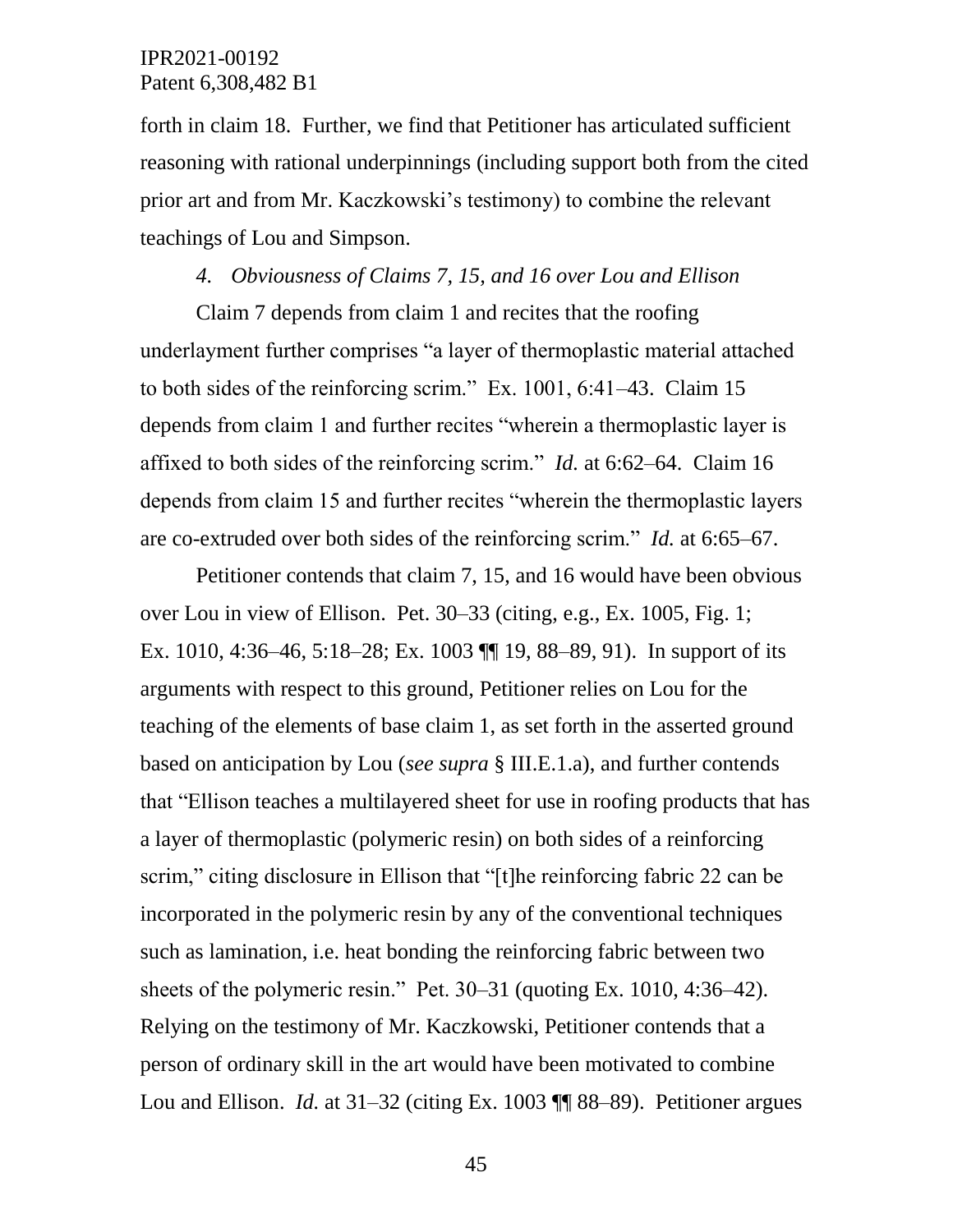forth in claim 18. Further, we find that Petitioner has articulated sufficient reasoning with rational underpinnings (including support both from the cited prior art and from Mr. Kaczkowski's testimony) to combine the relevant teachings of Lou and Simpson.

#### *4. Obviousness of Claims 7, 15, and 16 over Lou and Ellison*

Claim 7 depends from claim 1 and recites that the roofing underlayment further comprises "a layer of thermoplastic material attached to both sides of the reinforcing scrim." Ex. 1001, 6:41–43. Claim 15 depends from claim 1 and further recites "wherein a thermoplastic layer is affixed to both sides of the reinforcing scrim." *Id.* at 6:62–64. Claim 16 depends from claim 15 and further recites "wherein the thermoplastic layers are co-extruded over both sides of the reinforcing scrim." *Id.* at 6:65–67.

Petitioner contends that claim 7, 15, and 16 would have been obvious over Lou in view of Ellison. Pet. 30–33 (citing, e.g., Ex. 1005, Fig. 1; Ex. 1010, 4:36–46, 5:18–28; Ex. 1003 ¶¶ 19, 88–89, 91). In support of its arguments with respect to this ground, Petitioner relies on Lou for the teaching of the elements of base claim 1, as set forth in the asserted ground based on anticipation by Lou (*see supra* § III.E.1.a), and further contends that "Ellison teaches a multilayered sheet for use in roofing products that has a layer of thermoplastic (polymeric resin) on both sides of a reinforcing scrim," citing disclosure in Ellison that "[t]he reinforcing fabric 22 can be incorporated in the polymeric resin by any of the conventional techniques such as lamination, i.e. heat bonding the reinforcing fabric between two sheets of the polymeric resin." Pet. 30–31 (quoting Ex. 1010, 4:36–42). Relying on the testimony of Mr. Kaczkowski, Petitioner contends that a person of ordinary skill in the art would have been motivated to combine Lou and Ellison. *Id.* at 31–32 (citing Ex. 1003 ¶¶ 88–89). Petitioner argues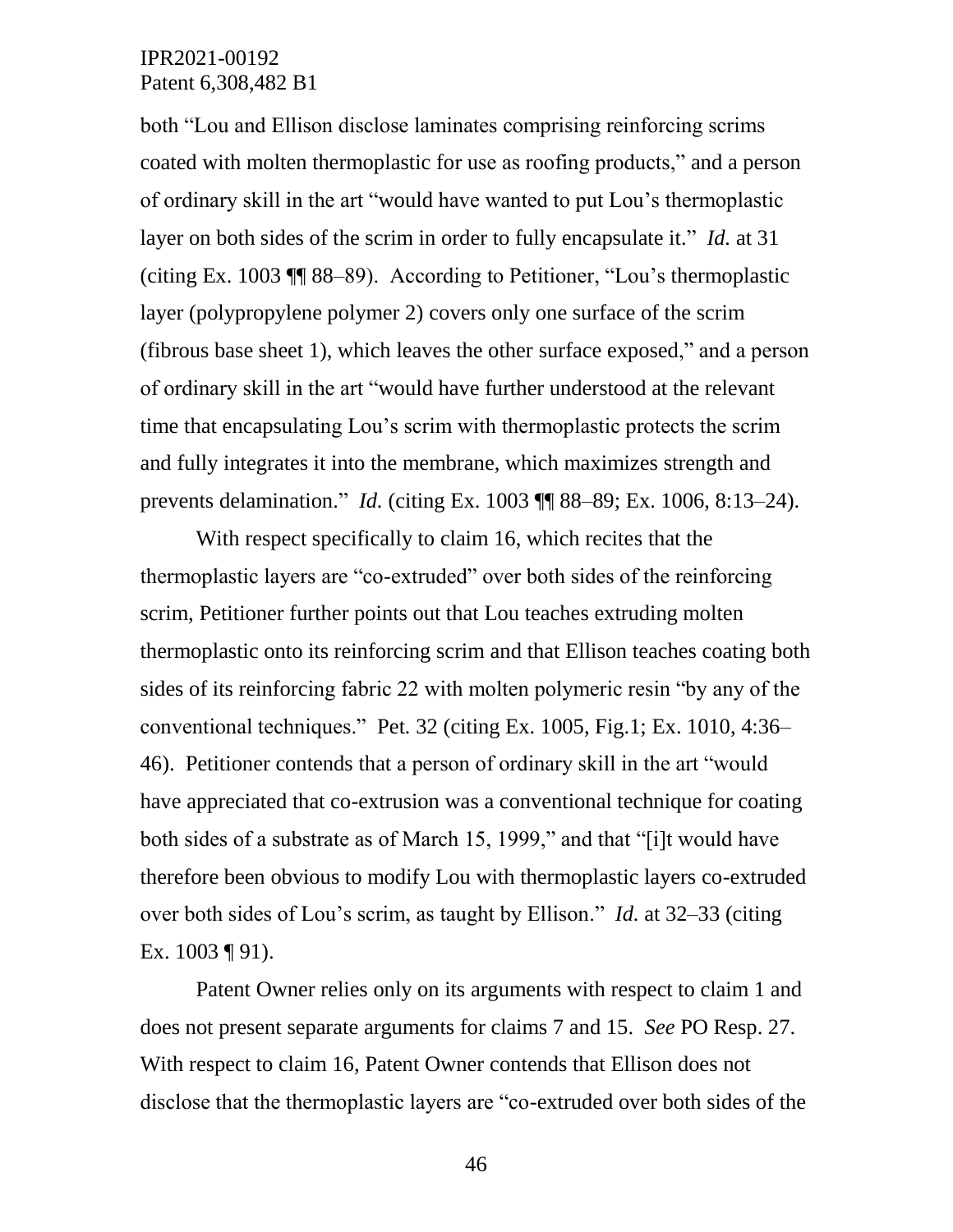both "Lou and Ellison disclose laminates comprising reinforcing scrims coated with molten thermoplastic for use as roofing products," and a person of ordinary skill in the art "would have wanted to put Lou's thermoplastic layer on both sides of the scrim in order to fully encapsulate it." *Id.* at 31 (citing Ex. 1003 ¶¶ 88–89). According to Petitioner, "Lou's thermoplastic layer (polypropylene polymer 2) covers only one surface of the scrim (fibrous base sheet 1), which leaves the other surface exposed," and a person of ordinary skill in the art "would have further understood at the relevant time that encapsulating Lou's scrim with thermoplastic protects the scrim and fully integrates it into the membrane, which maximizes strength and prevents delamination." *Id.* (citing Ex. 1003 ¶¶ 88–89; Ex. 1006, 8:13–24).

With respect specifically to claim 16, which recites that the thermoplastic layers are "co-extruded" over both sides of the reinforcing scrim, Petitioner further points out that Lou teaches extruding molten thermoplastic onto its reinforcing scrim and that Ellison teaches coating both sides of its reinforcing fabric 22 with molten polymeric resin "by any of the conventional techniques." Pet. 32 (citing Ex. 1005, Fig.1; Ex. 1010, 4:36–46). Petitioner contends that a person of ordinary skill in the art "would have appreciated that co-extrusion was a conventional technique for coating both sides of a substrate as of March 15, 1999," and that "[i]t would have therefore been obvious to modify Lou with thermoplastic layers co-extruded over both sides of Lou's scrim, as taught by Ellison." *Id.* at 32–33 (citing Ex. 1003 ¶ 91).

Patent Owner relies only on its arguments with respect to claim 1 and does not present separate arguments for claims 7 and 15. *See* PO Resp. 27. With respect to claim 16, Patent Owner contends that Ellison does not disclose that the thermoplastic layers are "co-extruded over both sides of the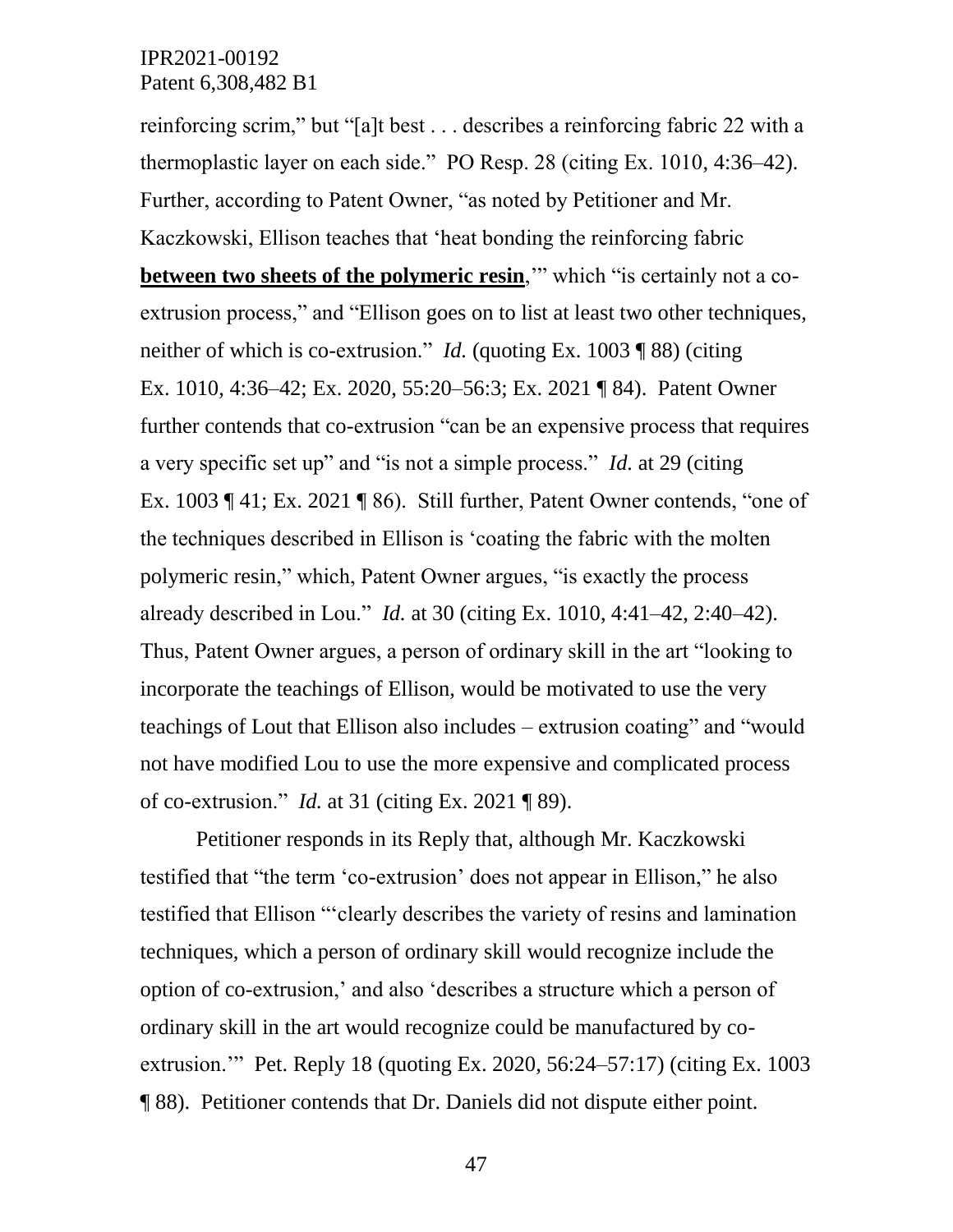reinforcing scrim," but "[a]t best . . . describes a reinforcing fabric 22 with a thermoplastic layer on each side." PO Resp. 28 (citing Ex. 1010, 4:36–42). Further, according to Patent Owner, "as noted by Petitioner and Mr. Kaczkowski, Ellison teaches that 'heat bonding the reinforcing fabric **between two sheets of the polymeric resin**,'" which "is certainly not a co-extrusion process," and "Ellison goes on to list at least two other techniques, neither of which is co-extrusion." *Id.* (quoting Ex. 1003 ¶ 88) (citing Ex. 1010, 4:36–42; Ex. 2020, 55:20–56:3; Ex. 2021 ¶ 84). Patent Owner further contends that co-extrusion "can be an expensive process that requires a very specific set up" and "is not a simple process." *Id.* at 29 (citing Ex. 1003 ¶ 41; Ex. 2021 ¶ 86). Still further, Patent Owner contends, "one of the techniques described in Ellison is 'coating the fabric with the molten polymeric resin," which, Patent Owner argues, "is exactly the process already described in Lou." *Id.* at 30 (citing Ex. 1010, 4:41–42, 2:40–42). Thus, Patent Owner argues, a person of ordinary skill in the art "looking to incorporate the teachings of Ellison, would be motivated to use the very teachings of Lout that Ellison also includes – extrusion coating" and "would not have modified Lou to use the more expensive and complicated process of co-extrusion." *Id.* at 31 (citing Ex. 2021 ¶ 89).

Petitioner responds in its Reply that, although Mr. Kaczkowski testified that "the term 'co-extrusion' does not appear in Ellison," he also testified that Ellison "'clearly describes the variety of resins and lamination techniques, which a person of ordinary skill would recognize include the option of co-extrusion,' and also 'describes a structure which a person of ordinary skill in the art would recognize could be manufactured by co-extrusion.'" Pet. Reply 18 (quoting Ex. 2020, 56:24–57:17) (citing Ex. 1003 ¶ 88). Petitioner contends that Dr. Daniels did not dispute either point.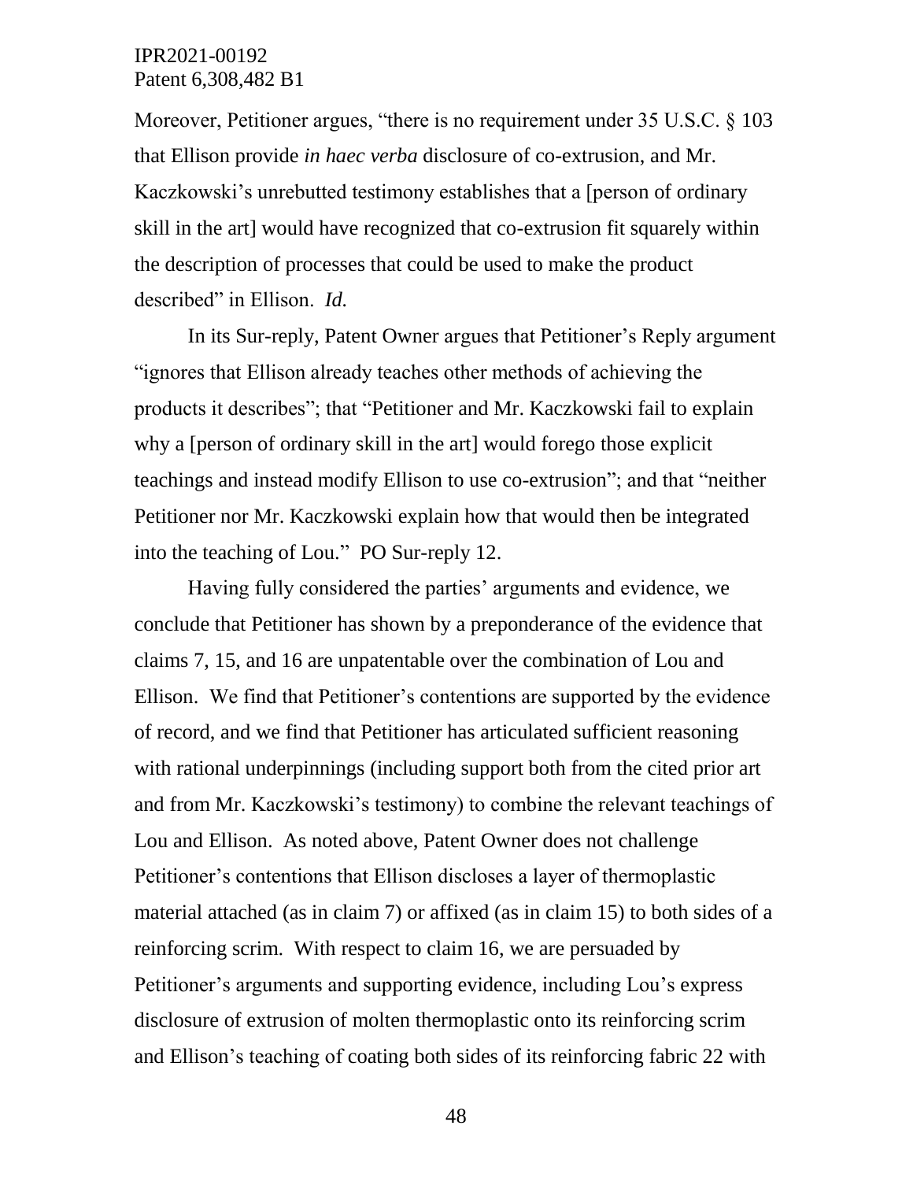Moreover, Petitioner argues, "there is no requirement under 35 U.S.C. § 103 that Ellison provide *in haec verba* disclosure of co-extrusion, and Mr. Kaczkowski's unrebutted testimony establishes that a [person of ordinary skill in the art] would have recognized that co-extrusion fit squarely within the description of processes that could be used to make the product described" in Ellison. *Id.*

In its Sur-reply, Patent Owner argues that Petitioner's Reply argument "ignores that Ellison already teaches other methods of achieving the products it describes"; that "Petitioner and Mr. Kaczkowski fail to explain why a [person of ordinary skill in the art] would forego those explicit teachings and instead modify Ellison to use co-extrusion"; and that "neither Petitioner nor Mr. Kaczkowski explain how that would then be integrated into the teaching of Lou." PO Sur-reply 12.

Having fully considered the parties' arguments and evidence, we conclude that Petitioner has shown by a preponderance of the evidence that claims 7, 15, and 16 are unpatentable over the combination of Lou and Ellison. We find that Petitioner's contentions are supported by the evidence of record, and we find that Petitioner has articulated sufficient reasoning with rational underpinnings (including support both from the cited prior art and from Mr. Kaczkowski's testimony) to combine the relevant teachings of Lou and Ellison. As noted above, Patent Owner does not challenge Petitioner's contentions that Ellison discloses a layer of thermoplastic material attached (as in claim 7) or affixed (as in claim 15) to both sides of a reinforcing scrim. With respect to claim 16, we are persuaded by Petitioner's arguments and supporting evidence, including Lou's express disclosure of extrusion of molten thermoplastic onto its reinforcing scrim and Ellison's teaching of coating both sides of its reinforcing fabric 22 with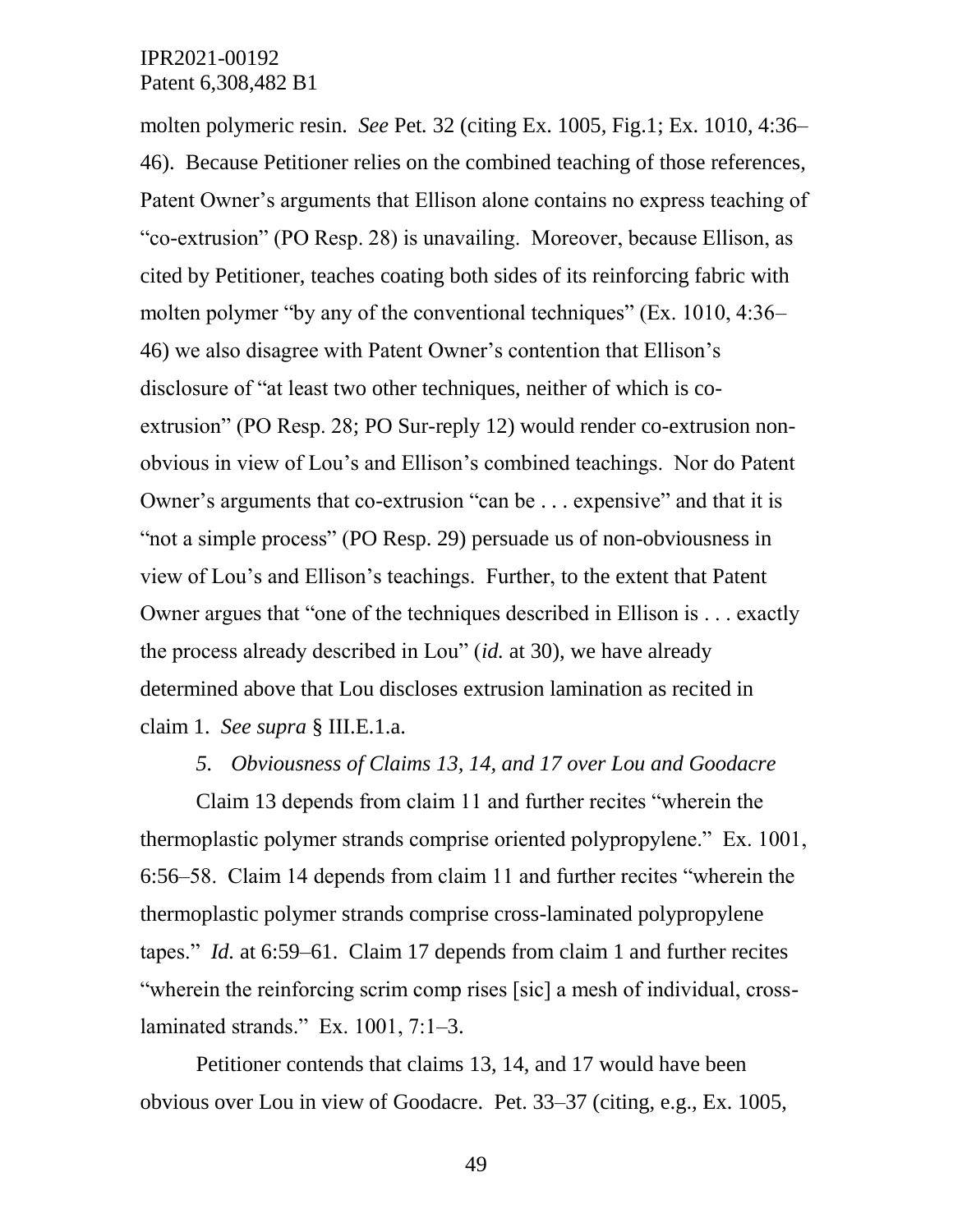molten polymeric resin. *See* Pet. 32 (citing Ex. 1005, Fig.1; Ex. 1010, 4:36–46). Because Petitioner relies on the combined teaching of those references, Patent Owner's arguments that Ellison alone contains no express teaching of "co-extrusion" (PO Resp. 28) is unavailing. Moreover, because Ellison, as cited by Petitioner, teaches coating both sides of its reinforcing fabric with molten polymer "by any of the conventional techniques" (Ex. 1010, 4:36–46) we also disagree with Patent Owner's contention that Ellison's disclosure of "at least two other techniques, neither of which is co-extrusion" (PO Resp. 28; PO Sur-reply 12) would render co-extrusion non-obvious in view of Lou's and Ellison's combined teachings. Nor do Patent Owner's arguments that co-extrusion "can be . . . expensive" and that it is "not a simple process" (PO Resp. 29) persuade us of non-obviousness in view of Lou's and Ellison's teachings. Further, to the extent that Patent Owner argues that "one of the techniques described in Ellison is . . . exactly the process already described in Lou" (*id.* at 30), we have already determined above that Lou discloses extrusion lamination as recited in claim 1. *See supra* § III.E.1.a.

*5. Obviousness of Claims 13, 14, and 17 over Lou and Goodacre*

Claim 13 depends from claim 11 and further recites "wherein the thermoplastic polymer strands comprise oriented polypropylene." Ex. 1001, 6:56–58. Claim 14 depends from claim 11 and further recites "wherein the thermoplastic polymer strands comprise cross-laminated polypropylene tapes." *Id.* at 6:59–61. Claim 17 depends from claim 1 and further recites "wherein the reinforcing scrim comp rises [sic] a mesh of individual, cross-laminated strands." Ex. 1001, 7:1–3.

Petitioner contends that claims 13, 14, and 17 would have been obvious over Lou in view of Goodacre. Pet. 33–37 (citing, e.g., Ex. 1005,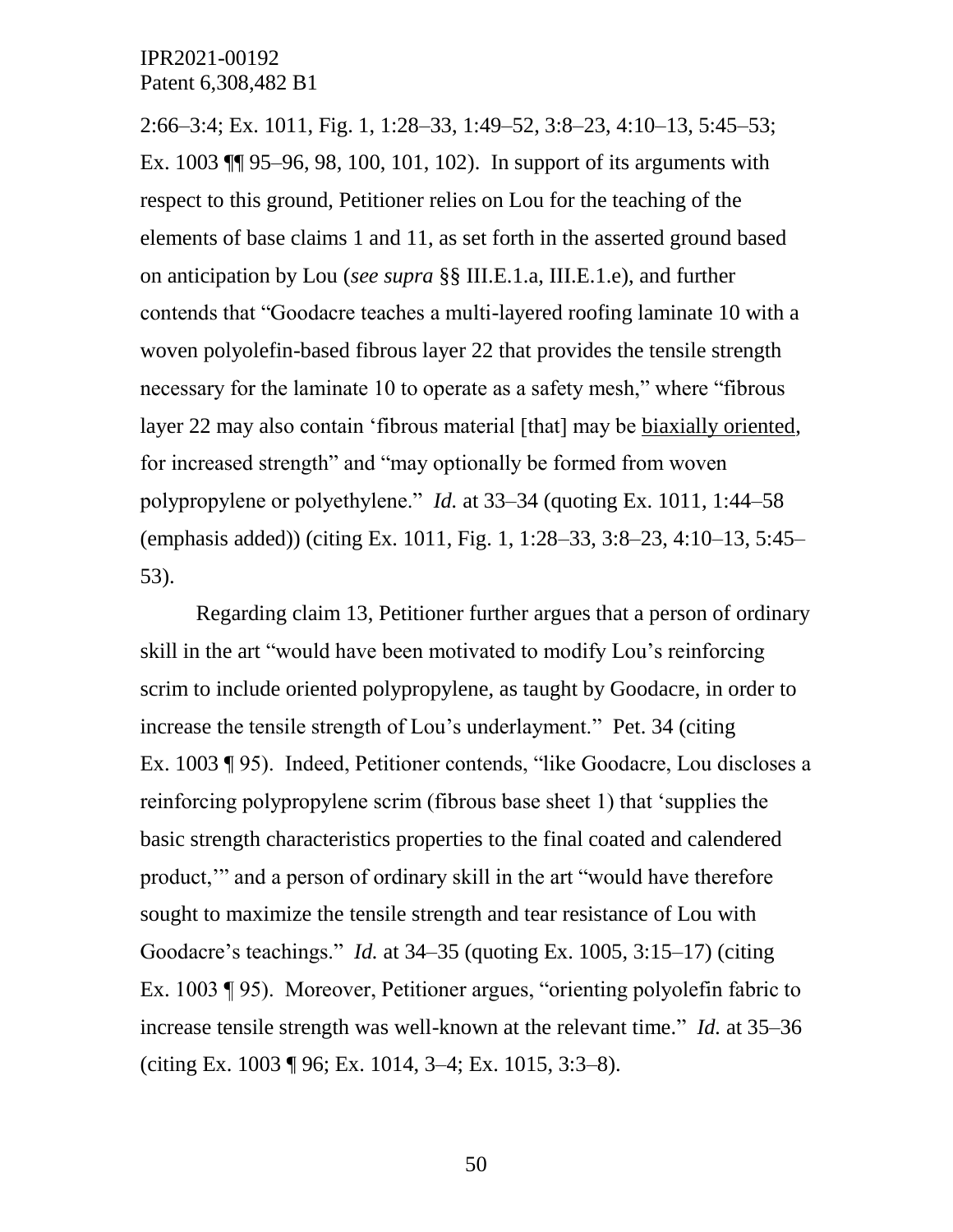2:66–3:4; Ex. 1011, Fig. 1, 1:28–33, 1:49–52, 3:8–23, 4:10–13, 5:45–53; Ex. 1003 ¶¶ 95–96, 98, 100, 101, 102). In support of its arguments with respect to this ground, Petitioner relies on Lou for the teaching of the elements of base claims 1 and 11, as set forth in the asserted ground based on anticipation by Lou (*see supra* §§ III.E.1.a, III.E.1.e), and further contends that "Goodacre teaches a multi-layered roofing laminate 10 with a woven polyolefin-based fibrous layer 22 that provides the tensile strength necessary for the laminate 10 to operate as a safety mesh," where "fibrous layer 22 may also contain 'fibrous material [that] may be <u>biaxially oriented</u>, for increased strength" and "may optionally be formed from woven polypropylene or polyethylene." *Id.* at 33–34 (quoting Ex. 1011, 1:44–58 (emphasis added)) (citing Ex. 1011, Fig. 1, 1:28–33, 3:8–23, 4:10–13, 5:45–53).

Regarding claim 13, Petitioner further argues that a person of ordinary skill in the art "would have been motivated to modify Lou's reinforcing scrim to include oriented polypropylene, as taught by Goodacre, in order to increase the tensile strength of Lou's underlayment." Pet. 34 (citing Ex. 1003 ¶ 95). Indeed, Petitioner contends, "like Goodacre, Lou discloses a reinforcing polypropylene scrim (fibrous base sheet 1) that 'supplies the basic strength characteristics properties to the final coated and calendered product,'" and a person of ordinary skill in the art "would have therefore sought to maximize the tensile strength and tear resistance of Lou with Goodacre's teachings." *Id.* at 34–35 (quoting Ex. 1005, 3:15–17) (citing Ex. 1003 ¶ 95). Moreover, Petitioner argues, "orienting polyolefin fabric to increase tensile strength was well-known at the relevant time." *Id.* at 35–36 (citing Ex. 1003 ¶ 96; Ex. 1014, 3–4; Ex. 1015, 3:3–8).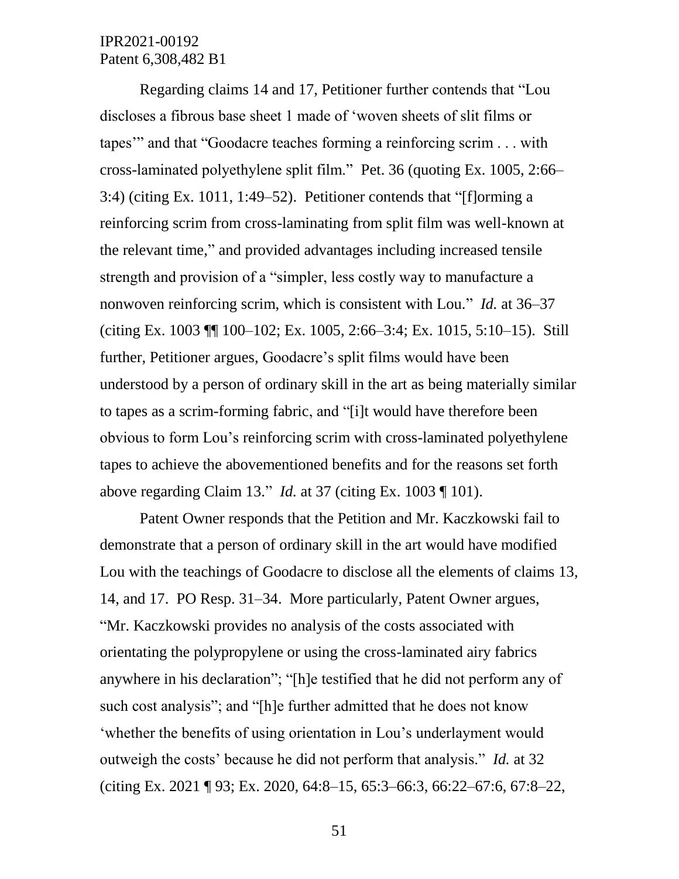Regarding claims 14 and 17, Petitioner further contends that "Lou discloses a fibrous base sheet 1 made of 'woven sheets of slit films or tapes'" and that "Goodacre teaches forming a reinforcing scrim . . . with cross-laminated polyethylene split film." Pet. 36 (quoting Ex. 1005, 2:66–3:4) (citing Ex. 1011, 1:49–52). Petitioner contends that "[f]orming a reinforcing scrim from cross-laminating from split film was well-known at the relevant time," and provided advantages including increased tensile strength and provision of a "simpler, less costly way to manufacture a nonwoven reinforcing scrim, which is consistent with Lou." *Id.* at 36–37 (citing Ex. 1003 ¶¶ 100–102; Ex. 1005, 2:66–3:4; Ex. 1015, 5:10–15). Still further, Petitioner argues, Goodacre's split films would have been understood by a person of ordinary skill in the art as being materially similar to tapes as a scrim-forming fabric, and "[i]t would have therefore been obvious to form Lou's reinforcing scrim with cross-laminated polyethylene tapes to achieve the abovementioned benefits and for the reasons set forth above regarding Claim 13." *Id.* at 37 (citing Ex. 1003 ¶ 101).

Patent Owner responds that the Petition and Mr. Kaczkowski fail to demonstrate that a person of ordinary skill in the art would have modified Lou with the teachings of Goodacre to disclose all the elements of claims 13, 14, and 17. PO Resp. 31–34. More particularly, Patent Owner argues, "Mr. Kaczkowski provides no analysis of the costs associated with orientating the polypropylene or using the cross-laminated airy fabrics anywhere in his declaration"; "[h]e testified that he did not perform any of such cost analysis"; and "[h]e further admitted that he does not know 'whether the benefits of using orientation in Lou's underlayment would outweigh the costs' because he did not perform that analysis." *Id.* at 32 (citing Ex. 2021 ¶ 93; Ex. 2020, 64:8–15, 65:3–66:3, 66:22–67:6, 67:8–22,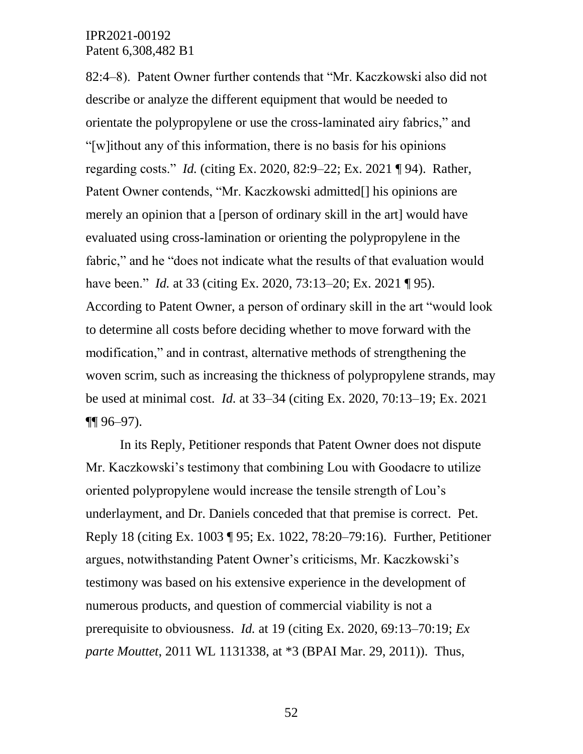82:4–8). Patent Owner further contends that "Mr. Kaczkowski also did not describe or analyze the different equipment that would be needed to orientate the polypropylene or use the cross-laminated airy fabrics," and "[w]ithout any of this information, there is no basis for his opinions regarding costs." *Id.* (citing Ex. 2020, 82:9–22; Ex. 2021 ¶ 94). Rather, Patent Owner contends, "Mr. Kaczkowski admitted[] his opinions are merely an opinion that a [person of ordinary skill in the art] would have evaluated using cross-lamination or orienting the polypropylene in the fabric," and he "does not indicate what the results of that evaluation would have been." *Id.* at 33 (citing Ex. 2020, 73:13–20; Ex. 2021 ¶ 95). According to Patent Owner, a person of ordinary skill in the art "would look to determine all costs before deciding whether to move forward with the modification," and in contrast, alternative methods of strengthening the woven scrim, such as increasing the thickness of polypropylene strands, may be used at minimal cost. *Id.* at 33–34 (citing Ex. 2020, 70:13–19; Ex. 2021 ¶¶ 96–97).

In its Reply, Petitioner responds that Patent Owner does not dispute Mr. Kaczkowski's testimony that combining Lou with Goodacre to utilize oriented polypropylene would increase the tensile strength of Lou's underlayment, and Dr. Daniels conceded that that premise is correct. Pet. Reply 18 (citing Ex. 1003 ¶ 95; Ex. 1022, 78:20–79:16). Further, Petitioner argues, notwithstanding Patent Owner's criticisms, Mr. Kaczkowski's testimony was based on his extensive experience in the development of numerous products, and question of commercial viability is not a prerequisite to obviousness. *Id.* at 19 (citing Ex. 2020, 69:13–70:19; *Ex parte Mouttet*, 2011 WL 1131338, at *3 (BPAI Mar. 29, 2011)). Thus,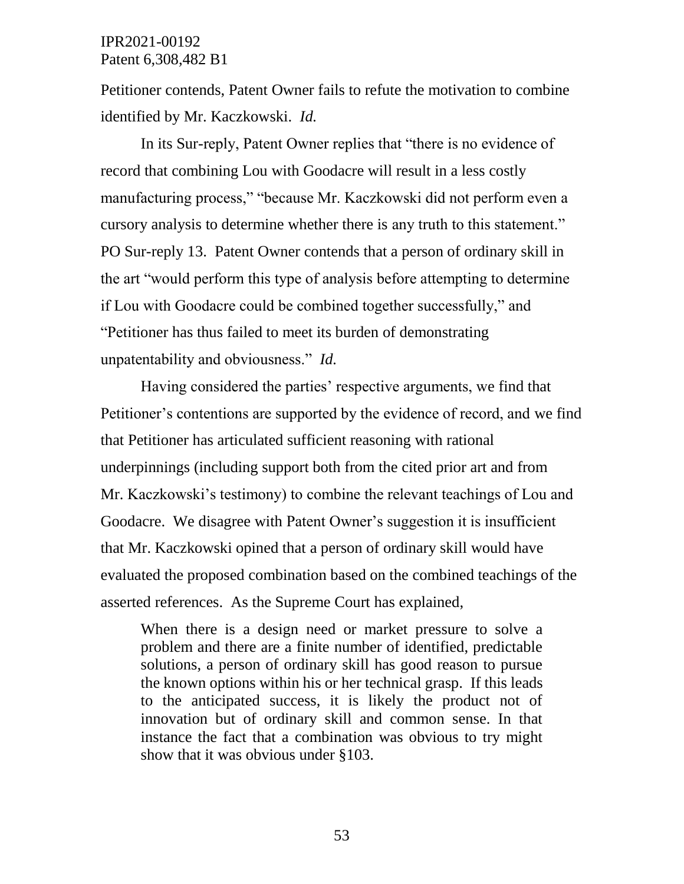Petitioner contends, Patent Owner fails to refute the motivation to combine identified by Mr. Kaczkowski. *Id.*

In its Sur-reply, Patent Owner replies that "there is no evidence of record that combining Lou with Goodacre will result in a less costly manufacturing process," "because Mr. Kaczkowski did not perform even a cursory analysis to determine whether there is any truth to this statement." PO Sur-reply 13. Patent Owner contends that a person of ordinary skill in the art "would perform this type of analysis before attempting to determine if Lou with Goodacre could be combined together successfully," and "Petitioner has thus failed to meet its burden of demonstrating unpatentability and obviousness." *Id.*

Having considered the parties' respective arguments, we find that Petitioner's contentions are supported by the evidence of record, and we find that Petitioner has articulated sufficient reasoning with rational underpinnings (including support both from the cited prior art and from Mr. Kaczkowski's testimony) to combine the relevant teachings of Lou and Goodacre. We disagree with Patent Owner's suggestion it is insufficient that Mr. Kaczkowski opined that a person of ordinary skill would have evaluated the proposed combination based on the combined teachings of the asserted references. As the Supreme Court has explained,

> When there is a design need or market pressure to solve a problem and there are a finite number of identified, predictable solutions, a person of ordinary skill has good reason to pursue the known options within his or her technical grasp. If this leads to the anticipated success, it is likely the product not of innovation but of ordinary skill and common sense. In that instance the fact that a combination was obvious to try might show that it was obvious under §103.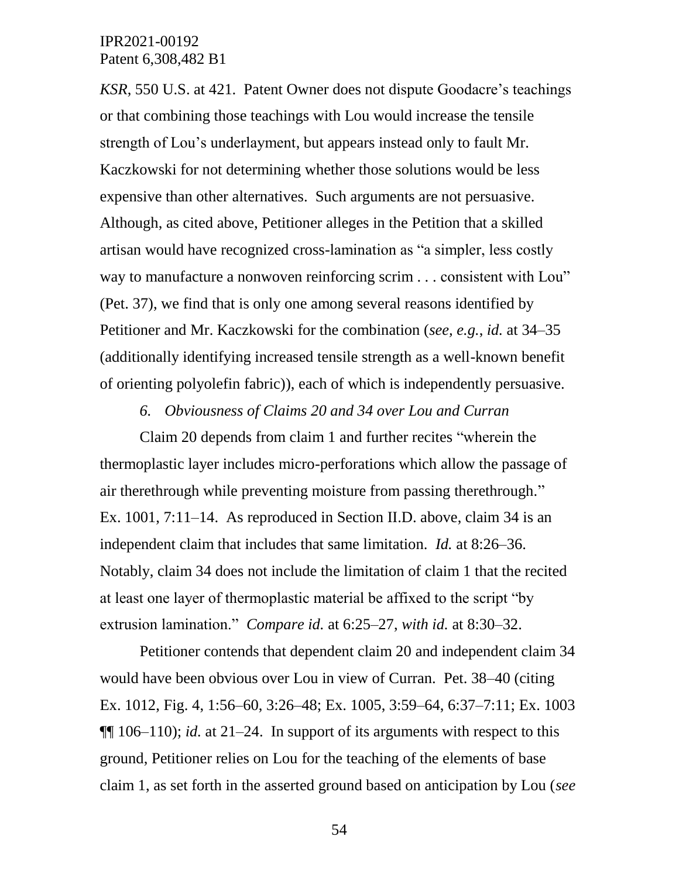*KSR*, 550 U.S. at 421. Patent Owner does not dispute Goodacre's teachings or that combining those teachings with Lou would increase the tensile strength of Lou's underlayment, but appears instead only to fault Mr. Kaczkowski for not determining whether those solutions would be less expensive than other alternatives. Such arguments are not persuasive. Although, as cited above, Petitioner alleges in the Petition that a skilled artisan would have recognized cross-lamination as "a simpler, less costly way to manufacture a nonwoven reinforcing scrim . . . consistent with Lou" (Pet. 37), we find that is only one among several reasons identified by Petitioner and Mr. Kaczkowski for the combination (*see, e.g.*, *id.* at 34–35 (additionally identifying increased tensile strength as a well-known benefit of orienting polyolefin fabric)), each of which is independently persuasive.

*6. Obviousness of Claims 20 and 34 over Lou and Curran*

Claim 20 depends from claim 1 and further recites "wherein the thermoplastic layer includes micro-perforations which allow the passage of air therethrough while preventing moisture from passing therethrough." Ex. 1001, 7:11–14. As reproduced in Section II.D. above, claim 34 is an independent claim that includes that same limitation. *Id.* at 8:26–36. Notably, claim 34 does not include the limitation of claim 1 that the recited at least one layer of thermoplastic material be affixed to the script "by extrusion lamination." *Compare id.* at 6:25–27, *with id.* at 8:30–32.

Petitioner contends that dependent claim 20 and independent claim 34 would have been obvious over Lou in view of Curran. Pet. 38–40 (citing Ex. 1012, Fig. 4, 1:56–60, 3:26–48; Ex. 1005, 3:59–64, 6:37–7:11; Ex. 1003 ¶¶ 106–110); *id.* at 21–24. In support of its arguments with respect to this ground, Petitioner relies on Lou for the teaching of the elements of base claim 1, as set forth in the asserted ground based on anticipation by Lou (*see*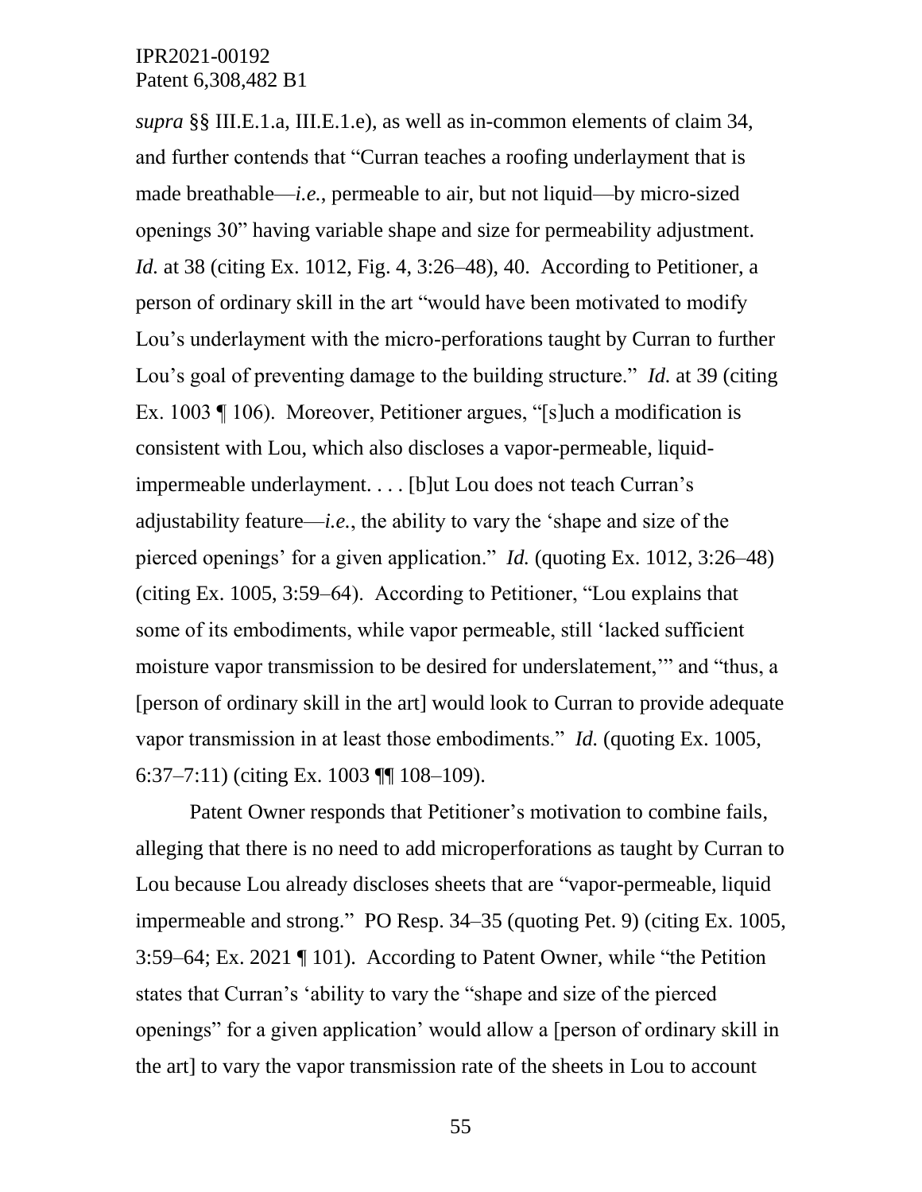*supra* §§ III.E.1.a, III.E.1.e), as well as in-common elements of claim 34, and further contends that "Curran teaches a roofing underlayment that is made breathable—*i.e.*, permeable to air, but not liquid—by micro-sized openings 30" having variable shape and size for permeability adjustment. *Id.* at 38 (citing Ex. 1012, Fig. 4, 3:26–48), 40. According to Petitioner, a person of ordinary skill in the art "would have been motivated to modify Lou's underlayment with the micro-perforations taught by Curran to further Lou's goal of preventing damage to the building structure." *Id.* at 39 (citing Ex. 1003 ¶ 106). Moreover, Petitioner argues, "[s]uch a modification is consistent with Lou, which also discloses a vapor-permeable, liquid-impermeable underlayment. . . . [b]ut Lou does not teach Curran's adjustability feature—*i.e.*, the ability to vary the 'shape and size of the pierced openings' for a given application." *Id.* (quoting Ex. 1012, 3:26–48) (citing Ex. 1005, 3:59–64). According to Petitioner, "Lou explains that some of its embodiments, while vapor permeable, still 'lacked sufficient moisture vapor transmission to be desired for underslatement,'" and "thus, a [person of ordinary skill in the art] would look to Curran to provide adequate vapor transmission in at least those embodiments." *Id.* (quoting Ex. 1005, 6:37–7:11) (citing Ex. 1003 ¶¶ 108–109).

Patent Owner responds that Petitioner's motivation to combine fails, alleging that there is no need to add microperforations as taught by Curran to Lou because Lou already discloses sheets that are "vapor-permeable, liquid impermeable and strong." PO Resp. 34–35 (quoting Pet. 9) (citing Ex. 1005, 3:59–64; Ex. 2021 ¶ 101). According to Patent Owner, while "the Petition states that Curran's 'ability to vary the "shape and size of the pierced openings" for a given application' would allow a [person of ordinary skill in the art] to vary the vapor transmission rate of the sheets in Lou to account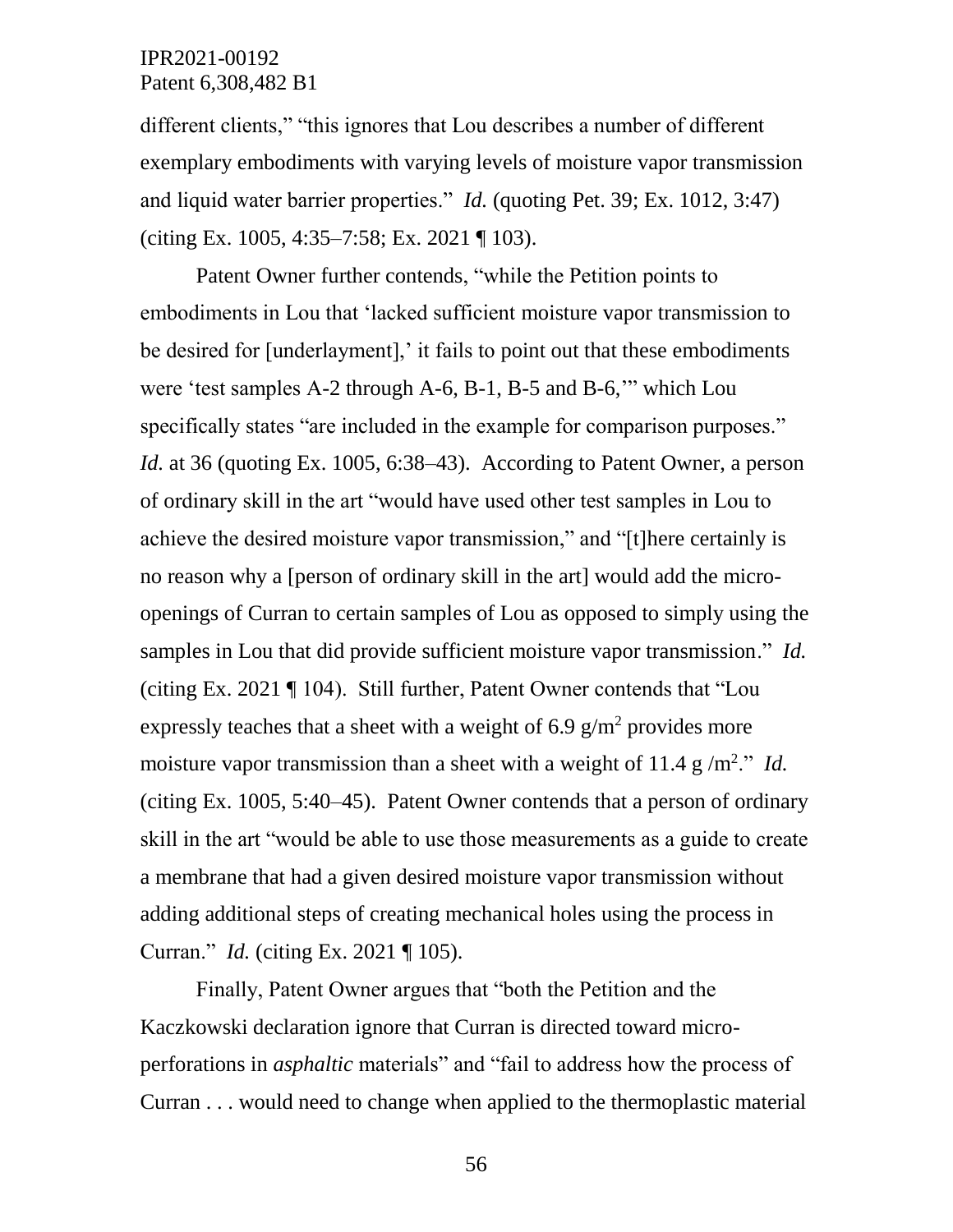different clients," "this ignores that Lou describes a number of different exemplary embodiments with varying levels of moisture vapor transmission and liquid water barrier properties." *Id.* (quoting Pet. 39; Ex. 1012, 3:47) (citing Ex. 1005, 4:35–7:58; Ex. 2021 ¶ 103).

Patent Owner further contends, "while the Petition points to embodiments in Lou that 'lacked sufficient moisture vapor transmission to be desired for [underlayment],' it fails to point out that these embodiments were 'test samples A-2 through A-6, B-1, B-5 and B-6,'" which Lou specifically states "are included in the example for comparison purposes." *Id.* at 36 (quoting Ex. 1005, 6:38–43). According to Patent Owner, a person of ordinary skill in the art "would have used other test samples in Lou to achieve the desired moisture vapor transmission," and "[t]here certainly is no reason why a [person of ordinary skill in the art] would add the micro-openings of Curran to certain samples of Lou as opposed to simply using the samples in Lou that did provide sufficient moisture vapor transmission." *Id.* (citing Ex. 2021 ¶ 104). Still further, Patent Owner contends that "Lou expressly teaches that a sheet with a weight of 6.9 $g/m^2$ provides more moisture vapor transmission than a sheet with a weight of 11.4 g $/m^2$." *Id.* (citing Ex. 1005, 5:40–45). Patent Owner contends that a person of ordinary skill in the art "would be able to use those measurements as a guide to create a membrane that had a given desired moisture vapor transmission without adding additional steps of creating mechanical holes using the process in Curran." *Id.* (citing Ex. 2021 ¶ 105).

Finally, Patent Owner argues that "both the Petition and the Kaczkowski declaration ignore that Curran is directed toward micro-perforations in *asphaltic* materials" and "fail to address how the process of Curran . . . would need to change when applied to the thermoplastic material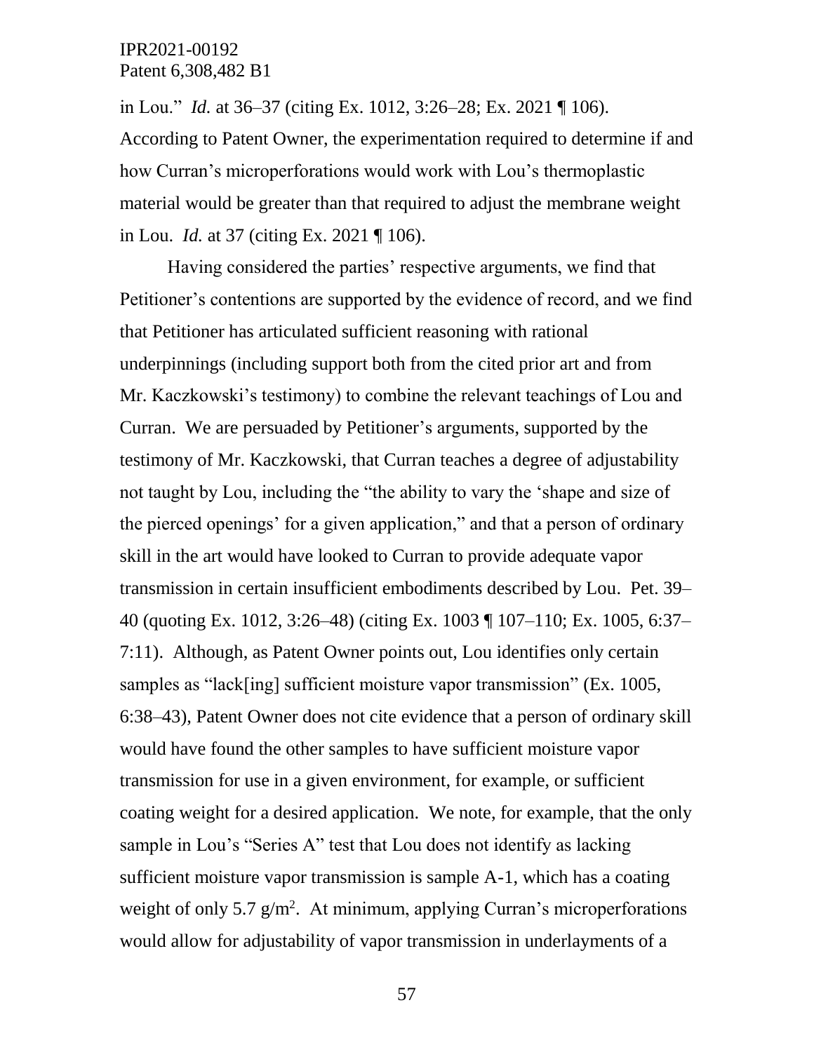in Lou." *Id.* at 36–37 (citing Ex. 1012, 3:26–28; Ex. 2021 ¶ 106). According to Patent Owner, the experimentation required to determine if and how Curran's microperforations would work with Lou's thermoplastic material would be greater than that required to adjust the membrane weight in Lou. *Id.* at 37 (citing Ex. 2021 ¶ 106).

Having considered the parties' respective arguments, we find that Petitioner's contentions are supported by the evidence of record, and we find that Petitioner has articulated sufficient reasoning with rational underpinnings (including support both from the cited prior art and from Mr. Kaczkowski's testimony) to combine the relevant teachings of Lou and Curran. We are persuaded by Petitioner's arguments, supported by the testimony of Mr. Kaczkowski, that Curran teaches a degree of adjustability not taught by Lou, including the "the ability to vary the 'shape and size of the pierced openings' for a given application," and that a person of ordinary skill in the art would have looked to Curran to provide adequate vapor transmission in certain insufficient embodiments described by Lou. Pet. 39–40 (quoting Ex. 1012, 3:26–48) (citing Ex. 1003 ¶ 107–110; Ex. 1005, 6:37–7:11). Although, as Patent Owner points out, Lou identifies only certain samples as "lack[ing] sufficient moisture vapor transmission" (Ex. 1005, 6:38–43), Patent Owner does not cite evidence that a person of ordinary skill would have found the other samples to have sufficient moisture vapor transmission for use in a given environment, for example, or sufficient coating weight for a desired application. We note, for example, that the only sample in Lou's "Series A" test that Lou does not identify as lacking sufficient moisture vapor transmission is sample A-1, which has a coating weight of only 5.7 $g/m^2$. At minimum, applying Curran's microperforations would allow for adjustability of vapor transmission in underlayments of a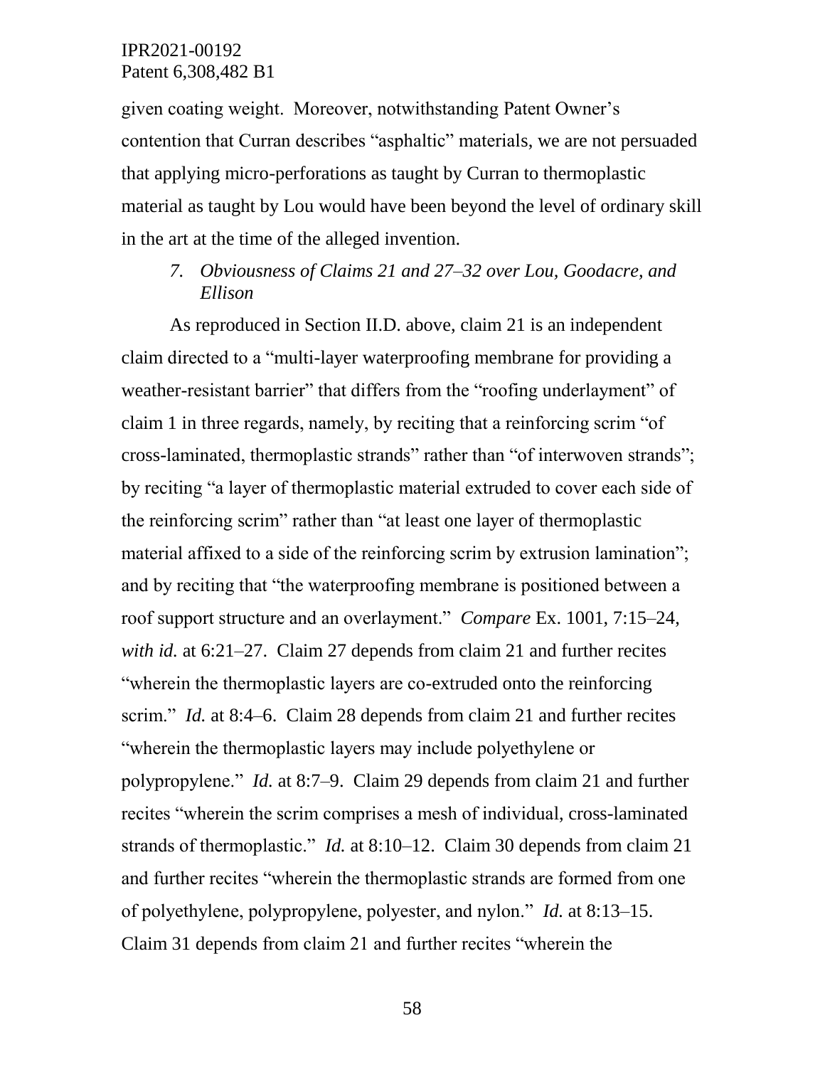given coating weight. Moreover, notwithstanding Patent Owner's contention that Curran describes "asphaltic" materials, we are not persuaded that applying micro-perforations as taught by Curran to thermoplastic material as taught by Lou would have been beyond the level of ordinary skill in the art at the time of the alleged invention.

### *7. Obviousness of Claims 21 and 27–32 over Lou, Goodacre, and Ellison*

As reproduced in Section II.D. above, claim 21 is an independent claim directed to a "multi-layer waterproofing membrane for providing a weather-resistant barrier" that differs from the "roofing underlayment" of claim 1 in three regards, namely, by reciting that a reinforcing scrim "of cross-laminated, thermoplastic strands" rather than "of interwoven strands"; by reciting "a layer of thermoplastic material extruded to cover each side of the reinforcing scrim" rather than "at least one layer of thermoplastic material affixed to a side of the reinforcing scrim by extrusion lamination"; and by reciting that "the waterproofing membrane is positioned between a roof support structure and an overlayment." *Compare* Ex. 1001, 7:15–24, *with id.* at 6:21–27. Claim 27 depends from claim 21 and further recites "wherein the thermoplastic layers are co-extruded onto the reinforcing scrim." *Id.* at 8:4–6. Claim 28 depends from claim 21 and further recites "wherein the thermoplastic layers may include polyethylene or polypropylene." *Id.* at 8:7–9. Claim 29 depends from claim 21 and further recites "wherein the scrim comprises a mesh of individual, cross-laminated strands of thermoplastic." *Id.* at 8:10–12. Claim 30 depends from claim 21 and further recites "wherein the thermoplastic strands are formed from one of polyethylene, polypropylene, polyester, and nylon." *Id.* at 8:13–15. Claim 31 depends from claim 21 and further recites "wherein the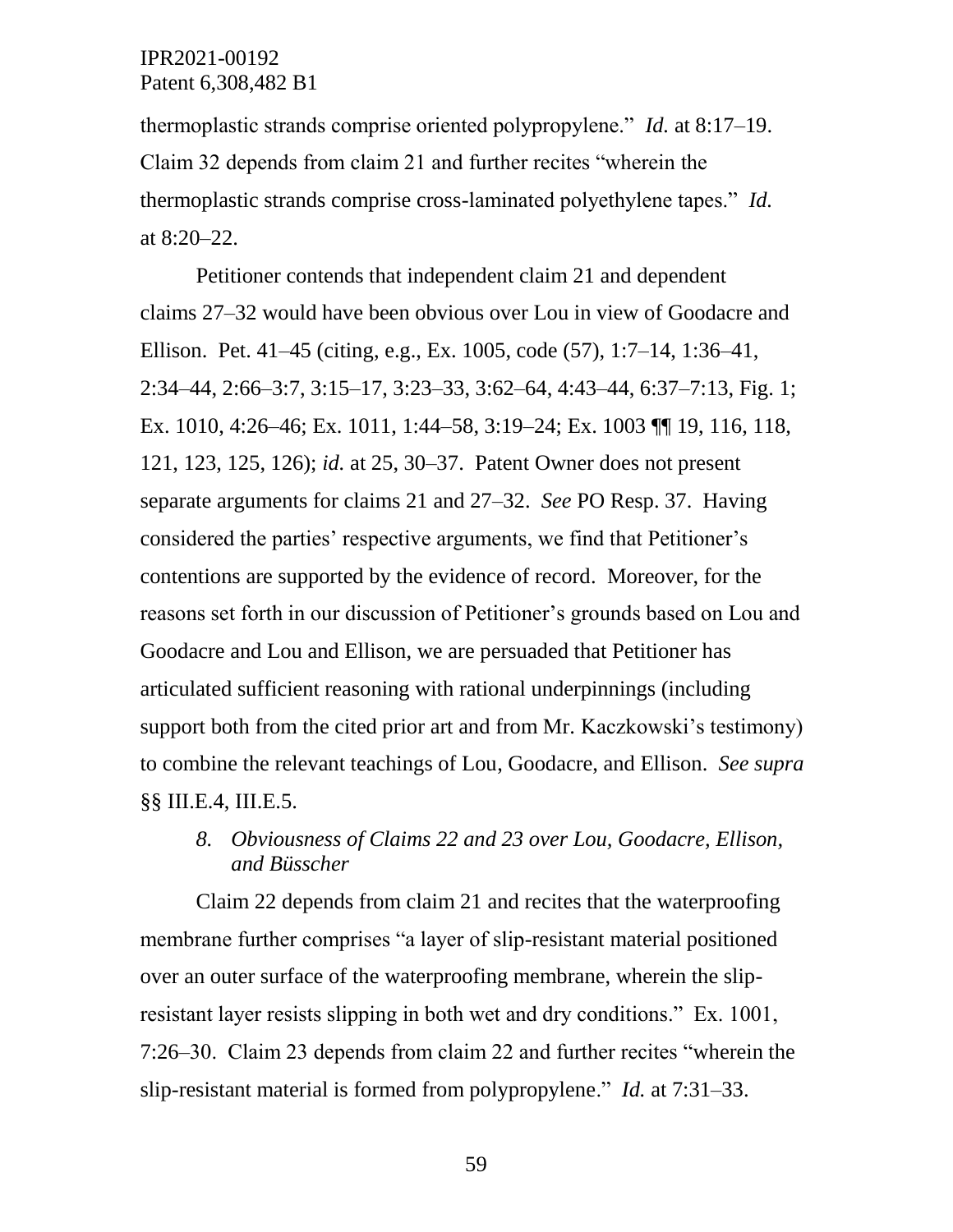thermoplastic strands comprise oriented polypropylene." *Id.* at 8:17–19. Claim 32 depends from claim 21 and further recites "wherein the thermoplastic strands comprise cross-laminated polyethylene tapes." *Id.* at 8:20–22.

Petitioner contends that independent claim 21 and dependent claims 27–32 would have been obvious over Lou in view of Goodacre and Ellison. Pet. 41–45 (citing, e.g., Ex. 1005, code (57), 1:7–14, 1:36–41, 2:34–44, 2:66–3:7, 3:15–17, 3:23–33, 3:62–64, 4:43–44, 6:37–7:13, Fig. 1; Ex. 1010, 4:26–46; Ex. 1011, 1:44–58, 3:19–24; Ex. 1003 ¶¶ 19, 116, 118, 121, 123, 125, 126); *id.* at 25, 30–37. Patent Owner does not present separate arguments for claims 21 and 27–32. *See* PO Resp. 37. Having considered the parties' respective arguments, we find that Petitioner's contentions are supported by the evidence of record. Moreover, for the reasons set forth in our discussion of Petitioner's grounds based on Lou and Goodacre and Lou and Ellison, we are persuaded that Petitioner has articulated sufficient reasoning with rational underpinnings (including support both from the cited prior art and from Mr. Kaczkowski's testimony) to combine the relevant teachings of Lou, Goodacre, and Ellison. *See supra* §§ III.E.4, III.E.5.

### *8. Obviousness of Claims 22 and 23 over Lou, Goodacre, Ellison, and Büsscher*

Claim 22 depends from claim 21 and recites that the waterproofing membrane further comprises "a layer of slip-resistant material positioned over an outer surface of the waterproofing membrane, wherein the slip-resistant layer resists slipping in both wet and dry conditions." Ex. 1001, 7:26–30. Claim 23 depends from claim 22 and further recites "wherein the slip-resistant material is formed from polypropylene." *Id.* at 7:31–33.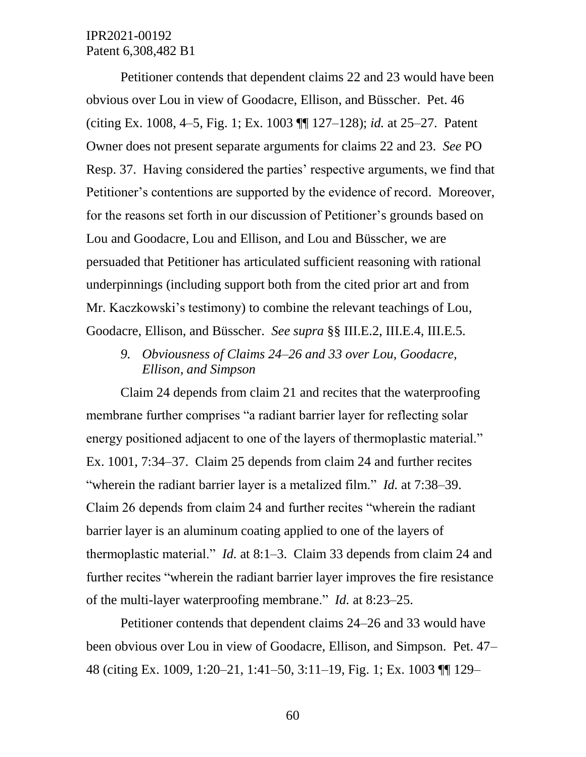Petitioner contends that dependent claims 22 and 23 would have been obvious over Lou in view of Goodacre, Ellison, and Busscher. Pet. 46 (citing Ex. 1008, 4–5, Fig. 1; Ex. 1003 ¶¶ 127–128); *id.* at 25–27. Patent Owner does not present separate arguments for claims 22 and 23. *See* PO Resp. 37. Having considered the parties' respective arguments, we find that Petitioner's contentions are supported by the evidence of record. Moreover, for the reasons set forth in our discussion of Petitioner's grounds based on Lou and Goodacre, Lou and Ellison, and Lou and Büsscher, we are persuaded that Petitioner has articulated sufficient reasoning with rational underpinnings (including support both from the cited prior art and from Mr. Kaczkowski's testimony) to combine the relevant teachings of Lou, Goodacre, Ellison, and Büsscher. *See supra* §§ III.E.2, III.E.4, III.E.5.

*9. Obviousness of Claims 24–26 and 33 over Lou, Goodacre, Ellison, and Simpson*

Claim 24 depends from claim 21 and recites that the waterproofing membrane further comprises "a radiant barrier layer for reflecting solar energy positioned adjacent to one of the layers of thermoplastic material." Ex. 1001, 7:34–37. Claim 25 depends from claim 24 and further recites "wherein the radiant barrier layer is a metalized film." *Id.* at 7:38–39. Claim 26 depends from claim 24 and further recites "wherein the radiant barrier layer is an aluminum coating applied to one of the layers of thermoplastic material." *Id.* at 8:1–3. Claim 33 depends from claim 24 and further recites "wherein the radiant barrier layer improves the fire resistance of the multi-layer waterproofing membrane." *Id.* at 8:23–25.

Petitioner contends that dependent claims 24–26 and 33 would have been obvious over Lou in view of Goodacre, Ellison, and Simpson. Pet. 47–48 (citing Ex. 1009, 1:20–21, 1:41–50, 3:11–19, Fig. 1; Ex. 1003 ¶¶ 129–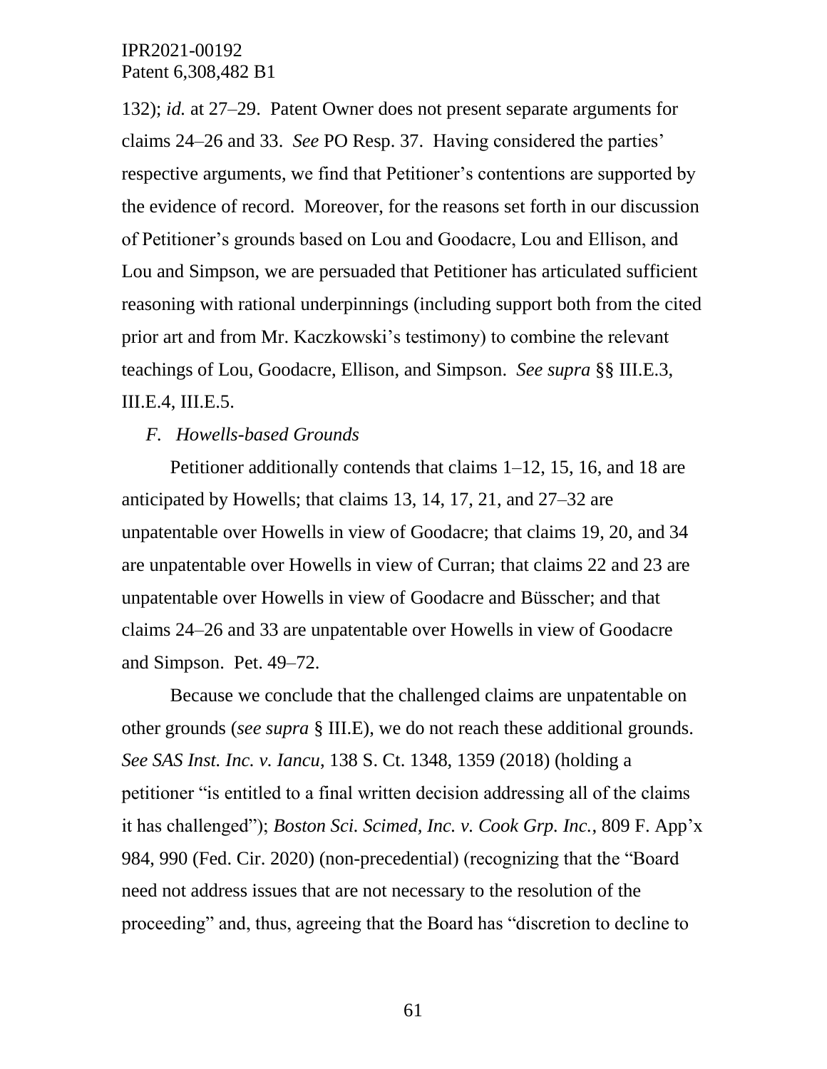132); *id.* at 27–29. Patent Owner does not present separate arguments for claims 24–26 and 33. *See* PO Resp. 37. Having considered the parties' respective arguments, we find that Petitioner's contentions are supported by the evidence of record. Moreover, for the reasons set forth in our discussion of Petitioner's grounds based on Lou and Goodacre, Lou and Ellison, and Lou and Simpson, we are persuaded that Petitioner has articulated sufficient reasoning with rational underpinnings (including support both from the cited prior art and from Mr. Kaczkowski's testimony) to combine the relevant teachings of Lou, Goodacre, Ellison, and Simpson. *See supra* §§ III.E.3, III.E.4, III.E.5.

### *F. Howells-based Grounds*

Petitioner additionally contends that claims 1–12, 15, 16, and 18 are anticipated by Howells; that claims 13, 14, 17, 21, and 27–32 are unpatentable over Howells in view of Goodacre; that claims 19, 20, and 34 are unpatentable over Howells in view of Curran; that claims 22 and 23 are unpatentable over Howells in view of Goodacre and Büsscher; and that claims 24–26 and 33 are unpatentable over Howells in view of Goodacre and Simpson. Pet. 49–72.

Because we conclude that the challenged claims are unpatentable on other grounds (*see supra* § III.E), we do not reach these additional grounds. *See SAS Inst. Inc. v. Iancu*, 138 S. Ct. 1348, 1359 (2018) (holding a petitioner "is entitled to a final written decision addressing all of the claims it has challenged"); *Boston Sci. Scimed, Inc. v. Cook Grp. Inc.*, 809 F. App'x 984, 990 (Fed. Cir. 2020) (non-precedential) (recognizing that the "Board need not address issues that are not necessary to the resolution of the proceeding" and, thus, agreeing that the Board has "discretion to decline to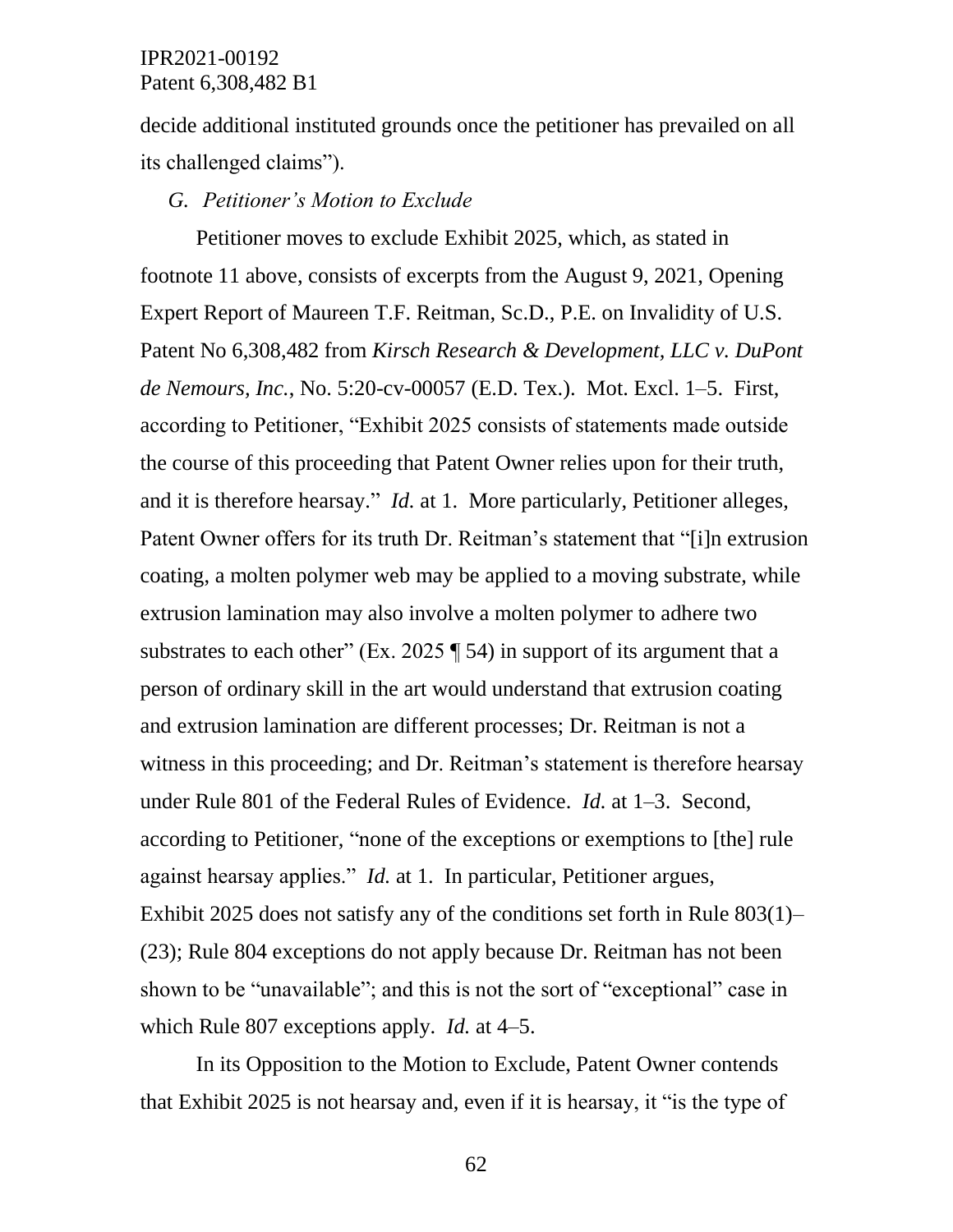decide additional instituted grounds once the petitioner has prevailed on all its challenged claims").

### *G. Petitioner's Motion to Exclude*

Petitioner moves to exclude Exhibit 2025, which, as stated in footnote 11 above, consists of excerpts from the August 9, 2021, Opening Expert Report of Maureen T.F. Reitman, Sc.D., P.E. on Invalidity of U.S. Patent No 6,308,482 from *Kirsch Research & Development, LLC v. DuPont de Nemours, Inc.*, No. 5:20-cv-00057 (E.D. Tex.). Mot. Excl. 1–5. First, according to Petitioner, "Exhibit 2025 consists of statements made outside the course of this proceeding that Patent Owner relies upon for their truth, and it is therefore hearsay." *Id.* at 1. More particularly, Petitioner alleges, Patent Owner offers for its truth Dr. Reitman's statement that "[i]n extrusion coating, a molten polymer web may be applied to a moving substrate, while extrusion lamination may also involve a molten polymer to adhere two substrates to each other" (Ex. 2025 ¶ 54) in support of its argument that a person of ordinary skill in the art would understand that extrusion coating and extrusion lamination are different processes; Dr. Reitman is not a witness in this proceeding; and Dr. Reitman's statement is therefore hearsay under Rule 801 of the Federal Rules of Evidence. *Id.* at 1–3. Second, according to Petitioner, "none of the exceptions or exemptions to [the] rule against hearsay applies." *Id.* at 1. In particular, Petitioner argues, Exhibit 2025 does not satisfy any of the conditions set forth in Rule 803(1)–(23); Rule 804 exceptions do not apply because Dr. Reitman has not been shown to be "unavailable"; and this is not the sort of "exceptional" case in which Rule 807 exceptions apply. *Id.* at 4–5.

In its Opposition to the Motion to Exclude, Patent Owner contends that Exhibit 2025 is not hearsay and, even if it is hearsay, it "is the type of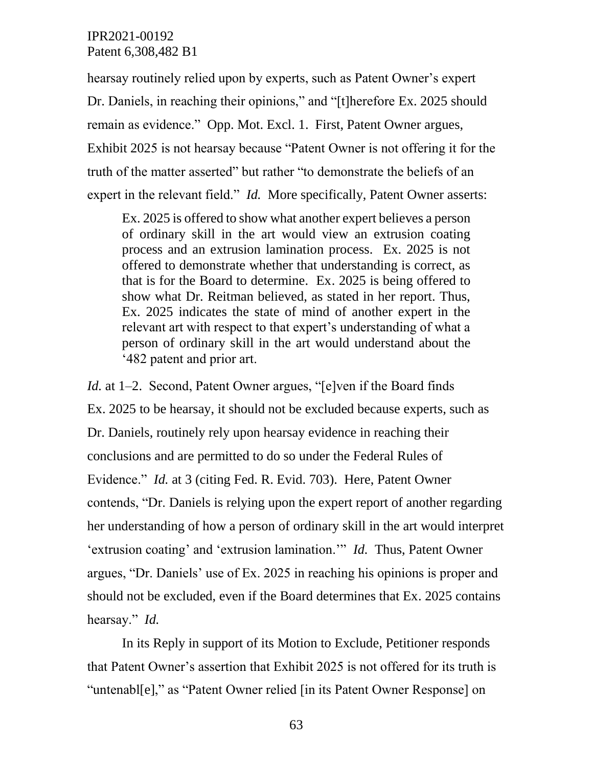hearsay routinely relied upon by experts, such as Patent Owner's expert Dr. Daniels, in reaching their opinions," and "[t]herefore Ex. 2025 should remain as evidence." Opp. Mot. Excl. 1. First, Patent Owner argues, Exhibit 2025 is not hearsay because "Patent Owner is not offering it for the truth of the matter asserted" but rather "to demonstrate the beliefs of an expert in the relevant field." *Id.* More specifically, Patent Owner asserts:

> Ex. 2025 is offered to show what another expert believes a person of ordinary skill in the art would view an extrusion coating process and an extrusion lamination process. Ex. 2025 is not offered to demonstrate whether that understanding is correct, as that is for the Board to determine. Ex. 2025 is being offered to show what Dr. Reitman believed, as stated in her report. Thus, Ex. 2025 indicates the state of mind of another expert in the relevant art with respect to that expert's understanding of what a person of ordinary skill in the art would understand about the '482 patent and prior art.

*Id.* at 1–2. Second, Patent Owner argues, "[e]ven if the Board finds Ex. 2025 to be hearsay, it should not be excluded because experts, such as Dr. Daniels, routinely rely upon hearsay evidence in reaching their conclusions and are permitted to do so under the Federal Rules of Evidence." *Id.* at 3 (citing Fed. R. Evid. 703). Here, Patent Owner contends, "Dr. Daniels is relying upon the expert report of another regarding her understanding of how a person of ordinary skill in the art would interpret 'extrusion coating' and 'extrusion lamination.'" *Id.* Thus, Patent Owner argues, "Dr. Daniels' use of Ex. 2025 in reaching his opinions is proper and should not be excluded, even if the Board determines that Ex. 2025 contains hearsay." *Id.*

In its Reply in support of its Motion to Exclude, Petitioner responds that Patent Owner's assertion that Exhibit 2025 is not offered for its truth is "untenabl[e]," as "Patent Owner relied [in its Patent Owner Response] on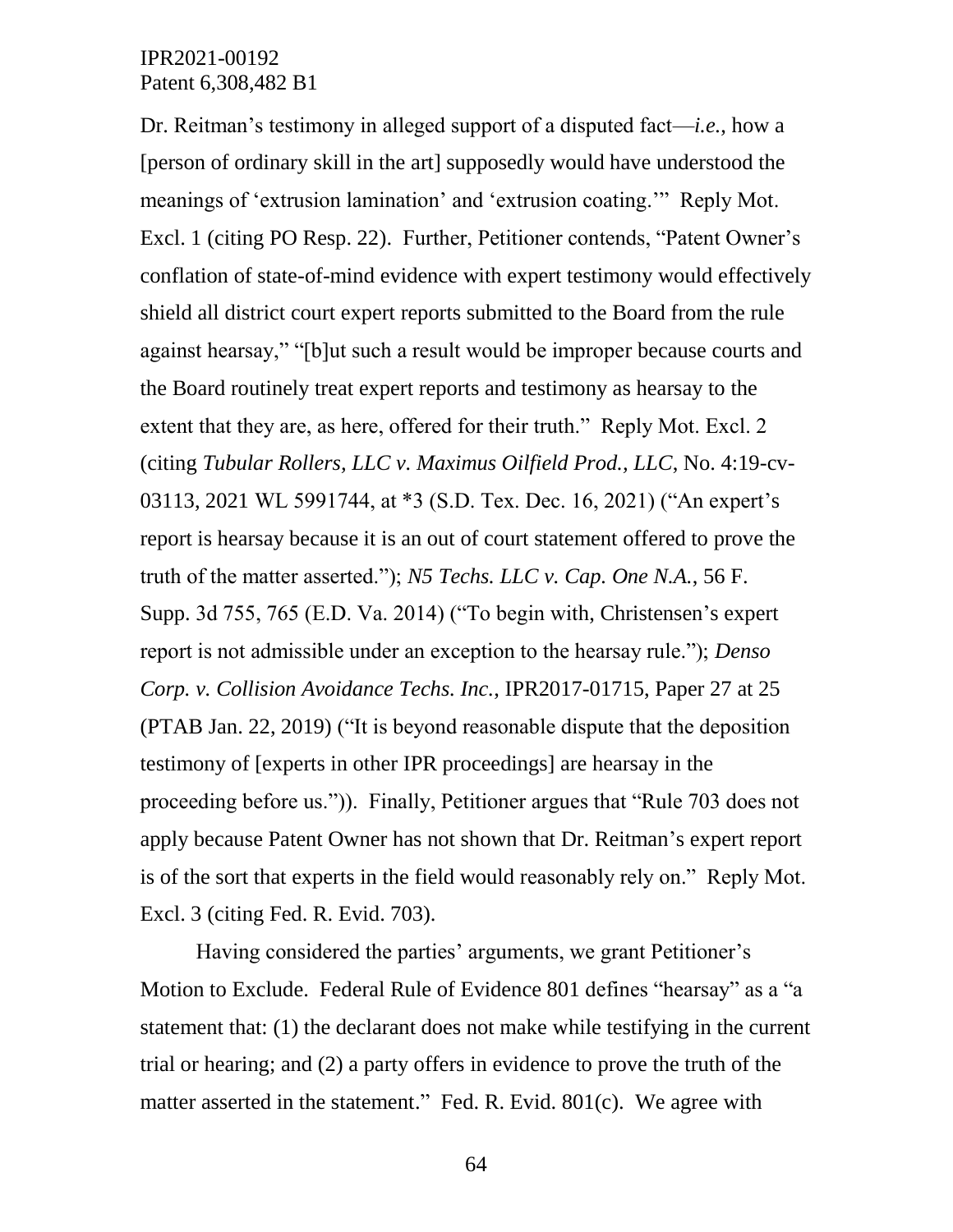Dr. Reitman's testimony in alleged support of a disputed fact—*i.e.*, how a [person of ordinary skill in the art] supposedly would have understood the meanings of 'extrusion lamination' and 'extrusion coating.'" Reply Mot. Excl. 1 (citing PO Resp. 22). Further, Petitioner contends, "Patent Owner's conflation of state-of-mind evidence with expert testimony would effectively shield all district court expert reports submitted to the Board from the rule against hearsay," "[b]ut such a result would be improper because courts and the Board routinely treat expert reports and testimony as hearsay to the extent that they are, as here, offered for their truth." Reply Mot. Excl. 2 (citing *Tubular Rollers, LLC v. Maximus Oilfield Prod., LLC*, No. 4:19-cv-03113, 2021 WL 5991744, at *3 (S.D. Tex. Dec. 16, 2021) ("An expert's report is hearsay because it is an out of court statement offered to prove the truth of the matter asserted."); *N5 Techs. LLC v. Cap. One N.A.*, 56 F. Supp. 3d 755, 765 (E.D. Va. 2014) ("To begin with, Christensen's expert report is not admissible under an exception to the hearsay rule."); *Denso Corp. v. Collision Avoidance Techs. Inc.*, IPR2017-01715, Paper 27 at 25 (PTAB Jan. 22, 2019) ("It is beyond reasonable dispute that the deposition testimony of [experts in other IPR proceedings] are hearsay in the proceeding before us.")). Finally, Petitioner argues that "Rule 703 does not apply because Patent Owner has not shown that Dr. Reitman's expert report is of the sort that experts in the field would reasonably rely on." Reply Mot. Excl. 3 (citing Fed. R. Evid. 703).

Having considered the parties' arguments, we grant Petitioner's Motion to Exclude. Federal Rule of Evidence 801 defines "hearsay" as a "a statement that: (1) the declarant does not make while testifying in the current trial or hearing; and (2) a party offers in evidence to prove the truth of the matter asserted in the statement." Fed. R. Evid. 801(c). We agree with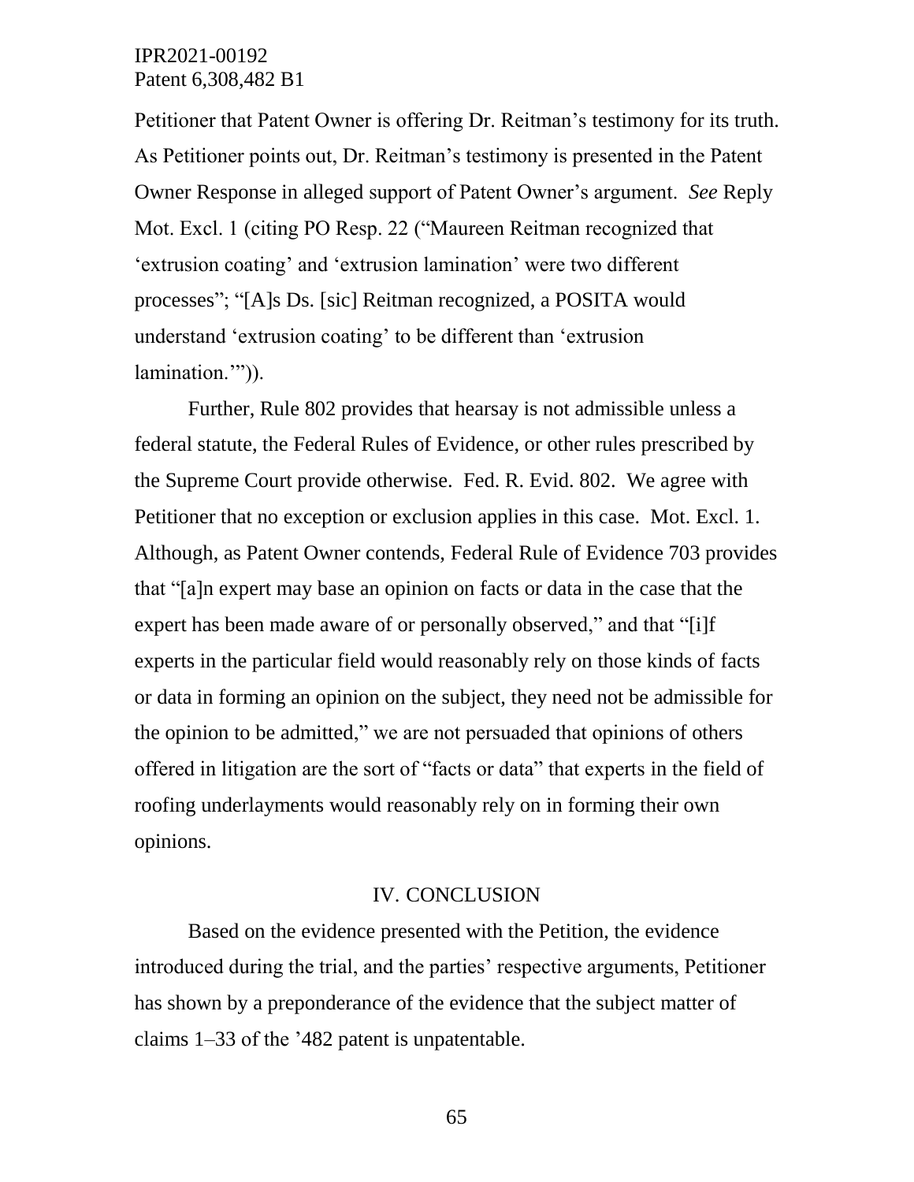Petitioner that Patent Owner is offering Dr. Reitman's testimony for its truth. As Petitioner points out, Dr. Reitman's testimony is presented in the Patent Owner Response in alleged support of Patent Owner's argument. *See* Reply Mot. Excl. 1 (citing PO Resp. 22 ("Maureen Reitman recognized that 'extrusion coating' and 'extrusion lamination' were two different processes"; "[A]s Ds. [sic] Reitman recognized, a POSITA would understand 'extrusion coating' to be different than 'extrusion lamination.'")).

Further, Rule 802 provides that hearsay is not admissible unless a federal statute, the Federal Rules of Evidence, or other rules prescribed by the Supreme Court provide otherwise. Fed. R. Evid. 802. We agree with Petitioner that no exception or exclusion applies in this case. Mot. Excl. 1. Although, as Patent Owner contends, Federal Rule of Evidence 703 provides that "[a]n expert may base an opinion on facts or data in the case that the expert has been made aware of or personally observed," and that "[i]f experts in the particular field would reasonably rely on those kinds of facts or data in forming an opinion on the subject, they need not be admissible for the opinion to be admitted," we are not persuaded that opinions of others offered in litigation are the sort of "facts or data" that experts in the field of roofing underlayments would reasonably rely on in forming their own opinions.

## IV. CONCLUSION

Based on the evidence presented with the Petition, the evidence introduced during the trial, and the parties' respective arguments, Petitioner has shown by a preponderance of the evidence that the subject matter of claims 1–33 of the '482 patent is unpatentable.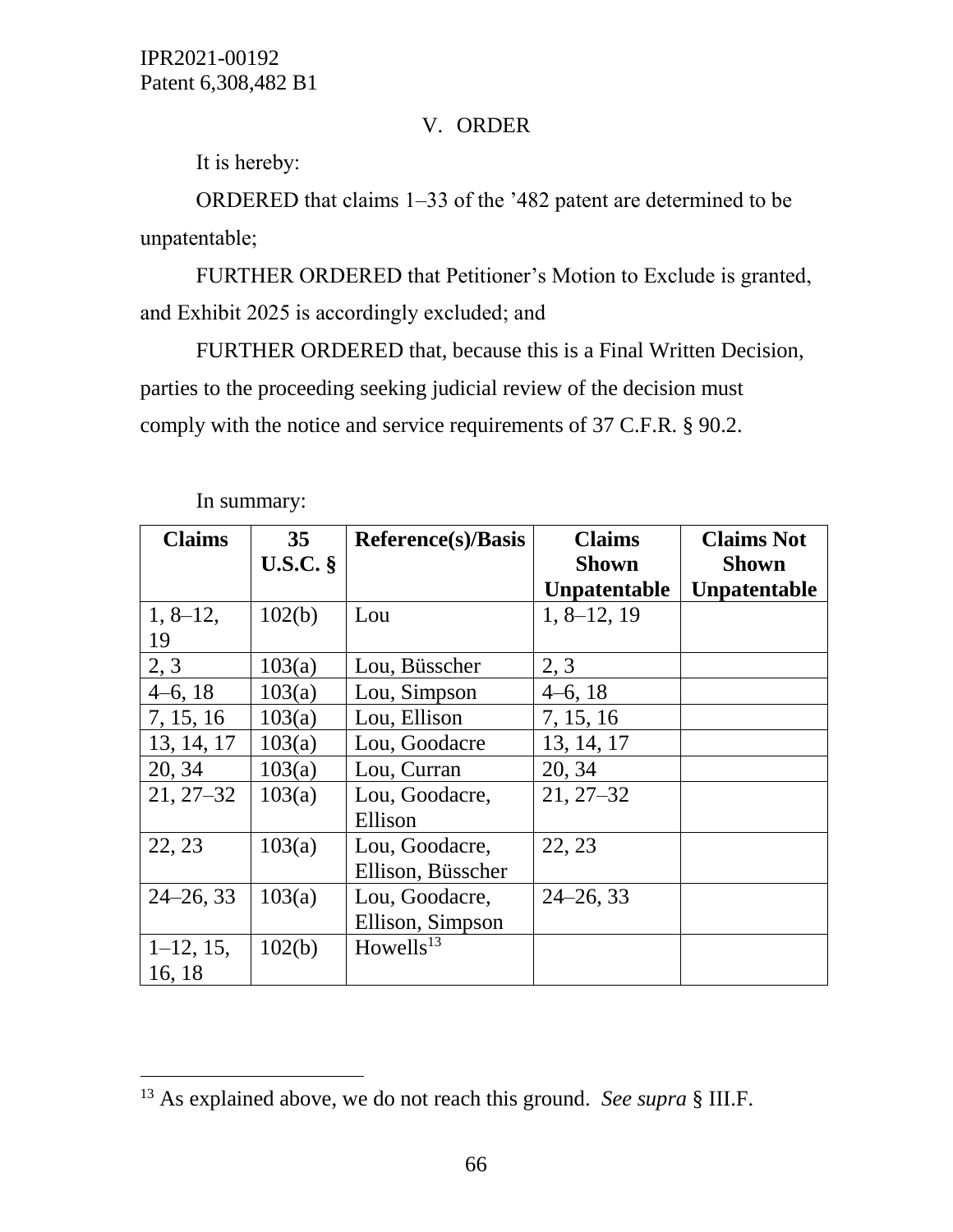## V. ORDER

It is hereby:

ORDERED that claims 1–33 of the ’482 patent are determined to be unpatentable;

FURTHER ORDERED that Petitioner’s Motion to Exclude is granted, and Exhibit 2025 is accordingly excluded; and

FURTHER ORDERED that, because this is a Final Written Decision, parties to the proceeding seeking judicial review of the decision must comply with the notice and service requirements of 37 C.F.R. § 90.2.

In summary:

| Claims | 35 U.S.C. § | Reference(s)/Basis | Claims Shown Unpatentable | Claims Not Shown Unpatentable |
|---|---|---|---|---|
| 1, 8–12, 19 | 102(b) | Lou | 1, 8–12, 19 | |
| 2, 3 | 103(a) | Lou, Büsscher | 2, 3 | |
| 4–6, 18 | 103(a) | Lou, Simpson | 4–6, 18 | |
| 7, 15, 16 | 103(a) | Lou, Ellison | 7, 15, 16 | |
| 13, 14, 17 | 103(a) | Lou, Goodacre | 13, 14, 17 | |
| 20, 34 | 103(a) | Lou, Curran | 20, 34 | |
| 21, 27–32 | 103(a) | Lou, Goodacre, Ellison | 21, 27–32 | |
| 22, 23 | 103(a) | Lou, Goodacre, Ellison, Büsscher | 22, 23 | |
| 24–26, 33 | 103(a) | Lou, Goodacre, Ellison, Simpson | 24–26, 33 | |
| 1–12, 15, 16, 18 | 102(b) | Howells[13] | | |

[13] As explained above, we do not reach this ground. *See supra* § III.F.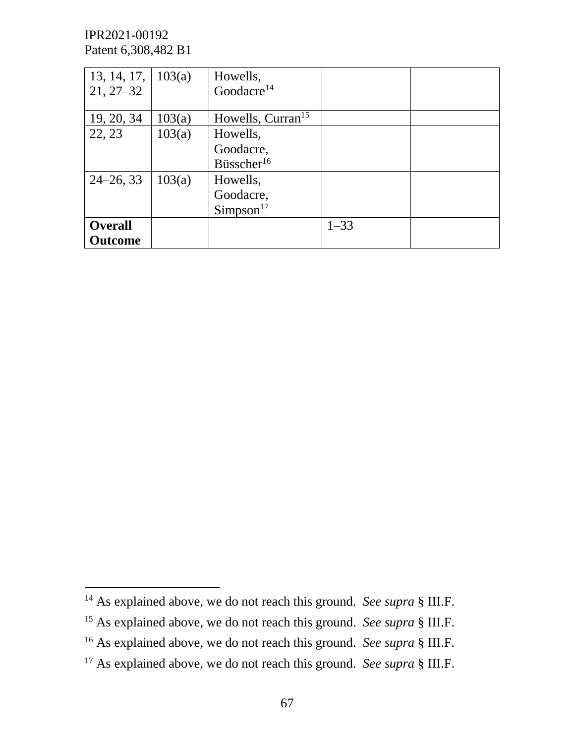| | | | | |
|---|---|---|---|---|
| 13, 14, 17, 21, 27–32 | 103(a) | Howells, Goodacre[14] | | |
| 19, 20, 34 | 103(a) | Howells, Curran[15] | | |
| 22, 23 | 103(a) | Howells, Goodacre, Büsscher[16] | | |
| 24–26, 33 | 103(a) | Howells, Goodacre, Simpson[17] | | |
| **Overall Outcome** | | | 1–33 | |

[14] As explained above, we do not reach this ground. *See supra* § III.F.

[15] As explained above, we do not reach this ground. *See supra* § III.F.

[16] As explained above, we do not reach this ground. *See supra* § III.F.

[17] As explained above, we do not reach this ground. *See supra* § III.F.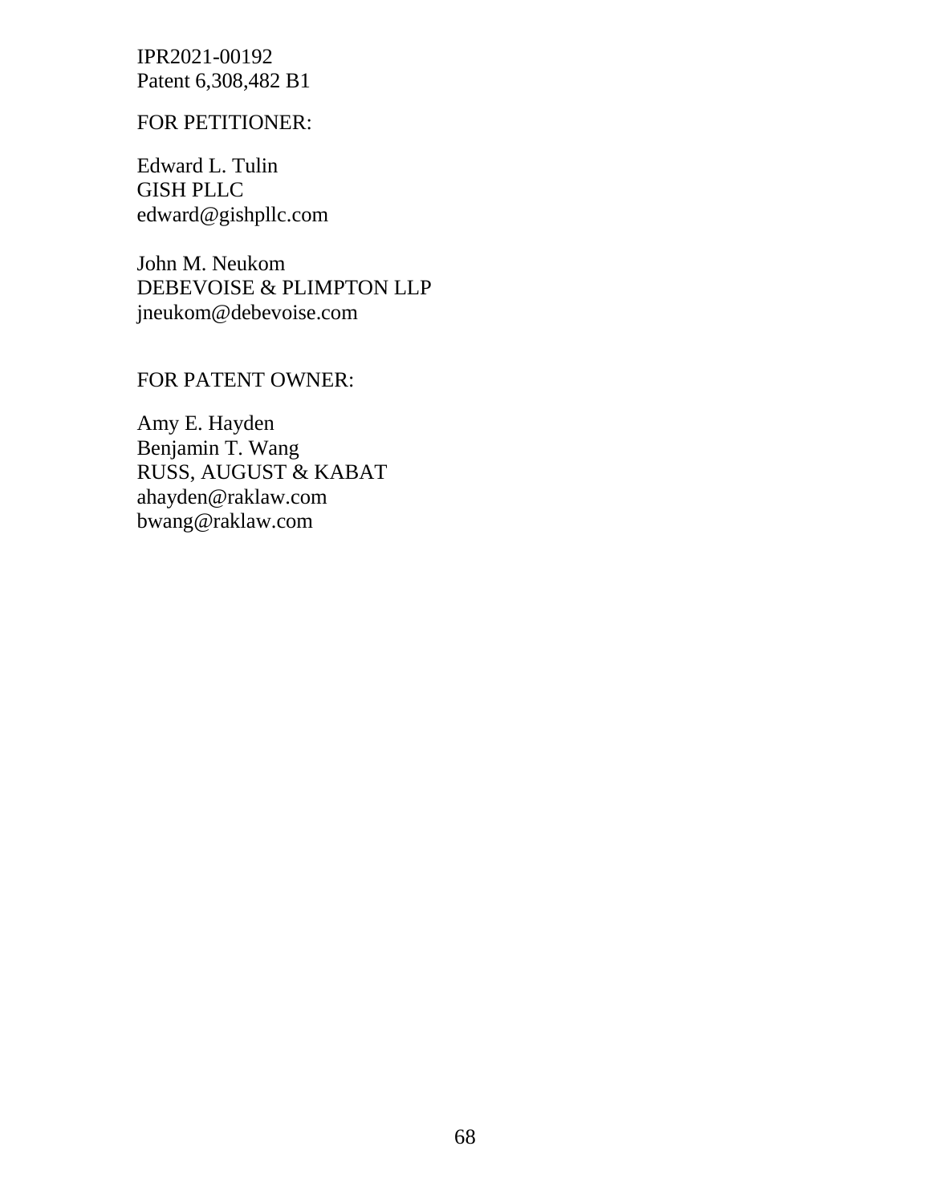FOR PETITIONER:

Edward L. Tulin
GISH PLLC
edward@gishpllc.com

John M. Neukom
DEBEVOISE & PLIMPTON LLP
jneukom@debevoise.com

FOR PATENT OWNER:

Amy E. Hayden
Benjamin T. Wang
RUSS, AUGUST & KABAT
ahayden@raklaw.com
bwang@raklaw.com